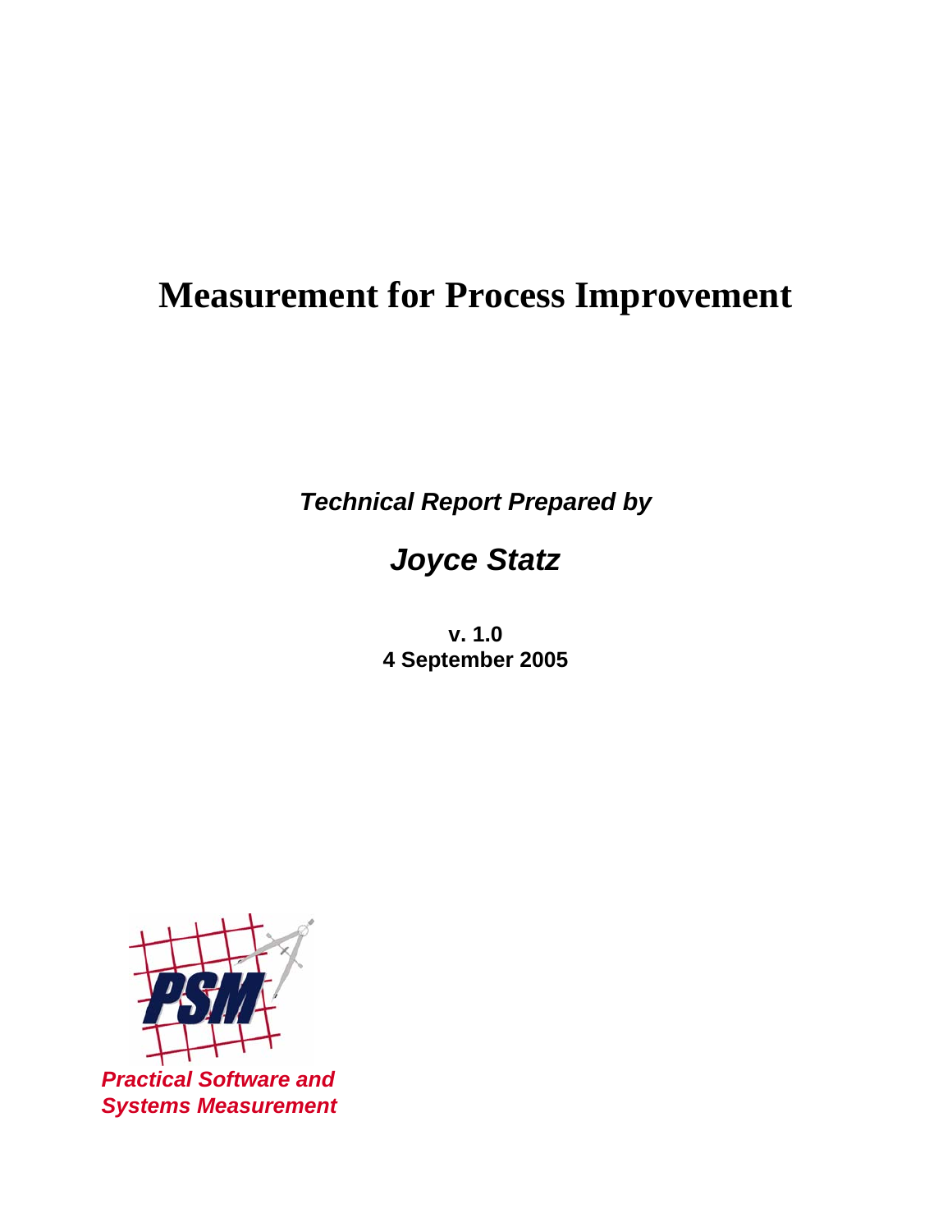# Measurement for Process Improvement

***Technical Report Prepared by***

## *Joyce Statz*

**v. 1.0**
**4 September 2005**

PSM

***Practical Software and Systems Measurement***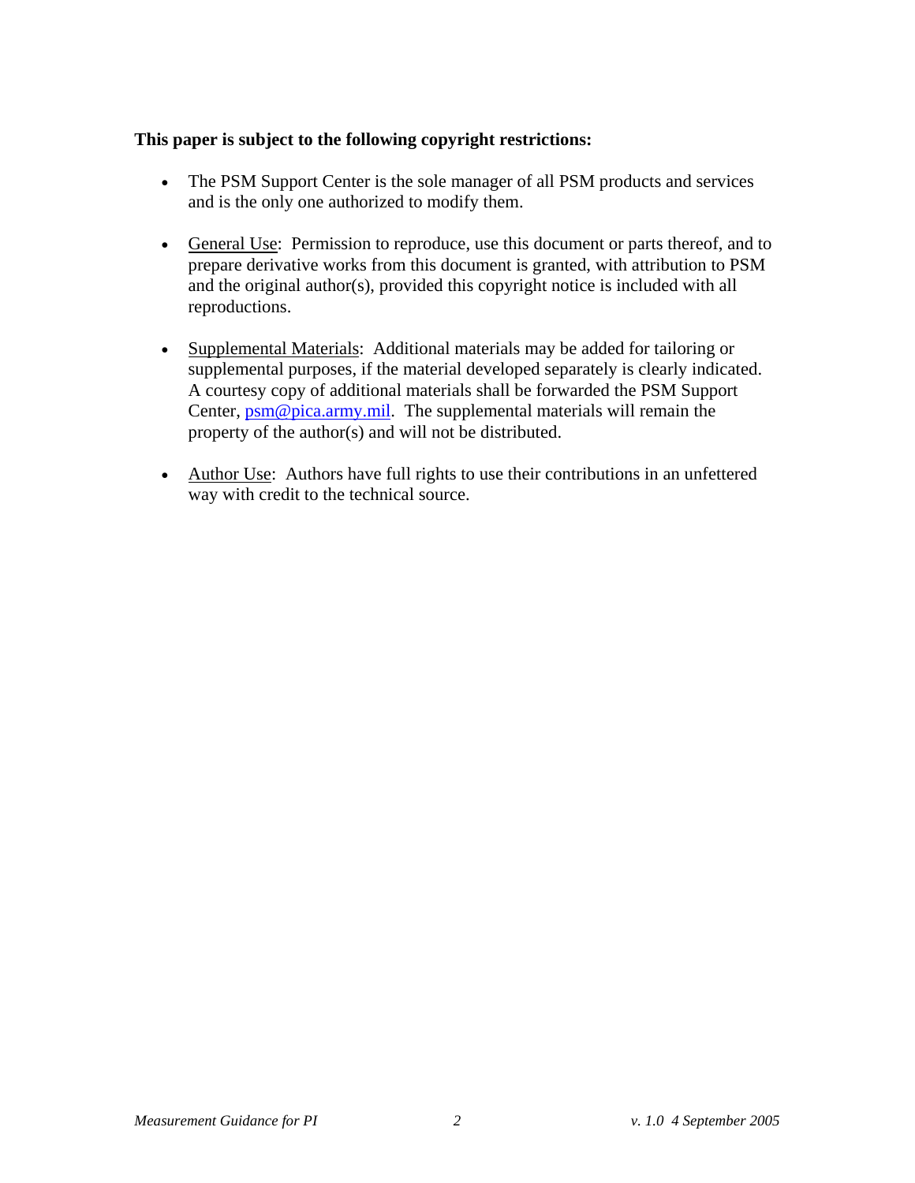**This paper is subject to the following copyright restrictions:**

- The PSM Support Center is the sole manager of all PSM products and services and is the only one authorized to modify them.
- General Use: Permission to reproduce, use this document or parts thereof, and to prepare derivative works from this document is granted, with attribution to PSM and the original author(s), provided this copyright notice is included with all reproductions.
- Supplemental Materials: Additional materials may be added for tailoring or supplemental purposes, if the material developed separately is clearly indicated. A courtesy copy of additional materials shall be forwarded the PSM Support Center, psm@pica.army.mil. The supplemental materials will remain the property of the author(s) and will not be distributed.
- Author Use: Authors have full rights to use their contributions in an unfettered way with credit to the technical source.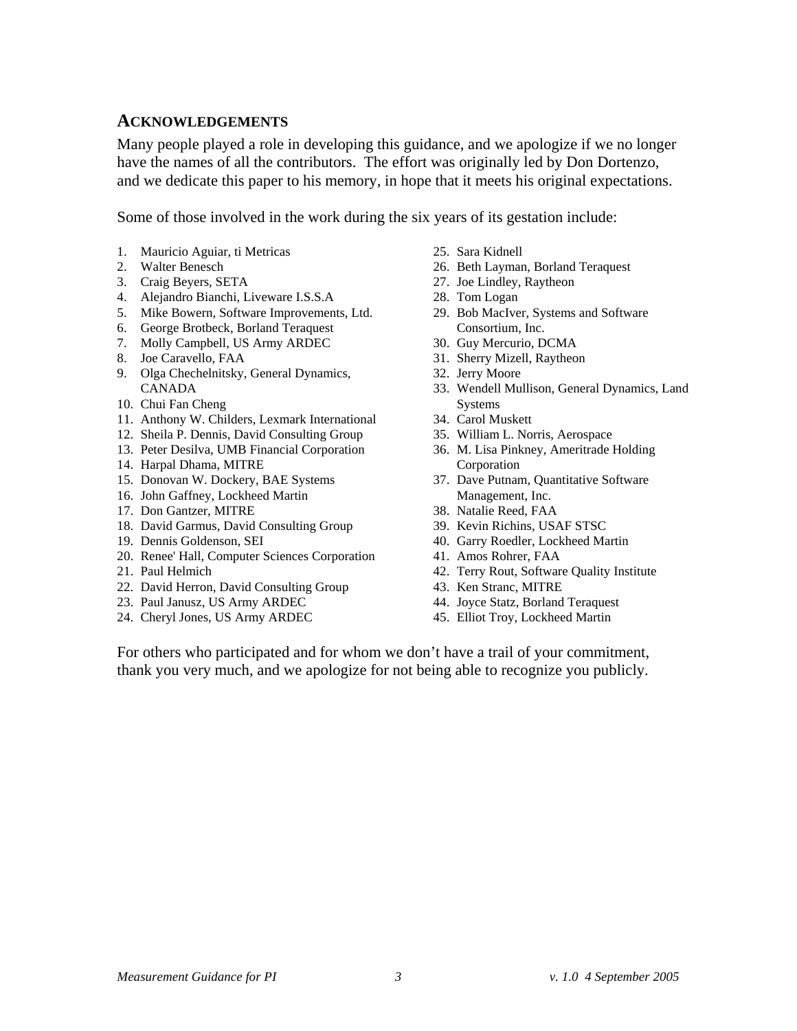## ACKNOWLEDGEMENTS

Many people played a role in developing this guidance, and we apologize if we no longer have the names of all the contributors. The effort was originally led by Don Dortenzo, and we dedicate this paper to his memory, in hope that it meets his original expectations.

Some of those involved in the work during the six years of its gestation include:

1. Mauricio Aguiar, ti Metricas
2. Walter Benesch
3. Craig Beyers, SETA
4. Alejandro Bianchi, Liveware I.S.S.A
5. Mike Bowern, Software Improvements, Ltd.
6. George Brotbeck, Borland Teraquest
7. Molly Campbell, US Army ARDEC
8. Joe Caravello, FAA
9. Olga Chechelnitsky, General Dynamics, CANADA
10. Chui Fan Cheng
11. Anthony W. Childers, Lexmark International
12. Sheila P. Dennis, David Consulting Group
13. Peter Desilva, UMB Financial Corporation
14. Harpal Dhama, MITRE
15. Donovan W. Dockery, BAE Systems
16. John Gaffney, Lockheed Martin
17. Don Gantzer, MITRE
18. David Garmus, David Consulting Group
19. Dennis Goldenson, SEI
20. Renee' Hall, Computer Sciences Corporation
21. Paul Helmich
22. David Herron, David Consulting Group
23. Paul Janusz, US Army ARDEC
24. Cheryl Jones, US Army ARDEC
25. Sara Kidnell
26. Beth Layman, Borland Teraquest
27. Joe Lindley, Raytheon
28. Tom Logan
29. Bob MacIver, Systems and Software Consortium, Inc.
30. Guy Mercurio, DCMA
31. Sherry Mizell, Raytheon
32. Jerry Moore
33. Wendell Mullison, General Dynamics, Land Systems
34. Carol Muskett
35. William L. Norris, Aerospace
36. M. Lisa Pinkney, Ameritrade Holding Corporation
37. Dave Putnam, Quantitative Software Management, Inc.
38. Natalie Reed, FAA
39. Kevin Richins, USAF STSC
40. Garry Roedler, Lockheed Martin
41. Amos Rohrer, FAA
42. Terry Rout, Software Quality Institute
43. Ken Stranc, MITRE
44. Joyce Statz, Borland Teraquest
45. Elliot Troy, Lockheed Martin

For others who participated and for whom we don't have a trail of your commitment, thank you very much, and we apologize for not being able to recognize you publicly.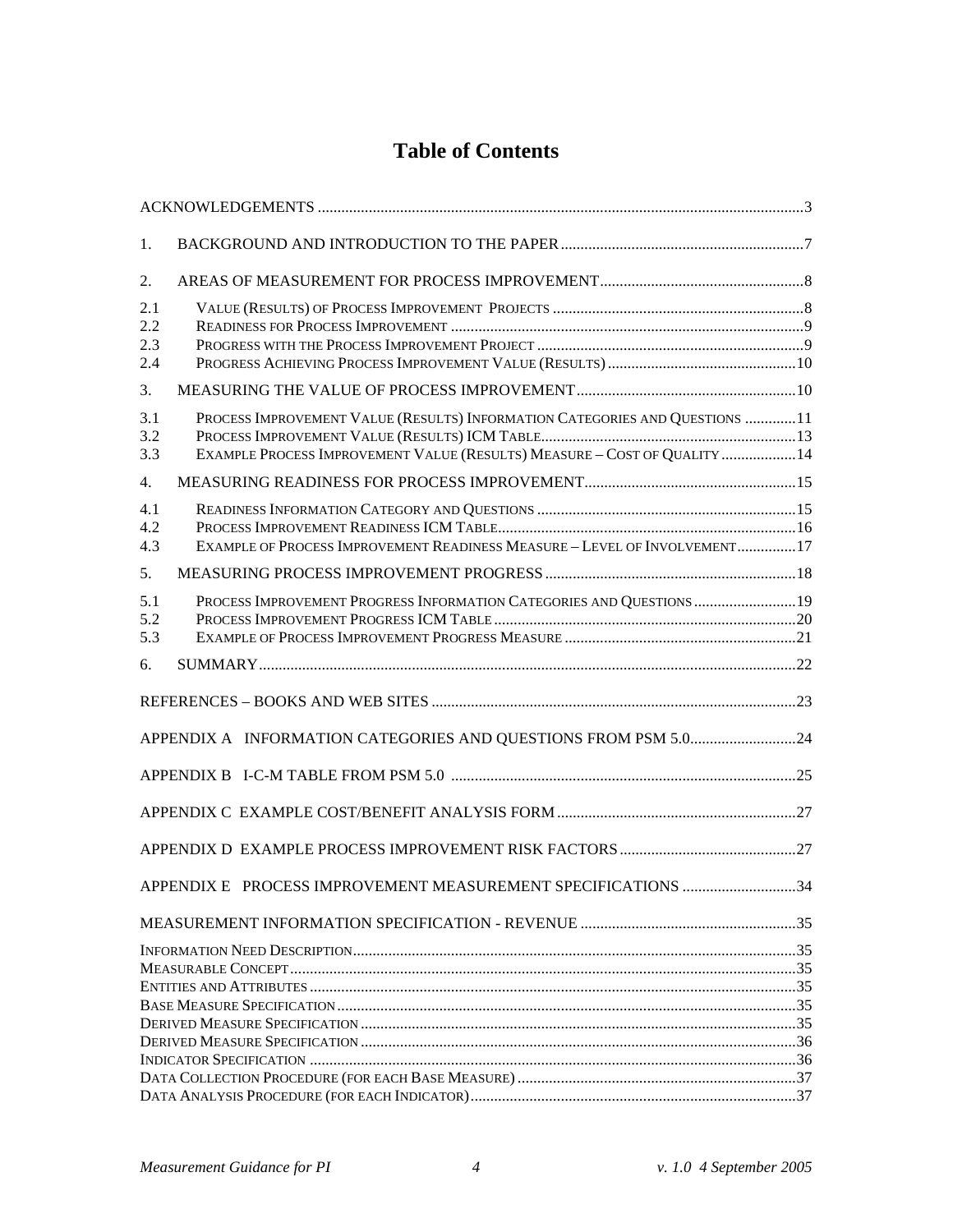# Table of Contents

ACKNOWLEDGEMENTS ....................................................................................................3

1. BACKGROUND AND INTRODUCTION TO THE PAPER ..........................................7

2. AREAS OF MEASUREMENT FOR PROCESS IMPROVEMENT ...............................8

2.1 VALUE (RESULTS) OF PROCESS IMPROVEMENT PROJECTS ....................................8
2.2 READINESS FOR PROCESS IMPROVEMENT ..........................................................9
2.3 PROGRESS WITH THE PROCESS IMPROVEMENT PROJECT ....................................9
2.4 PROGRESS ACHIEVING PROCESS IMPROVEMENT VALUE (RESULTS) ......................10

3. MEASURING THE VALUE OF PROCESS IMPROVEMENT .......................................10

3.1 PROCESS IMPROVEMENT VALUE (RESULTS) INFORMATION CATEGORIES AND QUESTIONS .............11
3.2 PROCESS IMPROVEMENT VALUE (RESULTS) ICM TABLE ............................................13
3.3 EXAMPLE PROCESS IMPROVEMENT VALUE (RESULTS) MEASURE – COST OF QUALITY ...................14

4. MEASURING READINESS FOR PROCESS IMPROVEMENT .......................................15

4.1 READINESS INFORMATION CATEGORY AND QUESTIONS ..........................................15
4.2 PROCESS IMPROVEMENT READINESS ICM TABLE ..................................................16
4.3 EXAMPLE OF PROCESS IMPROVEMENT READINESS MEASURE – LEVEL OF INVOLVEMENT...............17

5. MEASURING PROCESS IMPROVEMENT PROGRESS ..............................................18

5.1 PROCESS IMPROVEMENT PROGRESS INFORMATION CATEGORIES AND QUESTIONS ..........................19
5.2 PROCESS IMPROVEMENT PROGRESS ICM TABLE ....................................................20
5.3 EXAMPLE OF PROCESS IMPROVEMENT PROGRESS MEASURE ..................................21

6. SUMMARY ....................................................................................................22

REFERENCES – BOOKS AND WEB SITES ..................................................................23

APPENDIX A INFORMATION CATEGORIES AND QUESTIONS FROM PSM 5.0 ...........................24

APPENDIX B I-C-M TABLE FROM PSM 5.0 ................................................................25

APPENDIX C EXAMPLE COST/BENEFIT ANALYSIS FORM .............................................27

APPENDIX D EXAMPLE PROCESS IMPROVEMENT RISK FACTORS .............................................27

APPENDIX E PROCESS IMPROVEMENT MEASUREMENT SPECIFICATIONS .............................34

MEASUREMENT INFORMATION SPECIFICATION - REVENUE .......................................35

INFORMATION NEED DESCRIPTION ...........................................................................35
MEASURABLE CONCEPT .........................................................................................35
ENTITIES AND ATTRIBUTES .....................................................................................35
BASE MEASURE SPECIFICATION ...............................................................................35
DERIVED MEASURE SPECIFICATION ..........................................................................35
DERIVED MEASURE SPECIFICATION ..........................................................................36
INDICATOR SPECIFICATION .....................................................................................36
DATA COLLECTION PROCEDURE (FOR EACH BASE MEASURE) .......................................37
DATA ANALYSIS PROCEDURE (FOR EACH INDICATOR) ..................................................37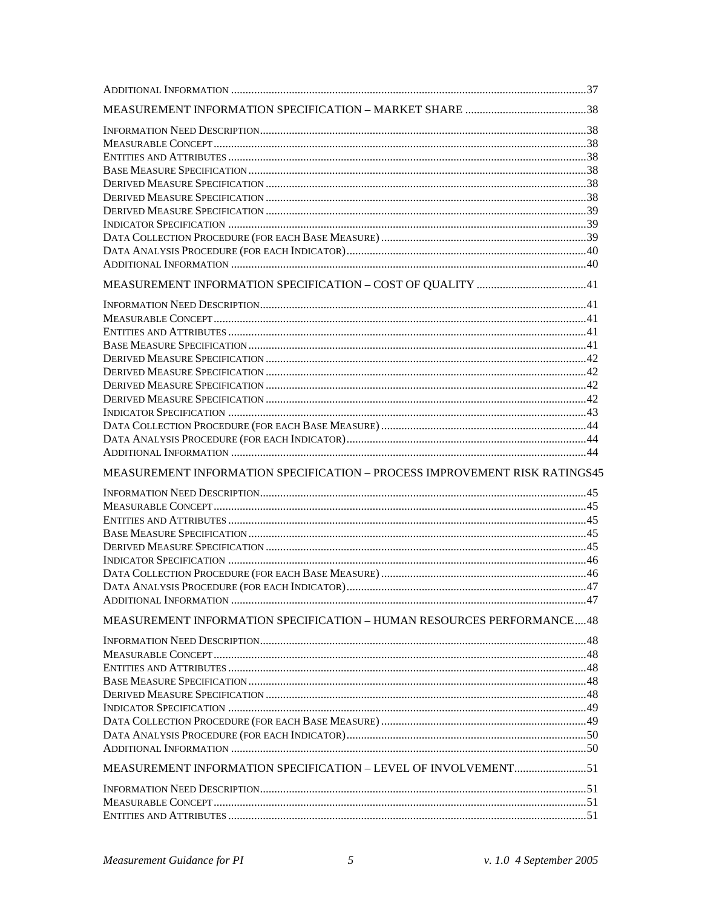Additional Information ..........37

Measurement Information Specification – Market Share ..........38

Information Need Description..........38
Measurable Concept..........38
Entities and Attributes..........38
Base Measure Specification..........38
Derived Measure Specification..........38
Derived Measure Specification..........38
Derived Measure Specification..........39
Indicator Specification..........39
Data Collection Procedure (for each Base Measure)..........39
Data Analysis Procedure (for each Indicator)..........40
Additional Information..........40

Measurement Information Specification – Cost of Quality..........41

Information Need Description..........41
Measurable Concept..........41
Entities and Attributes..........41
Base Measure Specification..........41
Derived Measure Specification..........42
Derived Measure Specification..........42
Derived Measure Specification..........42
Derived Measure Specification..........42
Indicator Specification..........43
Data Collection Procedure (for each Base Measure)..........44
Data Analysis Procedure (for each Indicator)..........44
Additional Information..........44

Measurement Information Specification – Process Improvement Risk Ratings45

Information Need Description..........45
Measurable Concept..........45
Entities and Attributes..........45
Base Measure Specification..........45
Derived Measure Specification..........45
Indicator Specification..........46
Data Collection Procedure (for each Base Measure)..........46
Data Analysis Procedure (for each Indicator)..........47
Additional Information..........47

Measurement Information Specification – Human Resources Performance....48

Information Need Description..........48
Measurable Concept..........48
Entities and Attributes..........48
Base Measure Specification..........48
Derived Measure Specification..........48
Indicator Specification..........49
Data Collection Procedure (for each Base Measure)..........49
Data Analysis Procedure (for each Indicator)..........50
Additional Information..........50

Measurement Information Specification – Level of Involvement..........51

Information Need Description..........51
Measurable Concept..........51
Entities and Attributes..........51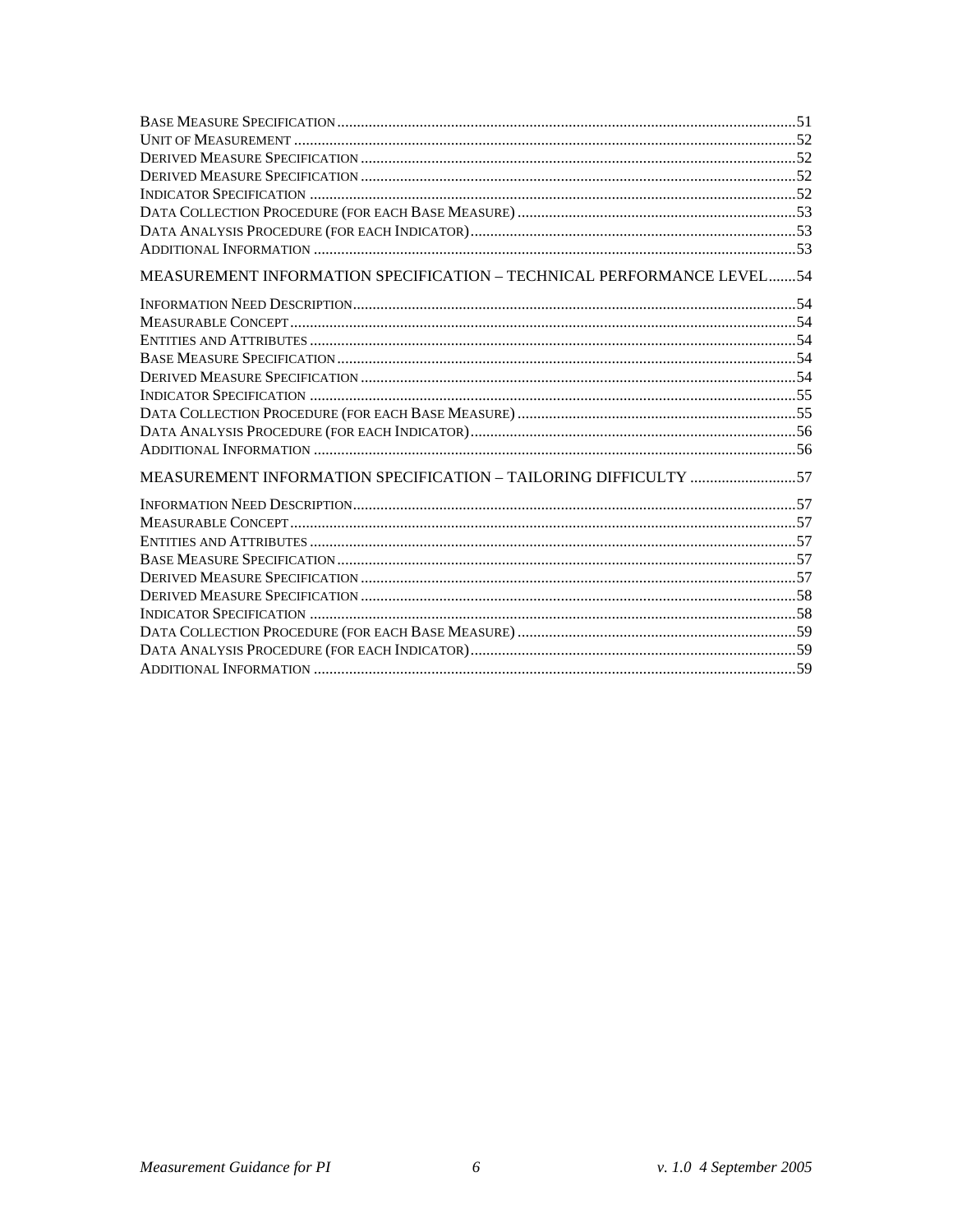Base Measure Specification .................................................................................................................51
Unit of Measurement .........................................................................................................................52
Derived Measure Specification ..........................................................................................................52
Derived Measure Specification ..........................................................................................................52
Indicator Specification .......................................................................................................................52
Data Collection Procedure (for each Base Measure) ........................................................................53
Data Analysis Procedure (for each Indicator) ....................................................................................53
Additional Information ........................................................................................................................53

MEASUREMENT INFORMATION SPECIFICATION – TECHNICAL PERFORMANCE LEVEL.......54

Information Need Description..............................................................................................................54
Measurable Concept ..........................................................................................................................54
Entities and Attributes ........................................................................................................................54
Base Measure Specification ...............................................................................................................54
Derived Measure Specification ..........................................................................................................54
Indicator Specification .......................................................................................................................55
Data Collection Procedure (for each Base Measure) ........................................................................55
Data Analysis Procedure (for each Indicator) ....................................................................................56
Additional Information ........................................................................................................................56

MEASUREMENT INFORMATION SPECIFICATION – TAILORING DIFFICULTY ...........................57

Information Need Description..............................................................................................................57
Measurable Concept ..........................................................................................................................57
Entities and Attributes ........................................................................................................................57
Base Measure Specification ...............................................................................................................57
Derived Measure Specification ..........................................................................................................57
Derived Measure Specification ..........................................................................................................58
Indicator Specification .......................................................................................................................58
Data Collection Procedure (for each Base Measure) ........................................................................59
Data Analysis Procedure (for each Indicator) ....................................................................................59
Additional Information ........................................................................................................................59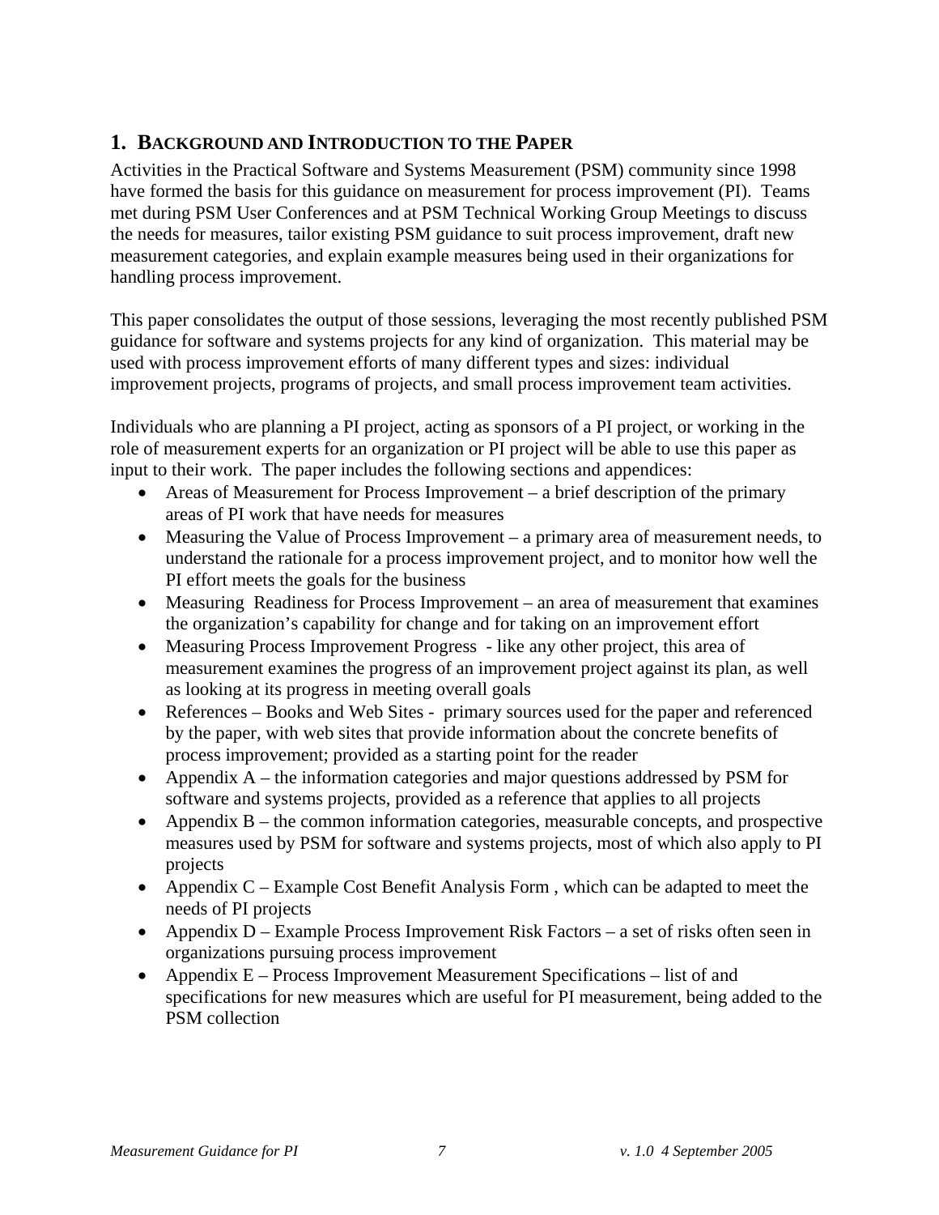## 1. Background and Introduction to the Paper

Activities in the Practical Software and Systems Measurement (PSM) community since 1998 have formed the basis for this guidance on measurement for process improvement (PI). Teams met during PSM User Conferences and at PSM Technical Working Group Meetings to discuss the needs for measures, tailor existing PSM guidance to suit process improvement, draft new measurement categories, and explain example measures being used in their organizations for handling process improvement.

This paper consolidates the output of those sessions, leveraging the most recently published PSM guidance for software and systems projects for any kind of organization. This material may be used with process improvement efforts of many different types and sizes: individual improvement projects, programs of projects, and small process improvement team activities.

Individuals who are planning a PI project, acting as sponsors of a PI project, or working in the role of measurement experts for an organization or PI project will be able to use this paper as input to their work. The paper includes the following sections and appendices:

- Areas of Measurement for Process Improvement – a brief description of the primary areas of PI work that have needs for measures
- Measuring the Value of Process Improvement – a primary area of measurement needs, to understand the rationale for a process improvement project, and to monitor how well the PI effort meets the goals for the business
- Measuring Readiness for Process Improvement – an area of measurement that examines the organization's capability for change and for taking on an improvement effort
- Measuring Process Improvement Progress - like any other project, this area of measurement examines the progress of an improvement project against its plan, as well as looking at its progress in meeting overall goals
- References – Books and Web Sites - primary sources used for the paper and referenced by the paper, with web sites that provide information about the concrete benefits of process improvement; provided as a starting point for the reader
- Appendix A – the information categories and major questions addressed by PSM for software and systems projects, provided as a reference that applies to all projects
- Appendix B – the common information categories, measurable concepts, and prospective measures used by PSM for software and systems projects, most of which also apply to PI projects
- Appendix C – Example Cost Benefit Analysis Form , which can be adapted to meet the needs of PI projects
- Appendix D – Example Process Improvement Risk Factors – a set of risks often seen in organizations pursuing process improvement
- Appendix E – Process Improvement Measurement Specifications – list of and specifications for new measures which are useful for PI measurement, being added to the PSM collection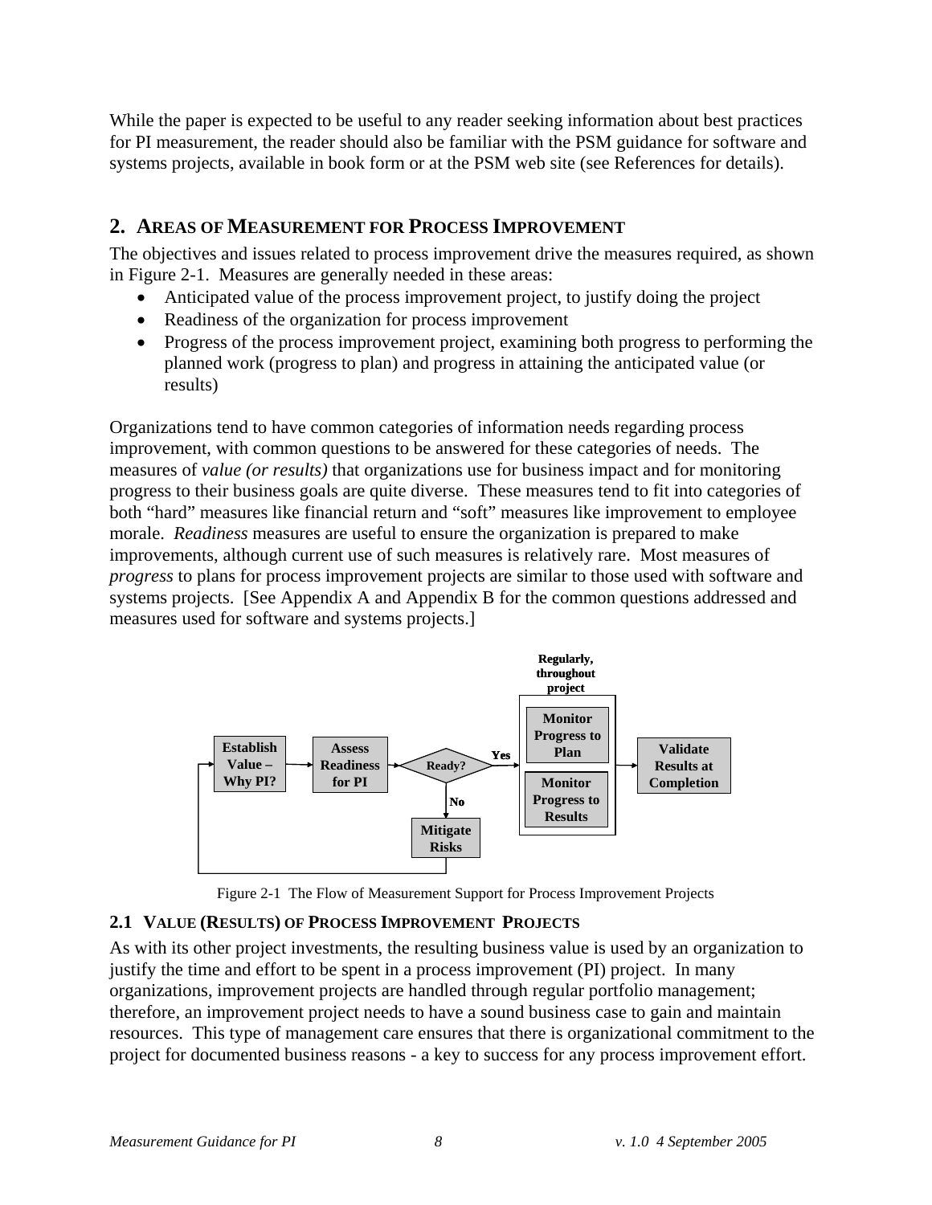While the paper is expected to be useful to any reader seeking information about best practices for PI measurement, the reader should also be familiar with the PSM guidance for software and systems projects, available in book form or at the PSM web site (see References for details).

## 2. AREAS OF MEASUREMENT FOR PROCESS IMPROVEMENT

The objectives and issues related to process improvement drive the measures required, as shown in Figure 2-1. Measures are generally needed in these areas:

- Anticipated value of the process improvement project, to justify doing the project
- Readiness of the organization for process improvement
- Progress of the process improvement project, examining both progress to performing the planned work (progress to plan) and progress in attaining the anticipated value (or results)

Organizations tend to have common categories of information needs regarding process improvement, with common questions to be answered for these categories of needs. The measures of *value (or results)* that organizations use for business impact and for monitoring progress to their business goals are quite diverse. These measures tend to fit into categories of both "hard" measures like financial return and "soft" measures like improvement to employee morale. *Readiness* measures are useful to ensure the organization is prepared to make improvements, although current use of such measures is relatively rare. Most measures of *progress* to plans for process improvement projects are similar to those used with software and systems projects. [See Appendix A and Appendix B for the common questions addressed and measures used for software and systems projects.]

Establish Value – Why PI? → Assess Readiness for PI → Ready? — Yes → [Regularly, throughout project: Monitor Progress to Plan; Monitor Progress to Results] → Validate Results at Completion

Ready? — No → Mitigate Risks → (back to Establish Value – Why PI?)

Figure 2-1 The Flow of Measurement Support for Process Improvement Projects

### 2.1 VALUE (RESULTS) OF PROCESS IMPROVEMENT PROJECTS

As with its other project investments, the resulting business value is used by an organization to justify the time and effort to be spent in a process improvement (PI) project. In many organizations, improvement projects are handled through regular portfolio management; therefore, an improvement project needs to have a sound business case to gain and maintain resources. This type of management care ensures that there is organizational commitment to the project for documented business reasons - a key to success for any process improvement effort.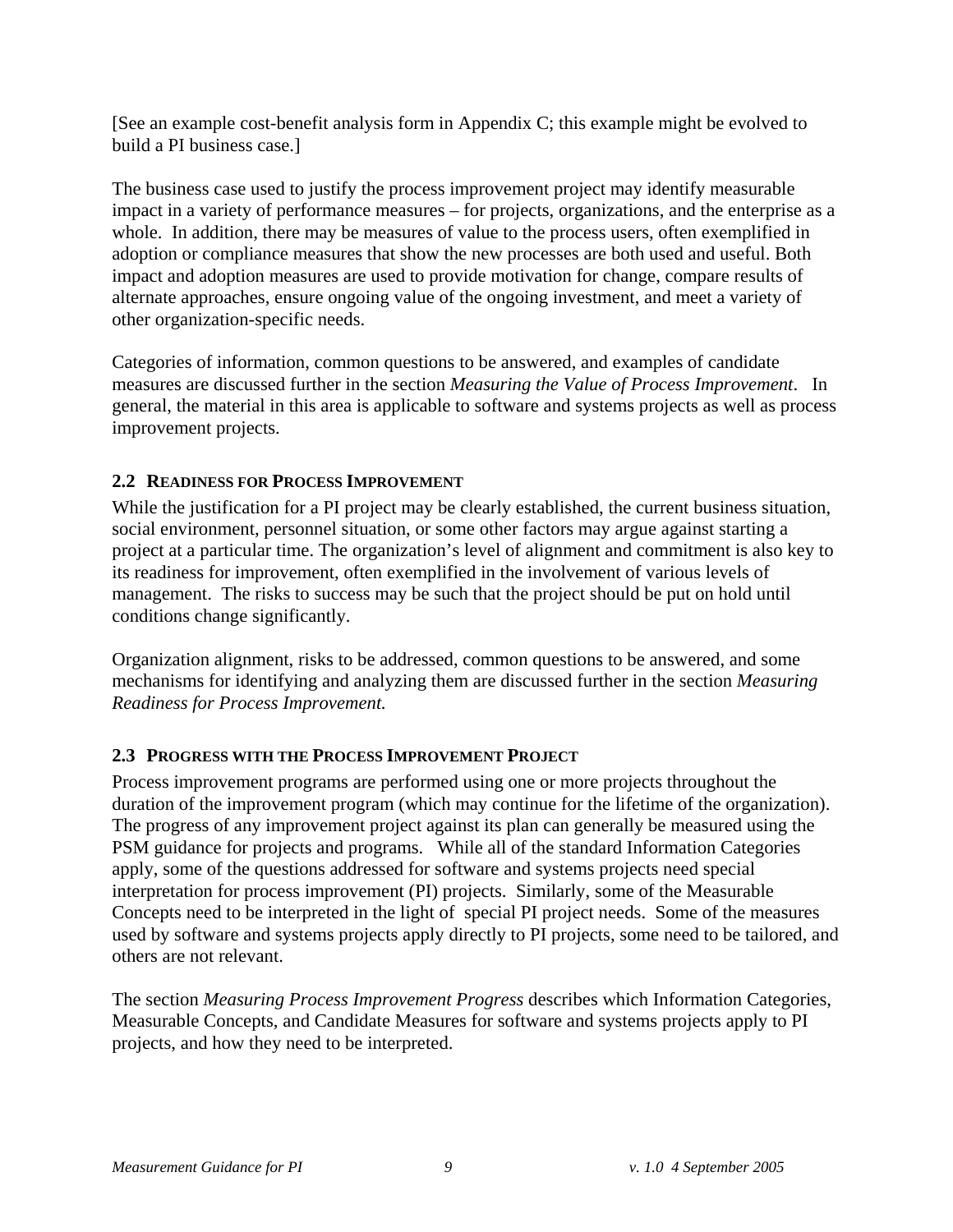[See an example cost-benefit analysis form in Appendix C; this example might be evolved to build a PI business case.]

The business case used to justify the process improvement project may identify measurable impact in a variety of performance measures – for projects, organizations, and the enterprise as a whole. In addition, there may be measures of value to the process users, often exemplified in adoption or compliance measures that show the new processes are both used and useful. Both impact and adoption measures are used to provide motivation for change, compare results of alternate approaches, ensure ongoing value of the ongoing investment, and meet a variety of other organization-specific needs.

Categories of information, common questions to be answered, and examples of candidate measures are discussed further in the section *Measuring the Value of Process Improvement*. In general, the material in this area is applicable to software and systems projects as well as process improvement projects.

### 2.2 Readiness for Process Improvement

While the justification for a PI project may be clearly established, the current business situation, social environment, personnel situation, or some other factors may argue against starting a project at a particular time. The organization's level of alignment and commitment is also key to its readiness for improvement, often exemplified in the involvement of various levels of management. The risks to success may be such that the project should be put on hold until conditions change significantly.

Organization alignment, risks to be addressed, common questions to be answered, and some mechanisms for identifying and analyzing them are discussed further in the section *Measuring Readiness for Process Improvement.*

### 2.3 Progress with the Process Improvement Project

Process improvement programs are performed using one or more projects throughout the duration of the improvement program (which may continue for the lifetime of the organization). The progress of any improvement project against its plan can generally be measured using the PSM guidance for projects and programs. While all of the standard Information Categories apply, some of the questions addressed for software and systems projects need special interpretation for process improvement (PI) projects. Similarly, some of the Measurable Concepts need to be interpreted in the light of special PI project needs. Some of the measures used by software and systems projects apply directly to PI projects, some need to be tailored, and others are not relevant.

The section *Measuring Process Improvement Progress* describes which Information Categories, Measurable Concepts, and Candidate Measures for software and systems projects apply to PI projects, and how they need to be interpreted.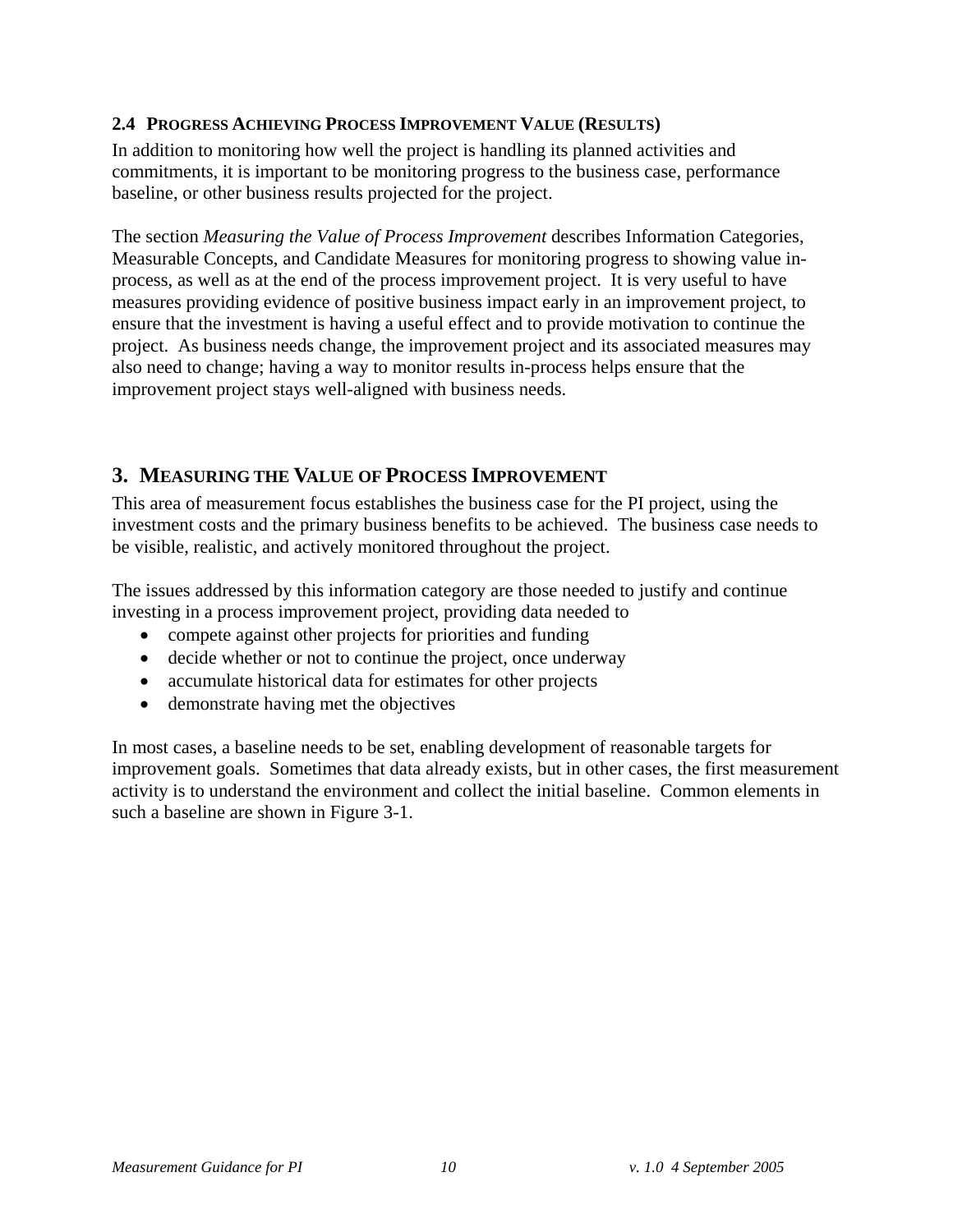### 2.4 Progress Achieving Process Improvement Value (Results)

In addition to monitoring how well the project is handling its planned activities and commitments, it is important to be monitoring progress to the business case, performance baseline, or other business results projected for the project.

The section *Measuring the Value of Process Improvement* describes Information Categories, Measurable Concepts, and Candidate Measures for monitoring progress to showing value in-process, as well as at the end of the process improvement project. It is very useful to have measures providing evidence of positive business impact early in an improvement project, to ensure that the investment is having a useful effect and to provide motivation to continue the project. As business needs change, the improvement project and its associated measures may also need to change; having a way to monitor results in-process helps ensure that the improvement project stays well-aligned with business needs.

## 3. Measuring the Value of Process Improvement

This area of measurement focus establishes the business case for the PI project, using the investment costs and the primary business benefits to be achieved. The business case needs to be visible, realistic, and actively monitored throughout the project.

The issues addressed by this information category are those needed to justify and continue investing in a process improvement project, providing data needed to

- compete against other projects for priorities and funding
- decide whether or not to continue the project, once underway
- accumulate historical data for estimates for other projects
- demonstrate having met the objectives

In most cases, a baseline needs to be set, enabling development of reasonable targets for improvement goals. Sometimes that data already exists, but in other cases, the first measurement activity is to understand the environment and collect the initial baseline. Common elements in such a baseline are shown in Figure 3-1.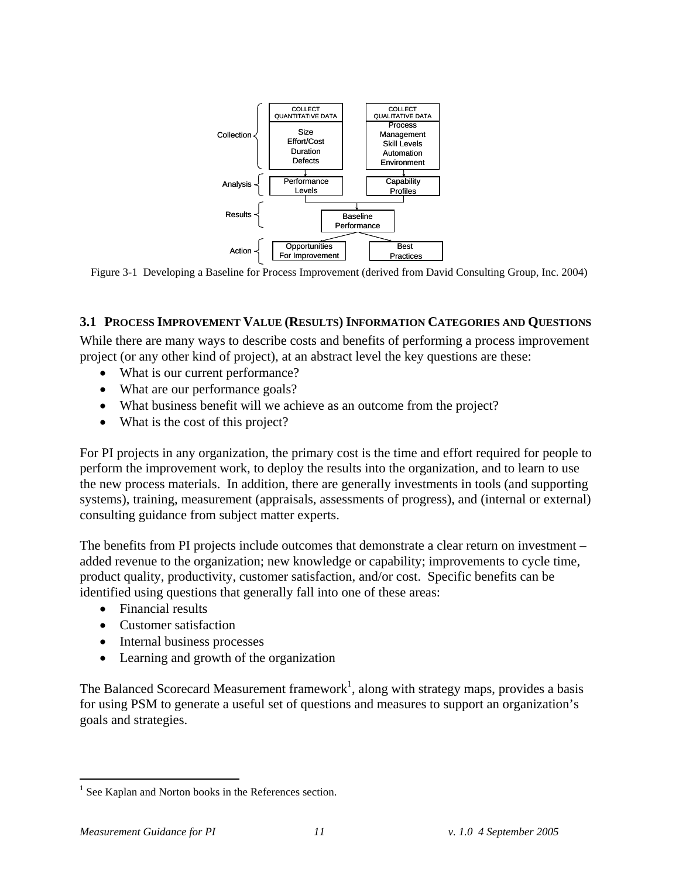Figure 3-1 Developing a Baseline for Process Improvement (derived from David Consulting Group, Inc. 2004)

### 3.1 Process Improvement Value (Results) Information Categories and Questions

While there are many ways to describe costs and benefits of performing a process improvement project (or any other kind of project), at an abstract level the key questions are these:

- What is our current performance?
- What are our performance goals?
- What business benefit will we achieve as an outcome from the project?
- What is the cost of this project?

For PI projects in any organization, the primary cost is the time and effort required for people to perform the improvement work, to deploy the results into the organization, and to learn to use the new process materials. In addition, there are generally investments in tools (and supporting systems), training, measurement (appraisals, assessments of progress), and (internal or external) consulting guidance from subject matter experts.

The benefits from PI projects include outcomes that demonstrate a clear return on investment – added revenue to the organization; new knowledge or capability; improvements to cycle time, product quality, productivity, customer satisfaction, and/or cost. Specific benefits can be identified using questions that generally fall into one of these areas:

- Financial results
- Customer satisfaction
- Internal business processes
- Learning and growth of the organization

The Balanced Scorecard Measurement framework[1], along with strategy maps, provides a basis for using PSM to generate a useful set of questions and measures to support an organization's goals and strategies.

[1] See Kaplan and Norton books in the References section.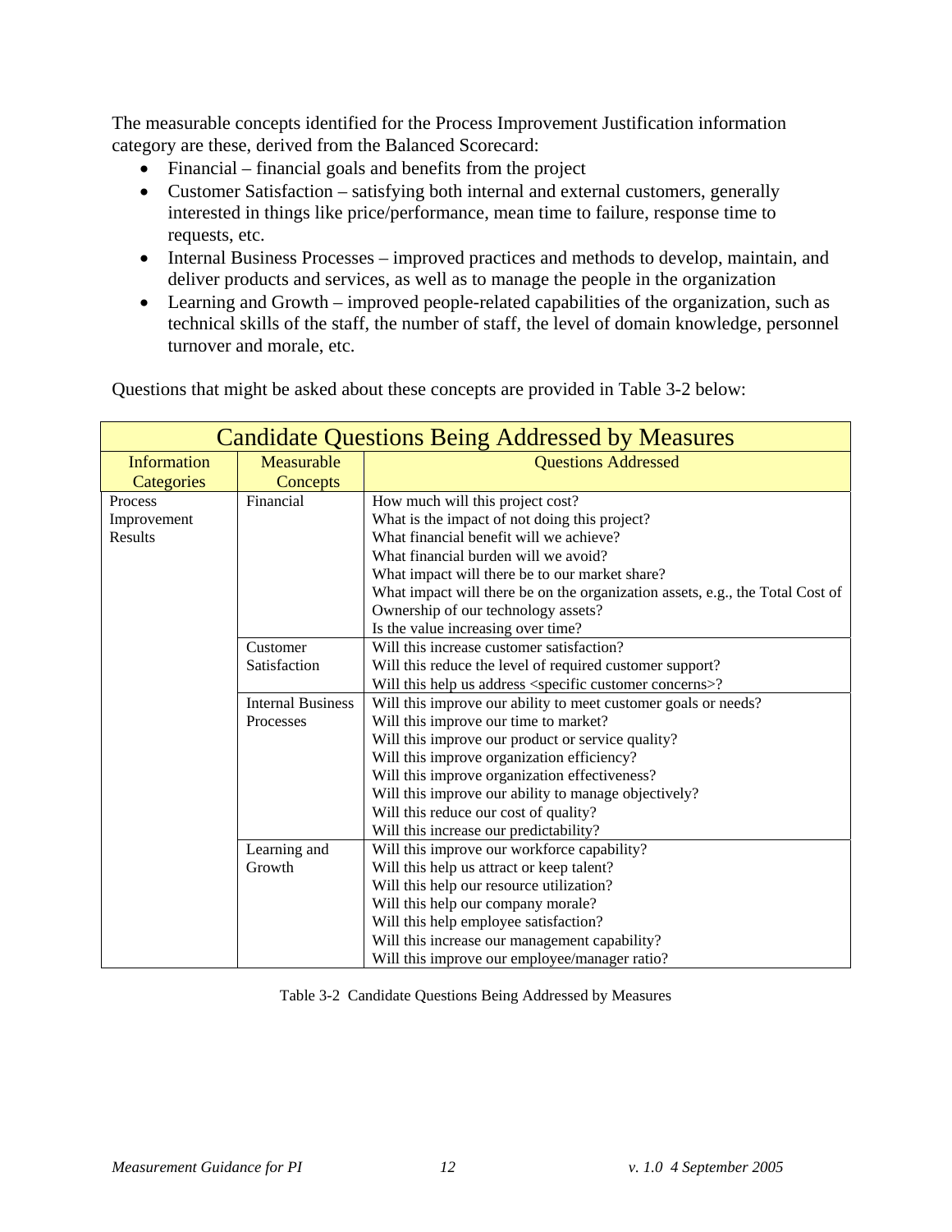The measurable concepts identified for the Process Improvement Justification information category are these, derived from the Balanced Scorecard:

- Financial – financial goals and benefits from the project
- Customer Satisfaction – satisfying both internal and external customers, generally interested in things like price/performance, mean time to failure, response time to requests, etc.
- Internal Business Processes – improved practices and methods to develop, maintain, and deliver products and services, as well as to manage the people in the organization
- Learning and Growth – improved people-related capabilities of the organization, such as technical skills of the staff, the number of staff, the level of domain knowledge, personnel turnover and morale, etc.

Questions that might be asked about these concepts are provided in Table 3-2 below:

| Candidate Questions Being Addressed by Measures | | |
|---|---|---|
| Information Categories | Measurable Concepts | Questions Addressed |
| Process Improvement Results | Financial | How much will this project cost?<br>What is the impact of not doing this project?<br>What financial benefit will we achieve?<br>What financial burden will we avoid?<br>What impact will there be to our market share?<br>What impact will there be on the organization assets, e.g., the Total Cost of Ownership of our technology assets?<br>Is the value increasing over time? |
| | Customer Satisfaction | Will this increase customer satisfaction?<br>Will this reduce the level of required customer support?<br>Will this help us address <specific customer concerns>? |
| | Internal Business Processes | Will this improve our ability to meet customer goals or needs?<br>Will this improve our time to market?<br>Will this improve our product or service quality?<br>Will this improve organization efficiency?<br>Will this improve organization effectiveness?<br>Will this improve our ability to manage objectively?<br>Will this reduce our cost of quality?<br>Will this increase our predictability? |
| | Learning and Growth | Will this improve our workforce capability?<br>Will this help us attract or keep talent?<br>Will this help our resource utilization?<br>Will this help our company morale?<br>Will this help employee satisfaction?<br>Will this increase our management capability?<br>Will this improve our employee/manager ratio? |

Table 3-2 Candidate Questions Being Addressed by Measures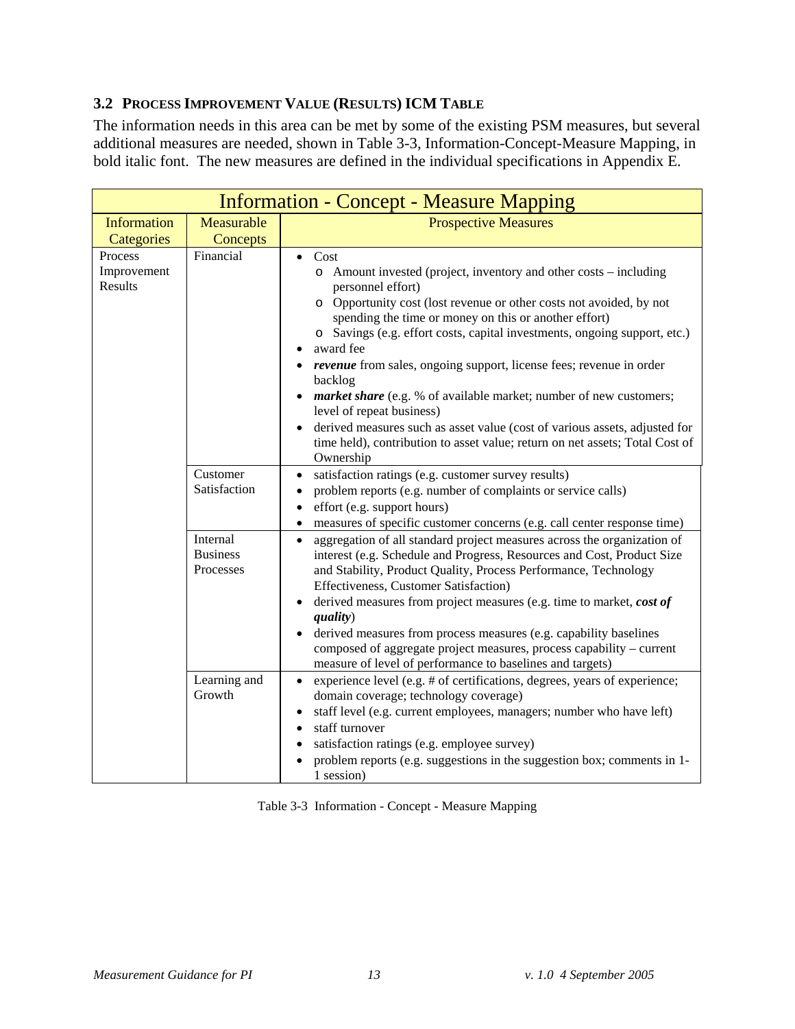## 3.2 Process Improvement Value (Results) ICM Table

The information needs in this area can be met by some of the existing PSM measures, but several additional measures are needed, shown in Table 3-3, Information-Concept-Measure Mapping, in bold italic font. The new measures are defined in the individual specifications in Appendix E.

| Information - Concept - Measure Mapping | | |
|---|---|---|
| **Information Categories** | **Measurable Concepts** | **Prospective Measures** |
| Process Improvement Results | Financial | • Cost<br>  o Amount invested (project, inventory and other costs – including personnel effort)<br>  o Opportunity cost (lost revenue or other costs not avoided, by not spending the time or money on this or another effort)<br>  o Savings (e.g. effort costs, capital investments, ongoing support, etc.)<br>• award fee<br>• ***revenue*** from sales, ongoing support, license fees; revenue in order backlog<br>• ***market share*** (e.g. % of available market; number of new customers; level of repeat business)<br>• derived measures such as asset value (cost of various assets, adjusted for time held), contribution to asset value; return on net assets; Total Cost of Ownership |
| | Customer Satisfaction | • satisfaction ratings (e.g. customer survey results)<br>• problem reports (e.g. number of complaints or service calls)<br>• effort (e.g. support hours)<br>• measures of specific customer concerns (e.g. call center response time) |
| | Internal Business Processes | • aggregation of all standard project measures across the organization of interest (e.g. Schedule and Progress, Resources and Cost, Product Size and Stability, Product Quality, Process Performance, Technology Effectiveness, Customer Satisfaction)<br>• derived measures from project measures (e.g. time to market, ***cost of quality***)<br>• derived measures from process measures (e.g. capability baselines composed of aggregate project measures, process capability – current measure of level of performance to baselines and targets) |
| | Learning and Growth | • experience level (e.g. # of certifications, degrees, years of experience; domain coverage; technology coverage)<br>• staff level (e.g. current employees, managers; number who have left)<br>• staff turnover<br>• satisfaction ratings (e.g. employee survey)<br>• problem reports (e.g. suggestions in the suggestion box; comments in 1-1 session) |

Table 3-3 Information - Concept - Measure Mapping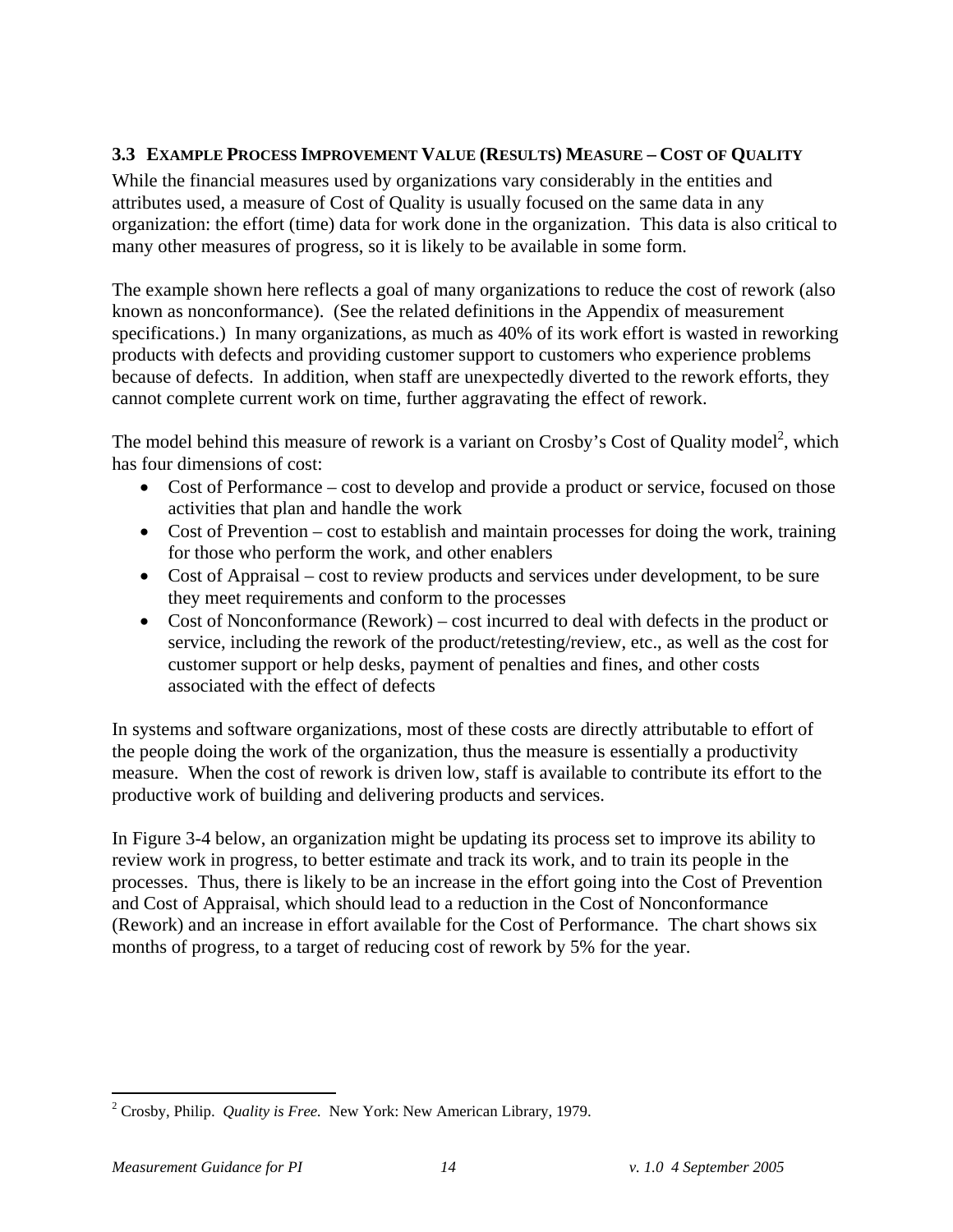### 3.3 Example Process Improvement Value (Results) Measure – Cost of Quality

While the financial measures used by organizations vary considerably in the entities and attributes used, a measure of Cost of Quality is usually focused on the same data in any organization: the effort (time) data for work done in the organization. This data is also critical to many other measures of progress, so it is likely to be available in some form.

The example shown here reflects a goal of many organizations to reduce the cost of rework (also known as nonconformance). (See the related definitions in the Appendix of measurement specifications.) In many organizations, as much as 40% of its work effort is wasted in reworking products with defects and providing customer support to customers who experience problems because of defects. In addition, when staff are unexpectedly diverted to the rework efforts, they cannot complete current work on time, further aggravating the effect of rework.

The model behind this measure of rework is a variant on Crosby's Cost of Quality model[2], which has four dimensions of cost:

- Cost of Performance – cost to develop and provide a product or service, focused on those activities that plan and handle the work
- Cost of Prevention – cost to establish and maintain processes for doing the work, training for those who perform the work, and other enablers
- Cost of Appraisal – cost to review products and services under development, to be sure they meet requirements and conform to the processes
- Cost of Nonconformance (Rework) – cost incurred to deal with defects in the product or service, including the rework of the product/retesting/review, etc., as well as the cost for customer support or help desks, payment of penalties and fines, and other costs associated with the effect of defects

In systems and software organizations, most of these costs are directly attributable to effort of the people doing the work of the organization, thus the measure is essentially a productivity measure. When the cost of rework is driven low, staff is available to contribute its effort to the productive work of building and delivering products and services.

In Figure 3-4 below, an organization might be updating its process set to improve its ability to review work in progress, to better estimate and track its work, and to train its people in the processes. Thus, there is likely to be an increase in the effort going into the Cost of Prevention and Cost of Appraisal, which should lead to a reduction in the Cost of Nonconformance (Rework) and an increase in effort available for the Cost of Performance. The chart shows six months of progress, to a target of reducing cost of rework by 5% for the year.

---

[2] Crosby, Philip. *Quality is Free.* New York: New American Library, 1979.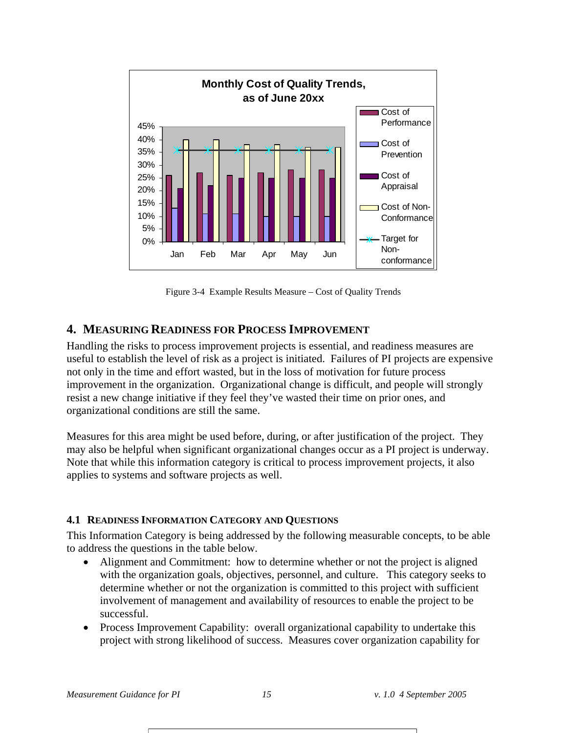Figure 3-4 Example Results Measure – Cost of Quality Trends

## 4. MEASURING READINESS FOR PROCESS IMPROVEMENT

Handling the risks to process improvement projects is essential, and readiness measures are useful to establish the level of risk as a project is initiated. Failures of PI projects are expensive not only in the time and effort wasted, but in the loss of motivation for future process improvement in the organization. Organizational change is difficult, and people will strongly resist a new change initiative if they feel they've wasted their time on prior ones, and organizational conditions are still the same.

Measures for this area might be used before, during, or after justification of the project. They may also be helpful when significant organizational changes occur as a PI project is underway. Note that while this information category is critical to process improvement projects, it also applies to systems and software projects as well.

### 4.1 READINESS INFORMATION CATEGORY AND QUESTIONS

This Information Category is being addressed by the following measurable concepts, to be able to address the questions in the table below.

- Alignment and Commitment: how to determine whether or not the project is aligned with the organization goals, objectives, personnel, and culture. This category seeks to determine whether or not the organization is committed to this project with sufficient involvement of management and availability of resources to enable the project to be successful.
- Process Improvement Capability: overall organizational capability to undertake this project with strong likelihood of success. Measures cover organization capability for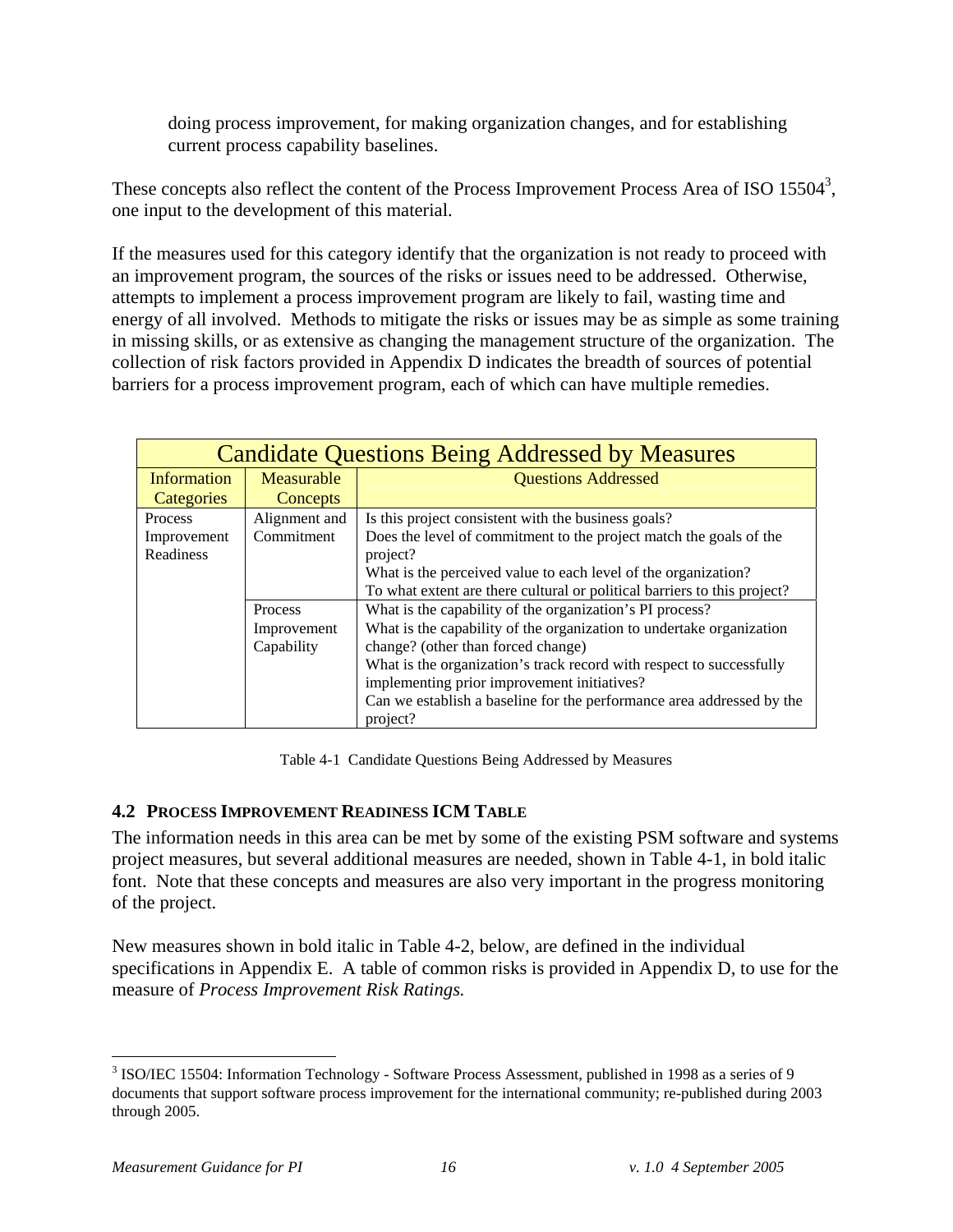doing process improvement, for making organization changes, and for establishing current process capability baselines.

These concepts also reflect the content of the Process Improvement Process Area of ISO 15504[3], one input to the development of this material.

If the measures used for this category identify that the organization is not ready to proceed with an improvement program, the sources of the risks or issues need to be addressed. Otherwise, attempts to implement a process improvement program are likely to fail, wasting time and energy of all involved. Methods to mitigate the risks or issues may be as simple as some training in missing skills, or as extensive as changing the management structure of the organization. The collection of risk factors provided in Appendix D indicates the breadth of sources of potential barriers for a process improvement program, each of which can have multiple remedies.

| Candidate Questions Being Addressed by Measures | | |
|---|---|---|
| Information Categories | Measurable Concepts | Questions Addressed |
| Process Improvement Readiness | Alignment and Commitment | Is this project consistent with the business goals?<br>Does the level of commitment to the project match the goals of the project?<br>What is the perceived value to each level of the organization?<br>To what extent are there cultural or political barriers to this project? |
| | Process Improvement Capability | What is the capability of the organization's PI process?<br>What is the capability of the organization to undertake organization change? (other than forced change)<br>What is the organization's track record with respect to successfully implementing prior improvement initiatives?<br>Can we establish a baseline for the performance area addressed by the project? |

Table 4-1 Candidate Questions Being Addressed by Measures

### 4.2 Process Improvement Readiness ICM Table

The information needs in this area can be met by some of the existing PSM software and systems project measures, but several additional measures are needed, shown in Table 4-1, in bold italic font. Note that these concepts and measures are also very important in the progress monitoring of the project.

New measures shown in bold italic in Table 4-2, below, are defined in the individual specifications in Appendix E. A table of common risks is provided in Appendix D, to use for the measure of *Process Improvement Risk Ratings.*

[3] ISO/IEC 15504: Information Technology - Software Process Assessment, published in 1998 as a series of 9 documents that support software process improvement for the international community; re-published during 2003 through 2005.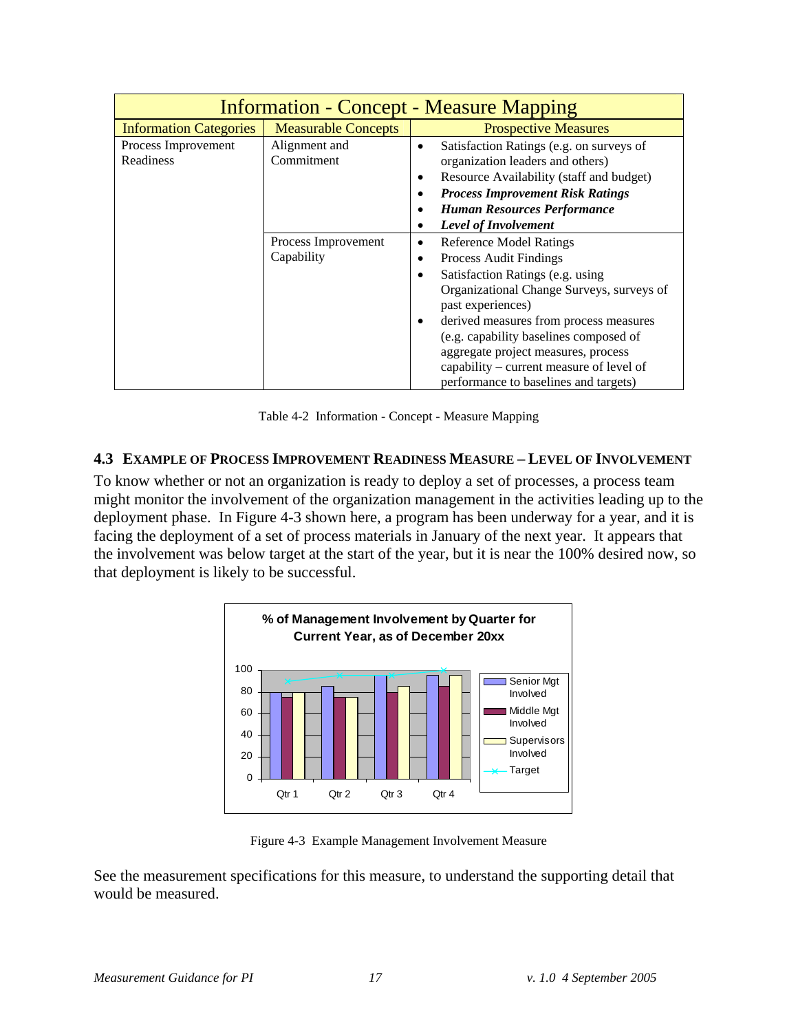| Information - Concept - Measure Mapping | | |
|---|---|---|
| Information Categories | Measurable Concepts | Prospective Measures |
| Process Improvement Readiness | Alignment and Commitment | • Satisfaction Ratings (e.g. on surveys of organization leaders and others)<br>• Resource Availability (staff and budget)<br>• ***Process Improvement Risk Ratings***<br>• ***Human Resources Performance***<br>• ***Level of Involvement*** |
| | Process Improvement Capability | • Reference Model Ratings<br>• Process Audit Findings<br>• Satisfaction Ratings (e.g. using Organizational Change Surveys, surveys of past experiences)<br>• derived measures from process measures (e.g. capability baselines composed of aggregate project measures, process capability – current measure of level of performance to baselines and targets) |

Table 4-2 Information - Concept - Measure Mapping

### 4.3 Example of Process Improvement Readiness Measure – Level of Involvement

To know whether or not an organization is ready to deploy a set of processes, a process team might monitor the involvement of the organization management in the activities leading up to the deployment phase. In Figure 4-3 shown here, a program has been underway for a year, and it is facing the deployment of a set of process materials in January of the next year. It appears that the involvement was below target at the start of the year, but it is near the 100% desired now, so that deployment is likely to be successful.

**% of Management Involvement by Quarter for Current Year, as of December 20xx**

(Bar chart: y-axis 0–100; x-axis Qtr 1, Qtr 2, Qtr 3, Qtr 4; series: Senior Mgt Involved, Middle Mgt Involved, Supervisors Involved, Target)

Figure 4-3 Example Management Involvement Measure

See the measurement specifications for this measure, to understand the supporting detail that would be measured.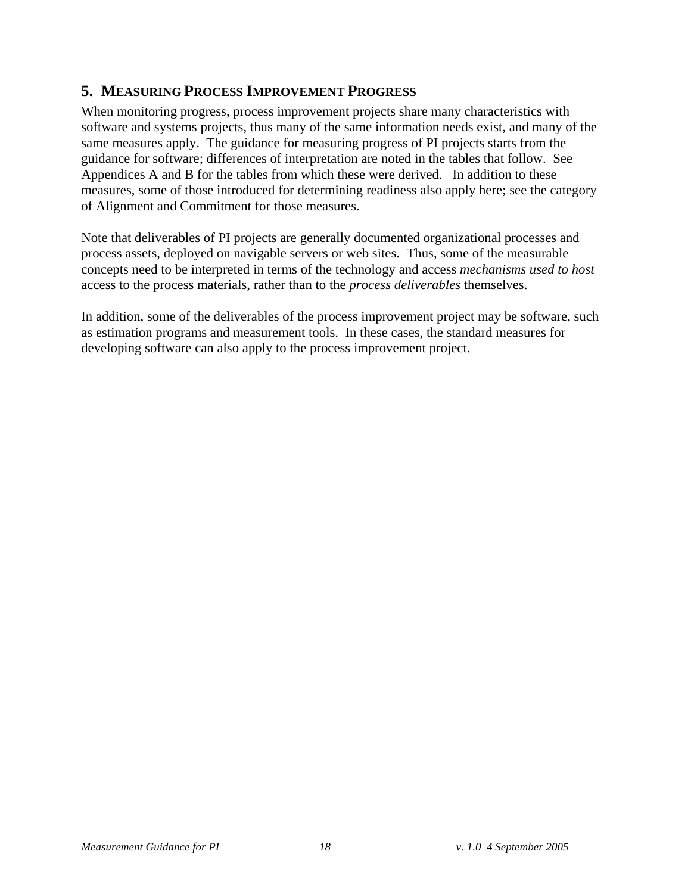## 5. Measuring Process Improvement Progress

When monitoring progress, process improvement projects share many characteristics with software and systems projects, thus many of the same information needs exist, and many of the same measures apply. The guidance for measuring progress of PI projects starts from the guidance for software; differences of interpretation are noted in the tables that follow. See Appendices A and B for the tables from which these were derived. In addition to these measures, some of those introduced for determining readiness also apply here; see the category of Alignment and Commitment for those measures.

Note that deliverables of PI projects are generally documented organizational processes and process assets, deployed on navigable servers or web sites. Thus, some of the measurable concepts need to be interpreted in terms of the technology and access *mechanisms used to host* access to the process materials, rather than to the *process deliverables* themselves.

In addition, some of the deliverables of the process improvement project may be software, such as estimation programs and measurement tools. In these cases, the standard measures for developing software can also apply to the process improvement project.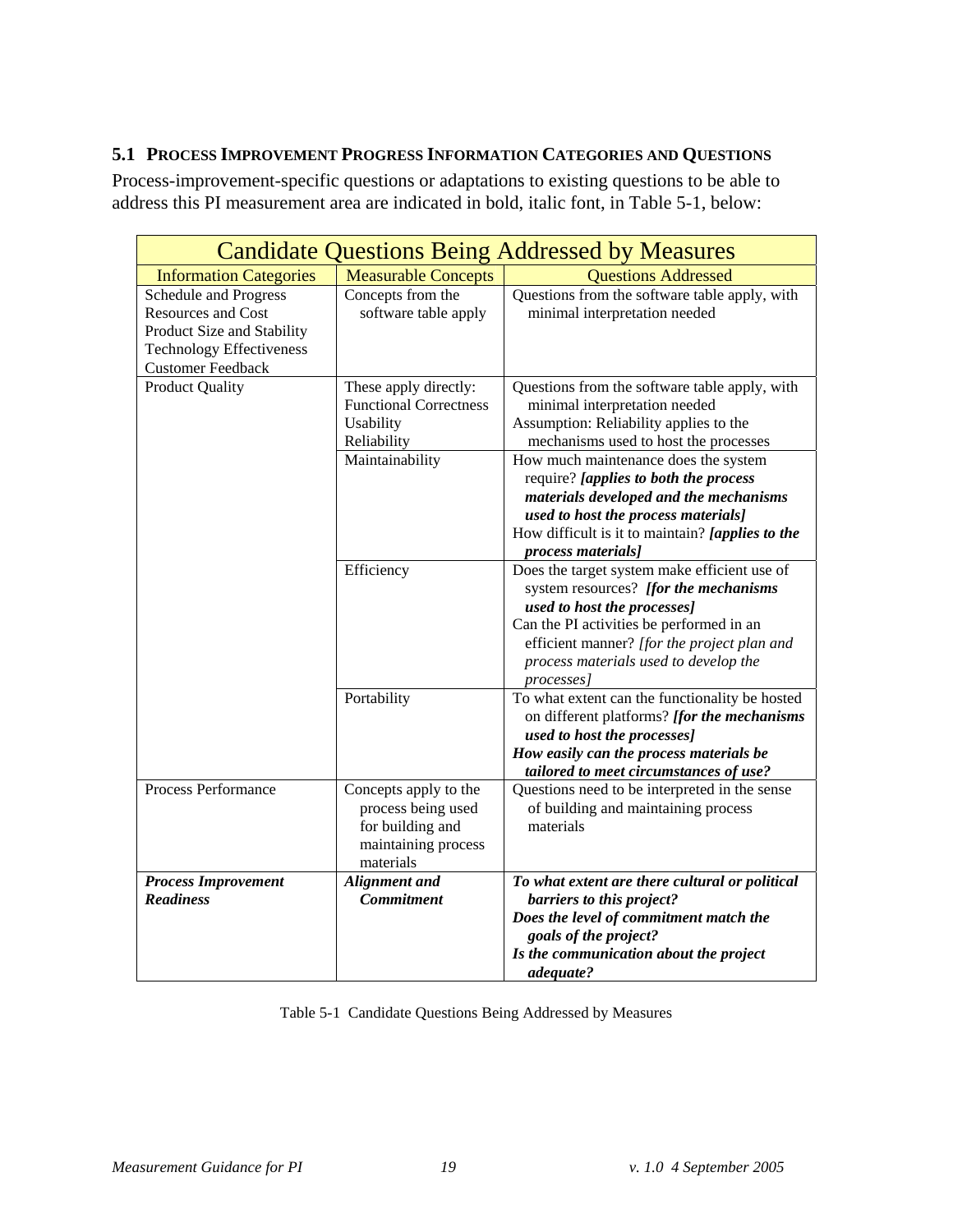## 5.1 Process Improvement Progress Information Categories and Questions

Process-improvement-specific questions or adaptations to existing questions to be able to address this PI measurement area are indicated in bold, italic font, in Table 5-1, below:

| Candidate Questions Being Addressed by Measures | | |
|---|---|---|
| **Information Categories** | **Measurable Concepts** | **Questions Addressed** |
| Schedule and Progress<br>Resources and Cost<br>Product Size and Stability<br>Technology Effectiveness<br>Customer Feedback | Concepts from the software table apply | Questions from the software table apply, with minimal interpretation needed |
| Product Quality | These apply directly:<br>Functional Correctness<br>Usability<br>Reliability | Questions from the software table apply, with minimal interpretation needed<br>Assumption: Reliability applies to the mechanisms used to host the processes |
| | Maintainability | How much maintenance does the system require? ***[applies to both the process materials developed and the mechanisms used to host the process materials]***<br>How difficult is it to maintain? ***[applies to the process materials]*** |
| | Efficiency | Does the target system make efficient use of system resources? ***[for the mechanisms used to host the processes]***<br>Can the PI activities be performed in an efficient manner? *[for the project plan and process materials used to develop the processes]* |
| | Portability | To what extent can the functionality be hosted on different platforms? ***[for the mechanisms used to host the processes]***<br>***How easily can the process materials be tailored to meet circumstances of use?*** |
| Process Performance | Concepts apply to the process being used for building and maintaining process materials | Questions need to be interpreted in the sense of building and maintaining process materials |
| ***Process Improvement Readiness*** | ***Alignment and Commitment*** | ***To what extent are there cultural or political barriers to this project?***<br>***Does the level of commitment match the goals of the project?***<br>***Is the communication about the project adequate?*** |

Table 5-1 Candidate Questions Being Addressed by Measures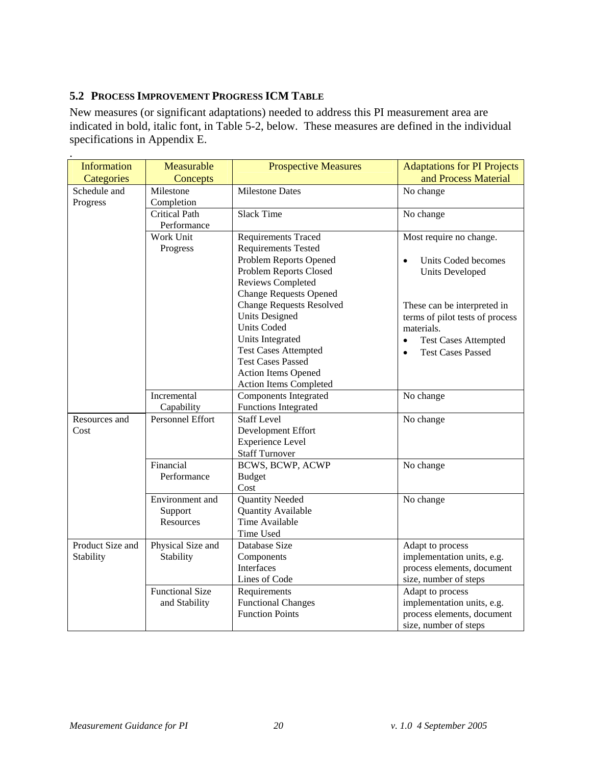### 5.2 PROCESS IMPROVEMENT PROGRESS ICM TABLE

New measures (or significant adaptations) needed to address this PI measurement area are indicated in bold, italic font, in Table 5-2, below. These measures are defined in the individual specifications in Appendix E.

.

| Information Categories | Measurable Concepts | Prospective Measures | Adaptations for PI Projects and Process Material |
|---|---|---|---|
| Schedule and Progress | Milestone Completion | Milestone Dates | No change |
| | Critical Path Performance | Slack Time | No change |
| | Work Unit Progress | Requirements Traced<br>Requirements Tested<br>Problem Reports Opened<br>Problem Reports Closed<br>Reviews Completed<br>Change Requests Opened<br>Change Requests Resolved<br>Units Designed<br>Units Coded<br>Units Integrated<br>Test Cases Attempted<br>Test Cases Passed<br>Action Items Opened<br>Action Items Completed | Most require no change.<br><br>• Units Coded becomes Units Developed<br><br>These can be interpreted in terms of pilot tests of process materials.<br>• Test Cases Attempted<br>• Test Cases Passed |
| | Incremental Capability | Components Integrated<br>Functions Integrated | No change |
| Resources and Cost | Personnel Effort | Staff Level<br>Development Effort<br>Experience Level<br>Staff Turnover | No change |
| | Financial Performance | BCWS, BCWP, ACWP<br>Budget<br>Cost | No change |
| | Environment and Support Resources | Quantity Needed<br>Quantity Available<br>Time Available<br>Time Used | No change |
| Product Size and Stability | Physical Size and Stability | Database Size<br>Components<br>Interfaces<br>Lines of Code | Adapt to process implementation units, e.g. process elements, document size, number of steps |
| | Functional Size and Stability | Requirements<br>Functional Changes<br>Function Points | Adapt to process implementation units, e.g. process elements, document size, number of steps |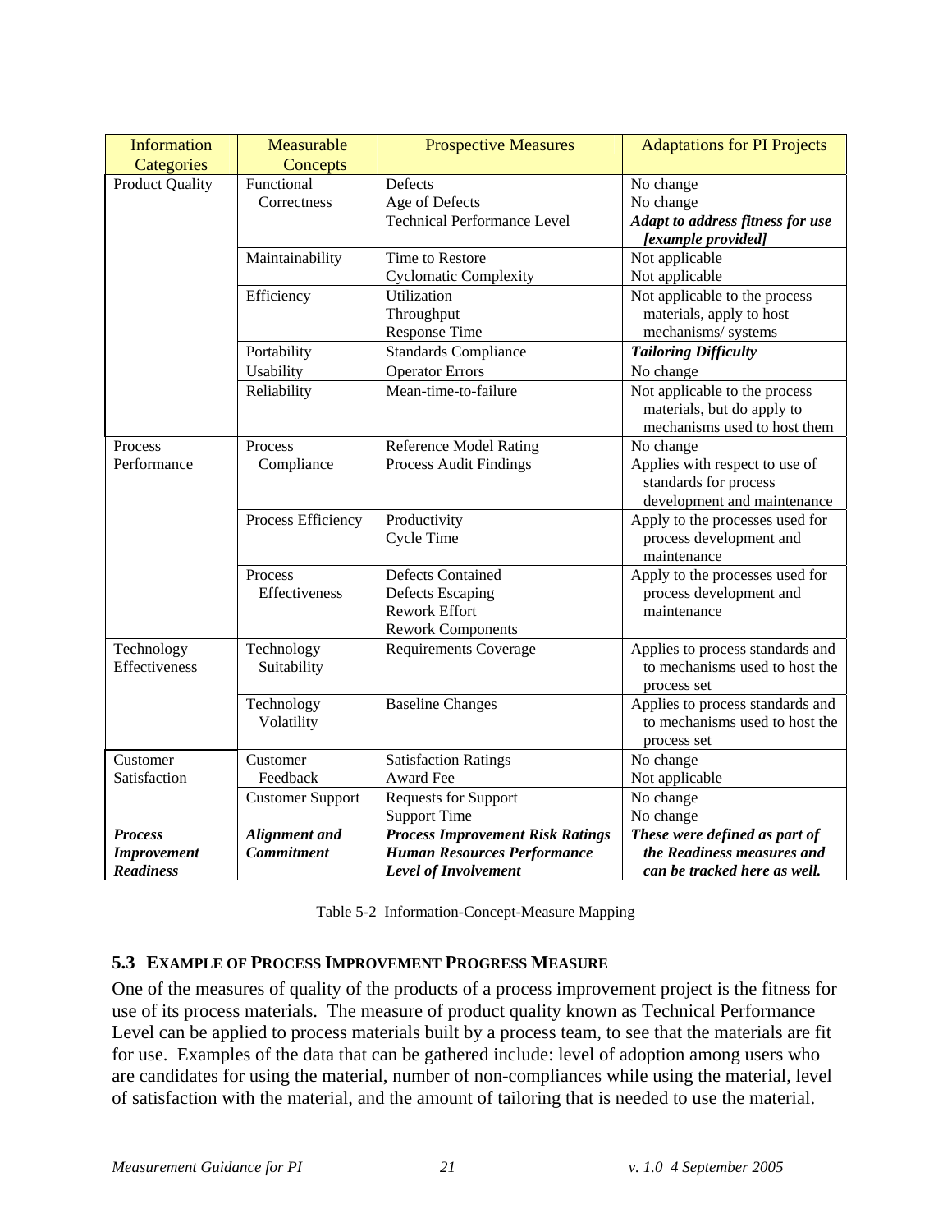| Information Categories | Measurable Concepts | Prospective Measures | Adaptations for PI Projects |
|---|---|---|---|
| Product Quality | Functional Correctness | Defects<br>Age of Defects<br>Technical Performance Level | No change<br>No change<br>***Adapt to address fitness for use [example provided]*** |
| | Maintainability | Time to Restore<br>Cyclomatic Complexity | Not applicable<br>Not applicable |
| | Efficiency | Utilization<br>Throughput<br>Response Time | Not applicable to the process materials, apply to host mechanisms/ systems |
| | Portability | Standards Compliance | ***Tailoring Difficulty*** |
| | Usability | Operator Errors | No change |
| | Reliability | Mean-time-to-failure | Not applicable to the process materials, but do apply to mechanisms used to host them |
| Process Performance | Process Compliance | Reference Model Rating<br>Process Audit Findings | No change<br>Applies with respect to use of standards for process development and maintenance |
| | Process Efficiency | Productivity<br>Cycle Time | Apply to the processes used for process development and maintenance |
| | Process Effectiveness | Defects Contained<br>Defects Escaping<br>Rework Effort<br>Rework Components | Apply to the processes used for process development and maintenance |
| Technology Effectiveness | Technology Suitability | Requirements Coverage | Applies to process standards and to mechanisms used to host the process set |
| | Technology Volatility | Baseline Changes | Applies to process standards and to mechanisms used to host the process set |
| Customer Satisfaction | Customer Feedback | Satisfaction Ratings<br>Award Fee | No change<br>Not applicable |
| | Customer Support | Requests for Support<br>Support Time | No change<br>No change |
| ***Process Improvement Readiness*** | ***Alignment and Commitment*** | ***Process Improvement Risk Ratings***<br>***Human Resources Performance***<br>***Level of Involvement*** | ***These were defined as part of the Readiness measures and can be tracked here as well.*** |

Table 5-2 Information-Concept-Measure Mapping

### 5.3 Example of Process Improvement Progress Measure

One of the measures of quality of the products of a process improvement project is the fitness for use of its process materials. The measure of product quality known as Technical Performance Level can be applied to process materials built by a process team, to see that the materials are fit for use. Examples of the data that can be gathered include: level of adoption among users who are candidates for using the material, number of non-compliances while using the material, level of satisfaction with the material, and the amount of tailoring that is needed to use the material.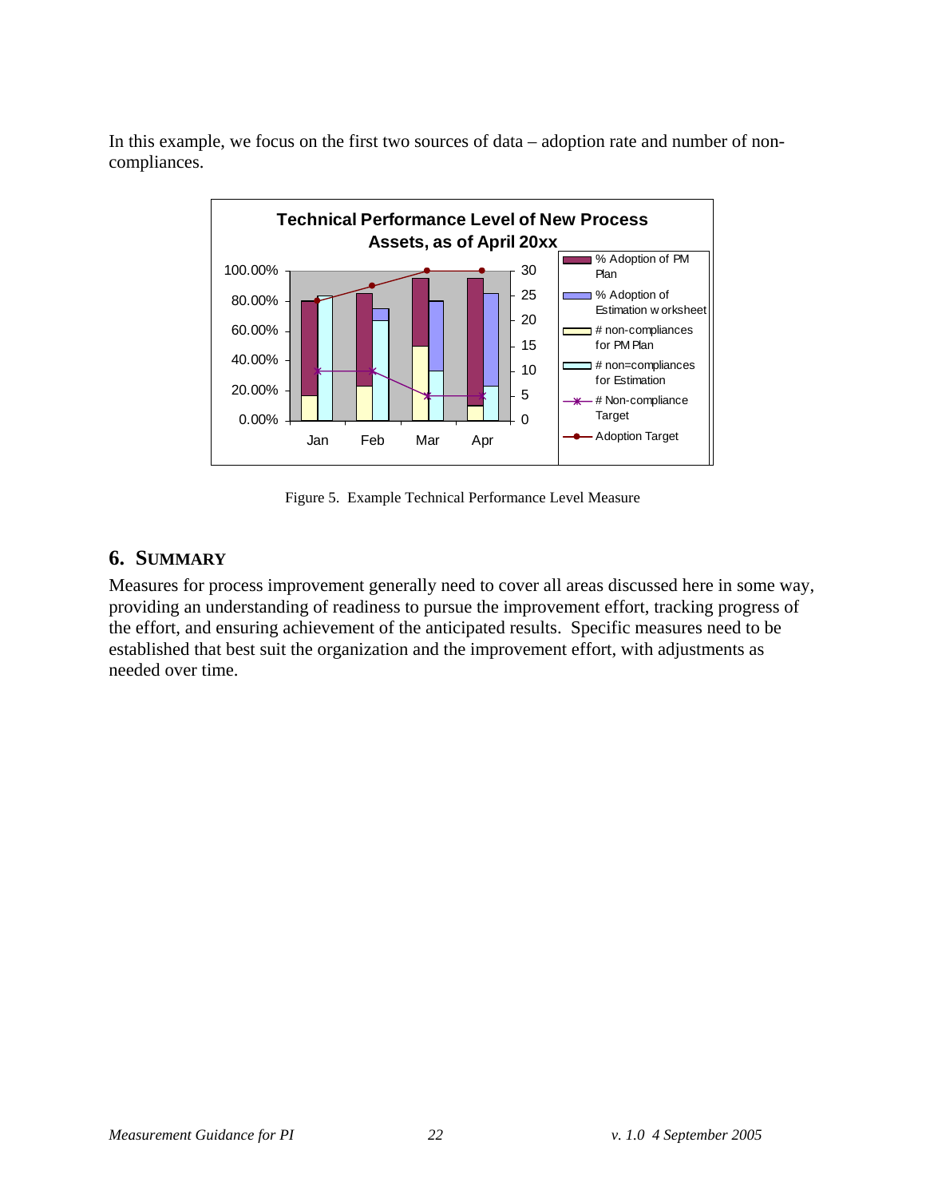In this example, we focus on the first two sources of data – adoption rate and number of non-compliances.

Figure 5. Example Technical Performance Level Measure

## 6. SUMMARY

Measures for process improvement generally need to cover all areas discussed here in some way, providing an understanding of readiness to pursue the improvement effort, tracking progress of the effort, and ensuring achievement of the anticipated results. Specific measures need to be established that best suit the organization and the improvement effort, with adjustments as needed over time.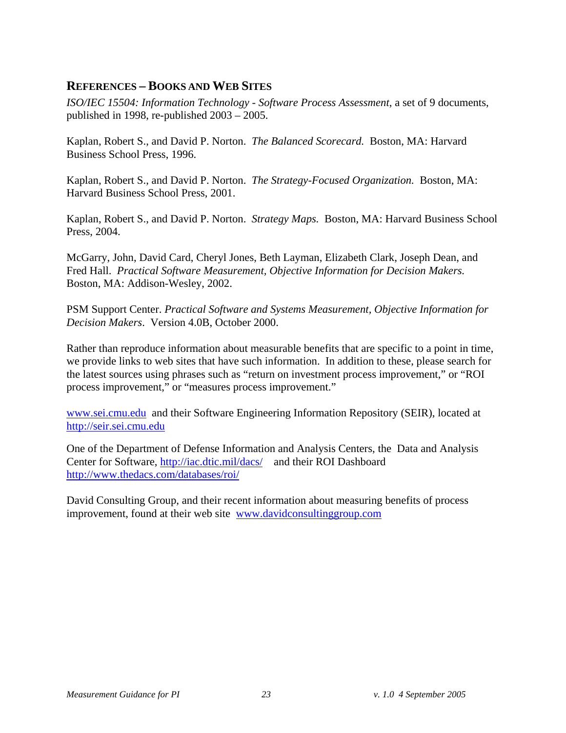## References – Books and Web Sites

*ISO/IEC 15504: Information Technology - Software Process Assessment*, a set of 9 documents, published in 1998, re-published 2003 – 2005.

Kaplan, Robert S., and David P. Norton. *The Balanced Scorecard.* Boston, MA: Harvard Business School Press, 1996.

Kaplan, Robert S., and David P. Norton. *The Strategy-Focused Organization.* Boston, MA: Harvard Business School Press, 2001.

Kaplan, Robert S., and David P. Norton. *Strategy Maps.* Boston, MA: Harvard Business School Press, 2004.

McGarry, John, David Card, Cheryl Jones, Beth Layman, Elizabeth Clark, Joseph Dean, and Fred Hall. *Practical Software Measurement, Objective Information for Decision Makers.* Boston, MA: Addison-Wesley, 2002.

PSM Support Center. *Practical Software and Systems Measurement, Objective Information for Decision Makers*. Version 4.0B, October 2000.

Rather than reproduce information about measurable benefits that are specific to a point in time, we provide links to web sites that have such information. In addition to these, please search for the latest sources using phrases such as "return on investment process improvement," or "ROI process improvement," or "measures process improvement."

[www.sei.cmu.edu](http://www.sei.cmu.edu) and their Software Engineering Information Repository (SEIR), located at [http://seir.sei.cmu.edu](http://seir.sei.cmu.edu)

One of the Department of Defense Information and Analysis Centers, the Data and Analysis Center for Software, [http://iac.dtic.mil/dacs/](http://iac.dtic.mil/dacs/) and their ROI Dashboard [http://www.thedacs.com/databases/roi/](http://www.thedacs.com/databases/roi/)

David Consulting Group, and their recent information about measuring benefits of process improvement, found at their web site [www.davidconsultinggroup.com](http://www.davidconsultinggroup.com)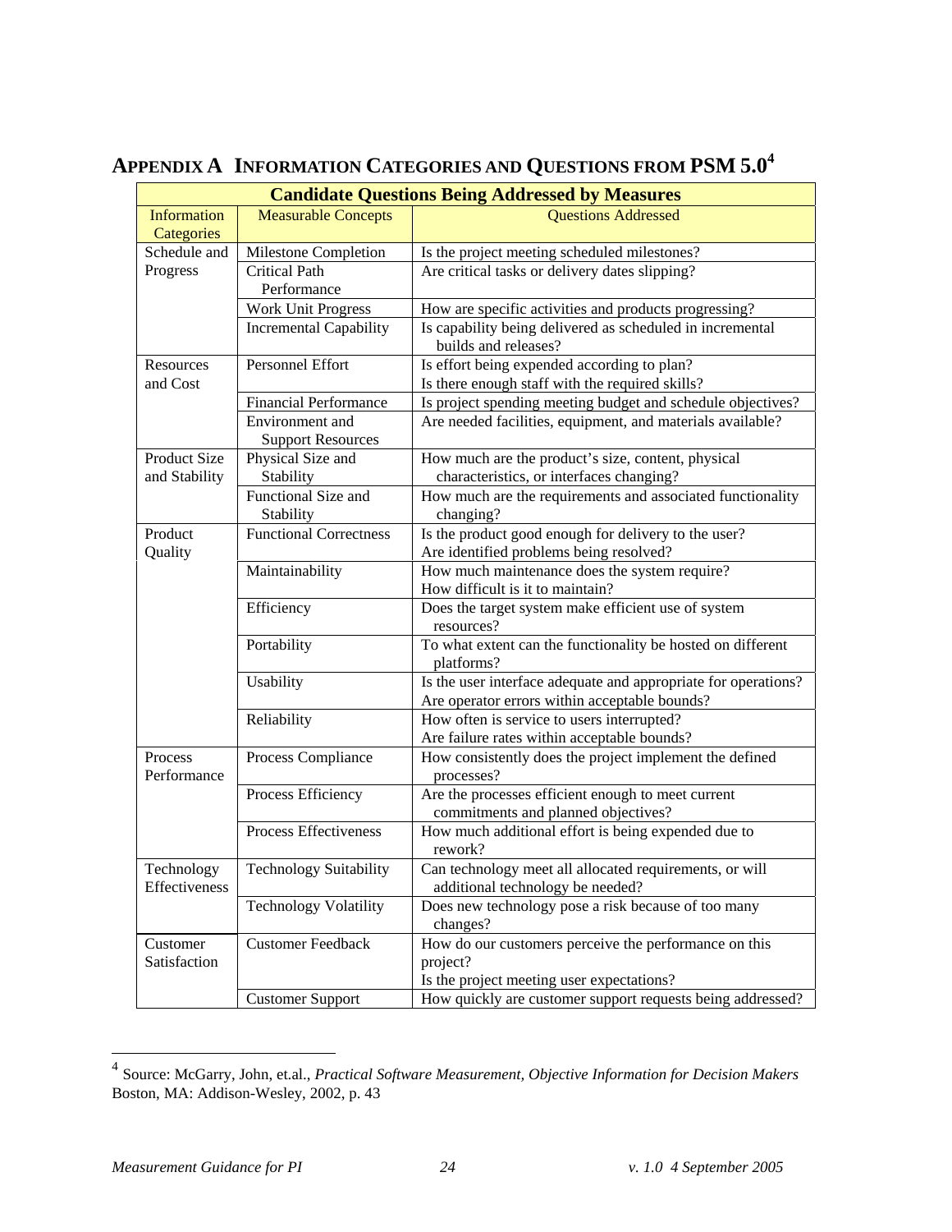# Appendix A Information Categories and Questions from PSM 5.0[4]

| Candidate Questions Being Addressed by Measures | | |
|---|---|---|
| Information Categories | Measurable Concepts | Questions Addressed |
| Schedule and Progress | Milestone Completion | Is the project meeting scheduled milestones? |
| | Critical Path Performance | Are critical tasks or delivery dates slipping? |
| | Work Unit Progress | How are specific activities and products progressing? |
| | Incremental Capability | Is capability being delivered as scheduled in incremental builds and releases? |
| Resources and Cost | Personnel Effort | Is effort being expended according to plan?<br>Is there enough staff with the required skills? |
| | Financial Performance | Is project spending meeting budget and schedule objectives? |
| | Environment and Support Resources | Are needed facilities, equipment, and materials available? |
| Product Size and Stability | Physical Size and Stability | How much are the product's size, content, physical characteristics, or interfaces changing? |
| | Functional Size and Stability | How much are the requirements and associated functionality changing? |
| Product Quality | Functional Correctness | Is the product good enough for delivery to the user?<br>Are identified problems being resolved? |
| | Maintainability | How much maintenance does the system require?<br>How difficult is it to maintain? |
| | Efficiency | Does the target system make efficient use of system resources? |
| | Portability | To what extent can the functionality be hosted on different platforms? |
| | Usability | Is the user interface adequate and appropriate for operations?<br>Are operator errors within acceptable bounds? |
| | Reliability | How often is service to users interrupted?<br>Are failure rates within acceptable bounds? |
| Process Performance | Process Compliance | How consistently does the project implement the defined processes? |
| | Process Efficiency | Are the processes efficient enough to meet current commitments and planned objectives? |
| | Process Effectiveness | How much additional effort is being expended due to rework? |
| Technology Effectiveness | Technology Suitability | Can technology meet all allocated requirements, or will additional technology be needed? |
| | Technology Volatility | Does new technology pose a risk because of too many changes? |
| Customer Satisfaction | Customer Feedback | How do our customers perceive the performance on this project?<br>Is the project meeting user expectations? |
| | Customer Support | How quickly are customer support requests being addressed? |

[4] Source: McGarry, John, et.al., *Practical Software Measurement, Objective Information for Decision Makers* Boston, MA: Addison-Wesley, 2002, p. 43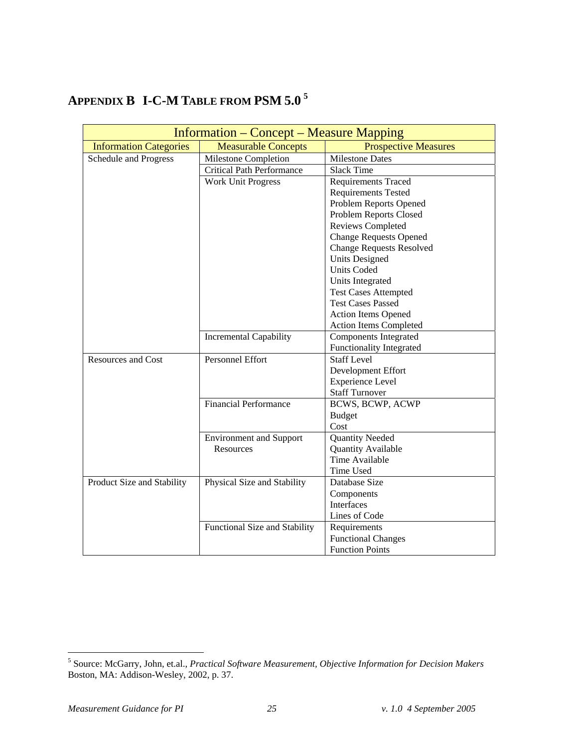## APPENDIX B I-C-M TABLE FROM PSM 5.0 [5]

| Information – Concept – Measure Mapping | | |
|---|---|---|
| **Information Categories** | **Measurable Concepts** | **Prospective Measures** |
| Schedule and Progress | Milestone Completion | Milestone Dates |
| | Critical Path Performance | Slack Time |
| | Work Unit Progress | Requirements Traced<br>Requirements Tested<br>Problem Reports Opened<br>Problem Reports Closed<br>Reviews Completed<br>Change Requests Opened<br>Change Requests Resolved<br>Units Designed<br>Units Coded<br>Units Integrated<br>Test Cases Attempted<br>Test Cases Passed<br>Action Items Opened<br>Action Items Completed |
| | Incremental Capability | Components Integrated<br>Functionality Integrated |
| Resources and Cost | Personnel Effort | Staff Level<br>Development Effort<br>Experience Level<br>Staff Turnover |
| | Financial Performance | BCWS, BCWP, ACWP<br>Budget<br>Cost |
| | Environment and Support Resources | Quantity Needed<br>Quantity Available<br>Time Available<br>Time Used |
| Product Size and Stability | Physical Size and Stability | Database Size<br>Components<br>Interfaces<br>Lines of Code |
| | Functional Size and Stability | Requirements<br>Functional Changes<br>Function Points |

[5] Source: McGarry, John, et.al., *Practical Software Measurement, Objective Information for Decision Makers* Boston, MA: Addison-Wesley, 2002, p. 37.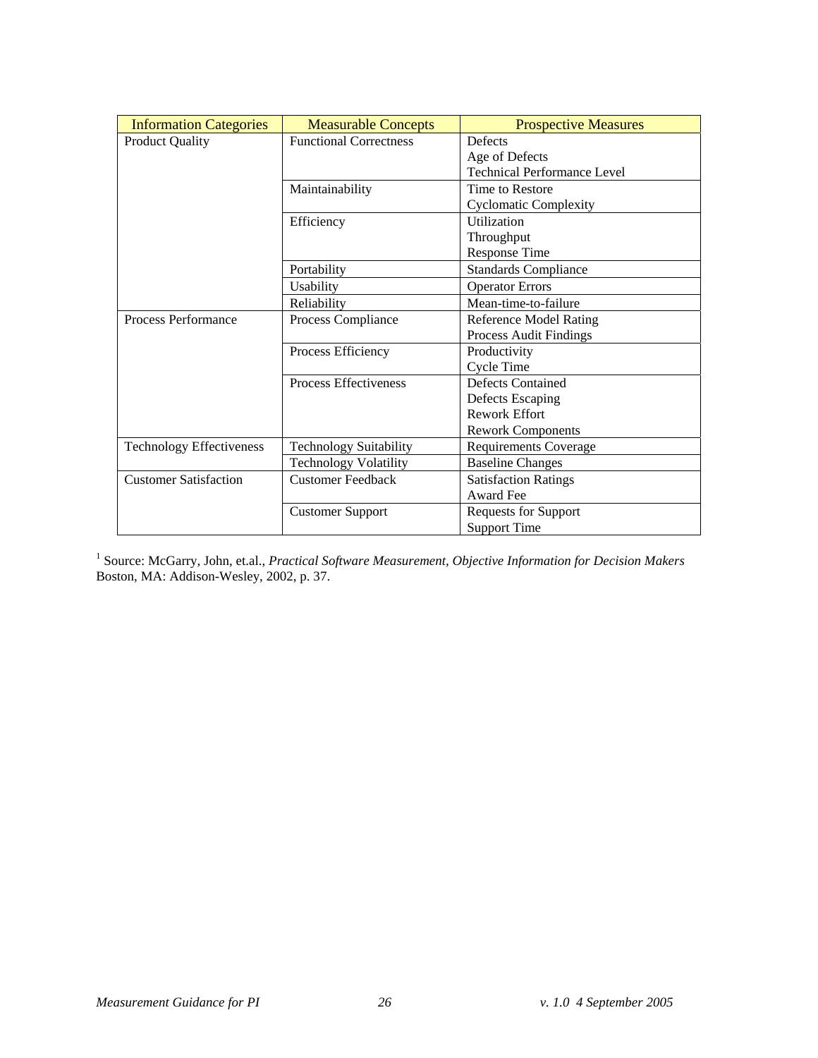| Information Categories | Measurable Concepts | Prospective Measures |
|---|---|---|
| Product Quality | Functional Correctness | Defects<br>Age of Defects<br>Technical Performance Level |
| | Maintainability | Time to Restore<br>Cyclomatic Complexity |
| | Efficiency | Utilization<br>Throughput<br>Response Time |
| | Portability | Standards Compliance |
| | Usability | Operator Errors |
| | Reliability | Mean-time-to-failure |
| Process Performance | Process Compliance | Reference Model Rating<br>Process Audit Findings |
| | Process Efficiency | Productivity<br>Cycle Time |
| | Process Effectiveness | Defects Contained<br>Defects Escaping<br>Rework Effort<br>Rework Components |
| Technology Effectiveness | Technology Suitability | Requirements Coverage |
| | Technology Volatility | Baseline Changes |
| Customer Satisfaction | Customer Feedback | Satisfaction Ratings<br>Award Fee |
| | Customer Support | Requests for Support<br>Support Time |

[1] Source: McGarry, John, et.al., *Practical Software Measurement, Objective Information for Decision Makers* Boston, MA: Addison-Wesley, 2002, p. 37.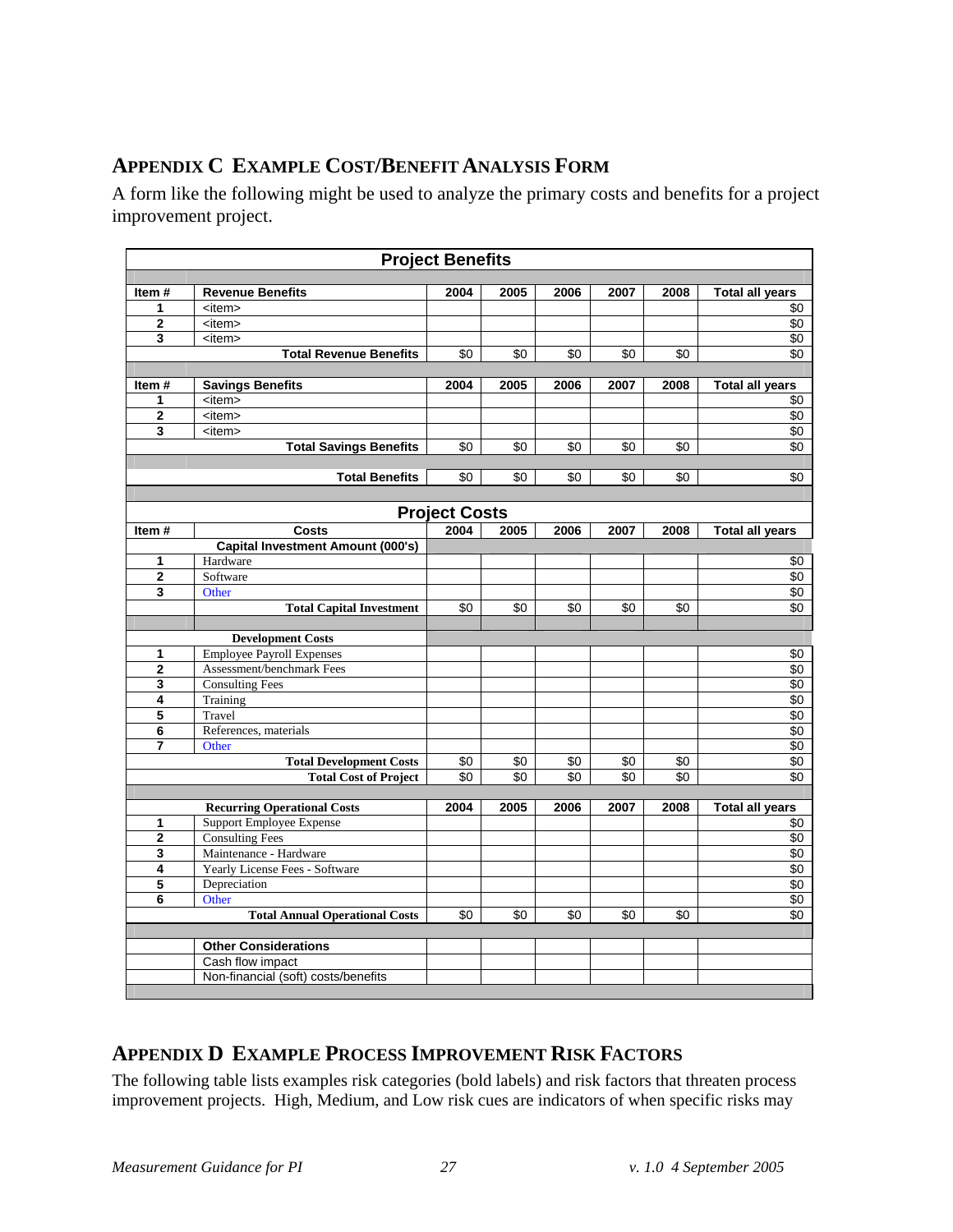## APPENDIX C EXAMPLE COST/BENEFIT ANALYSIS FORM

A form like the following might be used to analyze the primary costs and benefits for a project improvement project.

| **Project Benefits** | | | | | | | |
|---|---|---|---|---|---|---|---|
| **Item #** | **Revenue Benefits** | **2004** | **2005** | **2006** | **2007** | **2008** | **Total all years** |
| **1** | <item> | | | | | | $0 |
| **2** | <item> | | | | | | $0 |
| **3** | <item> | | | | | | $0 |
| | **Total Revenue Benefits** | $0 | $0 | $0 | $0 | $0 | $0 |
| **Item #** | **Savings Benefits** | **2004** | **2005** | **2006** | **2007** | **2008** | **Total all years** |
| **1** | <item> | | | | | | $0 |
| **2** | <item> | | | | | | $0 |
| **3** | <item> | | | | | | $0 |
| | **Total Savings Benefits** | $0 | $0 | $0 | $0 | $0 | $0 |
| | **Total Benefits** | $0 | $0 | $0 | $0 | $0 | $0 |
| **Project Costs** | | | | | | | |
| **Item #** | **Costs** | **2004** | **2005** | **2006** | **2007** | **2008** | **Total all years** |
| | **Capital Investment Amount (000's)** | | | | | | |
| **1** | Hardware | | | | | | $0 |
| **2** | Software | | | | | | $0 |
| **3** | Other | | | | | | $0 |
| | **Total Capital Investment** | $0 | $0 | $0 | $0 | $0 | $0 |
| | **Development Costs** | | | | | | |
| **1** | Employee Payroll Expenses | | | | | | $0 |
| **2** | Assessment/benchmark Fees | | | | | | $0 |
| **3** | Consulting Fees | | | | | | $0 |
| **4** | Training | | | | | | $0 |
| **5** | Travel | | | | | | $0 |
| **6** | References, materials | | | | | | $0 |
| **7** | Other | | | | | | $0 |
| | **Total Development Costs** | $0 | $0 | $0 | $0 | $0 | $0 |
| | **Total Cost of Project** | $0 | $0 | $0 | $0 | $0 | $0 |
| | **Recurring Operational Costs** | **2004** | **2005** | **2006** | **2007** | **2008** | **Total all years** |
| **1** | Support Employee Expense | | | | | | $0 |
| **2** | Consulting Fees | | | | | | $0 |
| **3** | Maintenance - Hardware | | | | | | $0 |
| **4** | Yearly License Fees - Software | | | | | | $0 |
| **5** | Depreciation | | | | | | $0 |
| **6** | Other | | | | | | $0 |
| | **Total Annual Operational Costs** | $0 | $0 | $0 | $0 | $0 | $0 |
| | **Other Considerations** | | | | | | |
| | Cash flow impact | | | | | | |
| | Non-financial (soft) costs/benefits | | | | | | |

## APPENDIX D EXAMPLE PROCESS IMPROVEMENT RISK FACTORS

The following table lists examples risk categories (bold labels) and risk factors that threaten process improvement projects. High, Medium, and Low risk cues are indicators of when specific risks may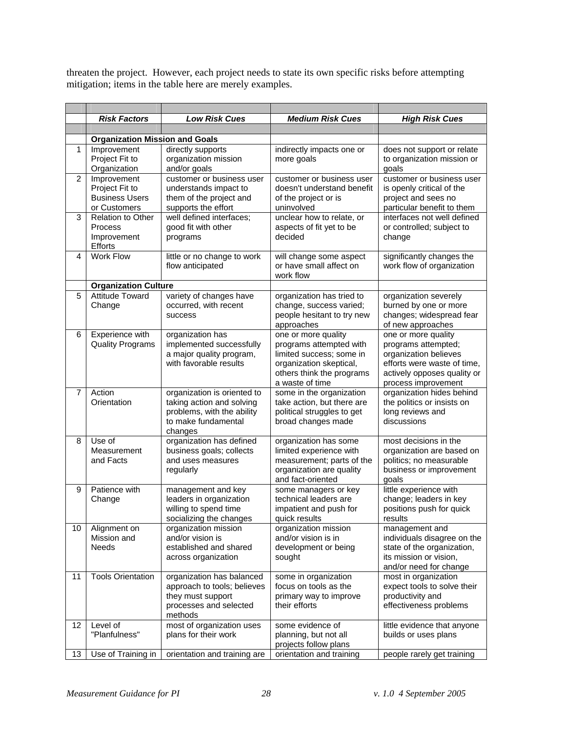threaten the project. However, each project needs to state its own specific risks before attempting mitigation; items in the table here are merely examples.

| | ***Risk Factors*** | ***Low Risk Cues*** | ***Medium Risk Cues*** | ***High Risk Cues*** |
|---|---|---|---|---|
| | **Organization Mission and Goals** | | | |
| 1 | Improvement Project Fit to Organization | directly supports organization mission and/or goals | indirectly impacts one or more goals | does not support or relate to organization mission or goals |
| 2 | Improvement Project Fit to Business Users or Customers | customer or business user understands impact to them of the project and supports the effort | customer or business user doesn't understand benefit of the project or is uninvolved | customer or business user is openly critical of the project and sees no particular benefit to them |
| 3 | Relation to Other Process Improvement Efforts | well defined interfaces; good fit with other programs | unclear how to relate, or aspects of fit yet to be decided | interfaces not well defined or controlled; subject to change |
| 4 | Work Flow | little or no change to work flow anticipated | will change some aspect or have small affect on work flow | significantly changes the work flow of organization |
| | **Organization Culture** | | | |
| 5 | Attitude Toward Change | variety of changes have occurred, with recent success | organization has tried to change, success varied; people hesitant to try new approaches | organization severely burned by one or more changes; widespread fear of new approaches |
| 6 | Experience with Quality Programs | organization has implemented successfully a major quality program, with favorable results | one or more quality programs attempted with limited success; some in organization skeptical, others think the programs a waste of time | one or more quality programs attempted; organization believes efforts were waste of time, actively opposes quality or process improvement |
| 7 | Action Orientation | organization is oriented to taking action and solving problems, with the ability to make fundamental changes | some in the organization take action, but there are political struggles to get broad changes made | organization hides behind the politics or insists on long reviews and discussions |
| 8 | Use of Measurement and Facts | organization has defined business goals; collects and uses measures regularly | organization has some limited experience with measurement; parts of the organization are quality and fact-oriented | most decisions in the organization are based on politics; no measurable business or improvement goals |
| 9 | Patience with Change | management and key leaders in organization willing to spend time socializing the changes | some managers or key technical leaders are impatient and push for quick results | little experience with change; leaders in key positions push for quick results |
| 10 | Alignment on Mission and Needs | organization mission and/or vision is established and shared across organization | organization mission and/or vision is in development or being sought | management and individuals disagree on the state of the organization, its mission or vision, and/or need for change |
| 11 | Tools Orientation | organization has balanced approach to tools; believes they must support processes and selected methods | some in organization focus on tools as the primary way to improve their efforts | most in organization expect tools to solve their productivity and effectiveness problems |
| 12 | Level of "Planfulness" | most of organization uses plans for their work | some evidence of planning, but not all projects follow plans | little evidence that anyone builds or uses plans |
| 13 | Use of Training in | orientation and training are | orientation and training | people rarely get training |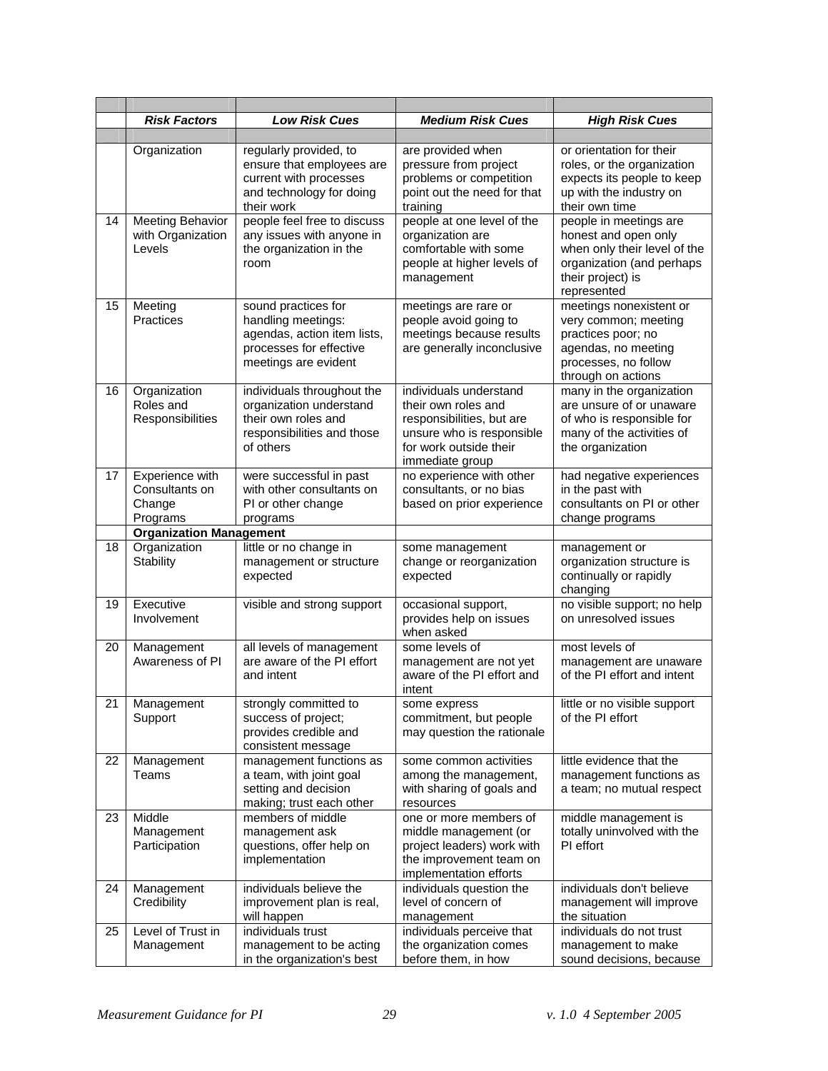| | Risk Factors | Low Risk Cues | Medium Risk Cues | High Risk Cues |
|---|---|---|---|---|
| | | | | |
| | Organization | regularly provided, to ensure that employees are current with processes and technology for doing their work | are provided when pressure from project problems or competition point out the need for that training | or orientation for their roles, or the organization expects its people to keep up with the industry on their own time |
| 14 | Meeting Behavior with Organization Levels | people feel free to discuss any issues with anyone in the organization in the room | people at one level of the organization are comfortable with some people at higher levels of management | people in meetings are honest and open only when only their level of the organization (and perhaps their project) is represented |
| 15 | Meeting Practices | sound practices for handling meetings: agendas, action item lists, processes for effective meetings are evident | meetings are rare or people avoid going to meetings because results are generally inconclusive | meetings nonexistent or very common; meeting practices poor; no agendas, no meeting processes, no follow through on actions |
| 16 | Organization Roles and Responsibilities | individuals throughout the organization understand their own roles and responsibilities and those of others | individuals understand their own roles and responsibilities, but are unsure who is responsible for work outside their immediate group | many in the organization are unsure of or unaware of who is responsible for many of the activities of the organization |
| 17 | Experience with Consultants on Change Programs | were successful in past with other consultants on PI or other change programs | no experience with other consultants, or no bias based on prior experience | had negative experiences in the past with consultants on PI or other change programs |
| | **Organization Management** | | | |
| 18 | Organization Stability | little or no change in management or structure expected | some management change or reorganization expected | management or organization structure is continually or rapidly changing |
| 19 | Executive Involvement | visible and strong support | occasional support, provides help on issues when asked | no visible support; no help on unresolved issues |
| 20 | Management Awareness of PI | all levels of management are aware of the PI effort and intent | some levels of management are not yet aware of the PI effort and intent | most levels of management are unaware of the PI effort and intent |
| 21 | Management Support | strongly committed to success of project; provides credible and consistent message | some express commitment, but people may question the rationale | little or no visible support of the PI effort |
| 22 | Management Teams | management functions as a team, with joint goal setting and decision making; trust each other | some common activities among the management, with sharing of goals and resources | little evidence that the management functions as a team; no mutual respect |
| 23 | Middle Management Participation | members of middle management ask questions, offer help on implementation | one or more members of middle management (or project leaders) work with the improvement team on implementation efforts | middle management is totally uninvolved with the PI effort |
| 24 | Management Credibility | individuals believe the improvement plan is real, will happen | individuals question the level of concern of management | individuals don't believe management will improve the situation |
| 25 | Level of Trust in Management | individuals trust management to be acting in the organization's best | individuals perceive that the organization comes before them, in how | individuals do not trust management to make sound decisions, because |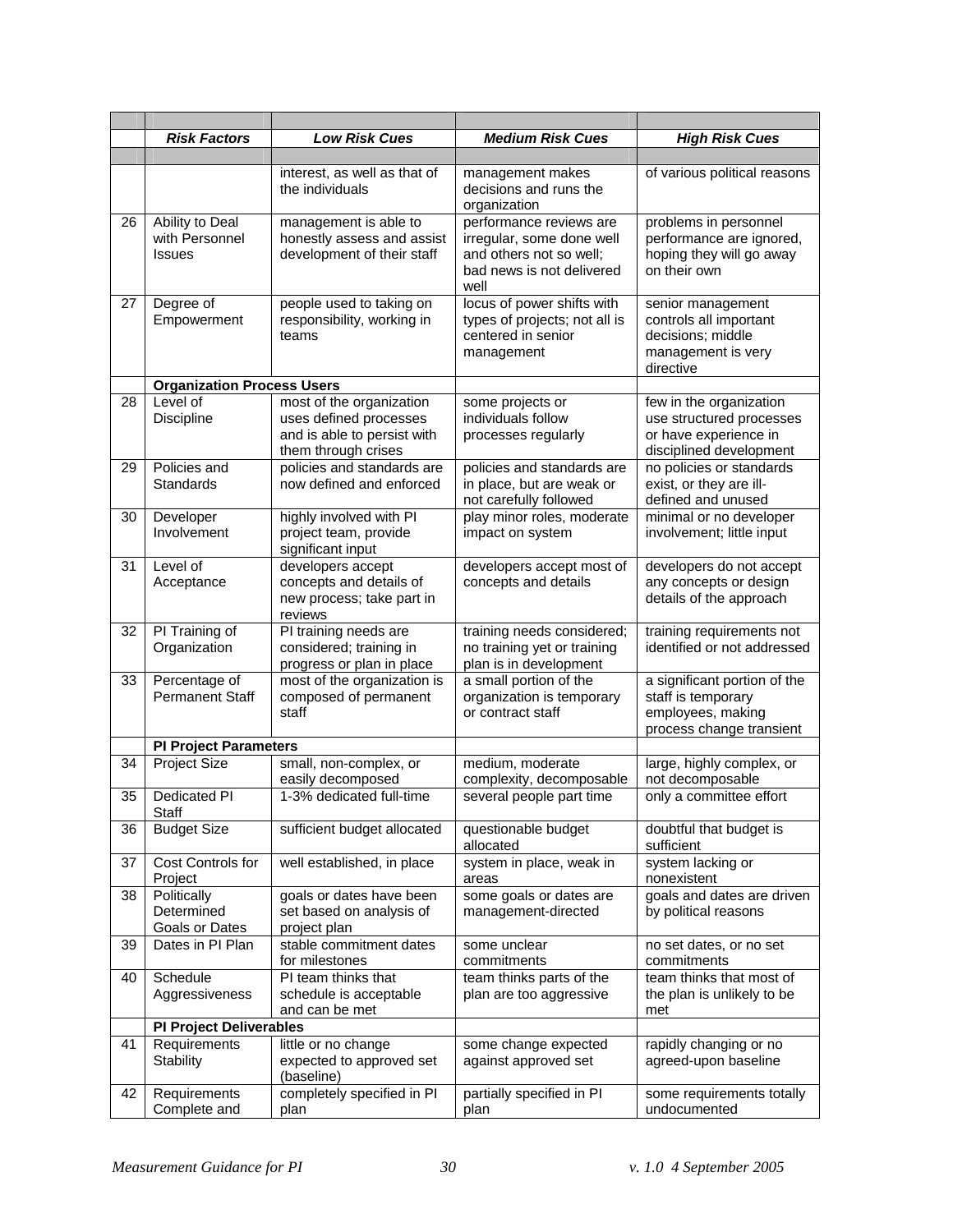|  | *Risk Factors* | *Low Risk Cues* | *Medium Risk Cues* | *High Risk Cues* |
|---|---|---|---|---|
|  |  | interest, as well as that of the individuals | management makes decisions and runs the organization | of various political reasons |
| 26 | Ability to Deal with Personnel Issues | management is able to honestly assess and assist development of their staff | performance reviews are irregular, some done well and others not so well; bad news is not delivered well | problems in personnel performance are ignored, hoping they will go away on their own |
| 27 | Degree of Empowerment | people used to taking on responsibility, working in teams | locus of power shifts with types of projects; not all is centered in senior management | senior management controls all important decisions; middle management is very directive |
|  | **Organization Process Users** |  |  |  |
| 28 | Level of Discipline | most of the organization uses defined processes and is able to persist with them through crises | some projects or individuals follow processes regularly | few in the organization use structured processes or have experience in disciplined development |
| 29 | Policies and Standards | policies and standards are now defined and enforced | policies and standards are in place, but are weak or not carefully followed | no policies or standards exist, or they are ill-defined and unused |
| 30 | Developer Involvement | highly involved with PI project team, provide significant input | play minor roles, moderate impact on system | minimal or no developer involvement; little input |
| 31 | Level of Acceptance | developers accept concepts and details of new process; take part in reviews | developers accept most of concepts and details | developers do not accept any concepts or design details of the approach |
| 32 | PI Training of Organization | PI training needs are considered; training in progress or plan in place | training needs considered; no training yet or training plan is in development | training requirements not identified or not addressed |
| 33 | Percentage of Permanent Staff | most of the organization is composed of permanent staff | a small portion of the organization is temporary or contract staff | a significant portion of the staff is temporary employees, making process change transient |
|  | **PI Project Parameters** |  |  |  |
| 34 | Project Size | small, non-complex, or easily decomposed | medium, moderate complexity, decomposable | large, highly complex, or not decomposable |
| 35 | Dedicated PI Staff | 1-3% dedicated full-time | several people part time | only a committee effort |
| 36 | Budget Size | sufficient budget allocated | questionable budget allocated | doubtful that budget is sufficient |
| 37 | Cost Controls for Project | well established, in place | system in place, weak in areas | system lacking or nonexistent |
| 38 | Politically Determined Goals or Dates | goals or dates have been set based on analysis of project plan | some goals or dates are management-directed | goals and dates are driven by political reasons |
| 39 | Dates in PI Plan | stable commitment dates for milestones | some unclear commitments | no set dates, or no set commitments |
| 40 | Schedule Aggressiveness | PI team thinks that schedule is acceptable and can be met | team thinks parts of the plan are too aggressive | team thinks that most of the plan is unlikely to be met |
|  | **PI Project Deliverables** |  |  |  |
| 41 | Requirements Stability | little or no change expected to approved set (baseline) | some change expected against approved set | rapidly changing or no agreed-upon baseline |
| 42 | Requirements Complete and | completely specified in PI plan | partially specified in PI plan | some requirements totally undocumented |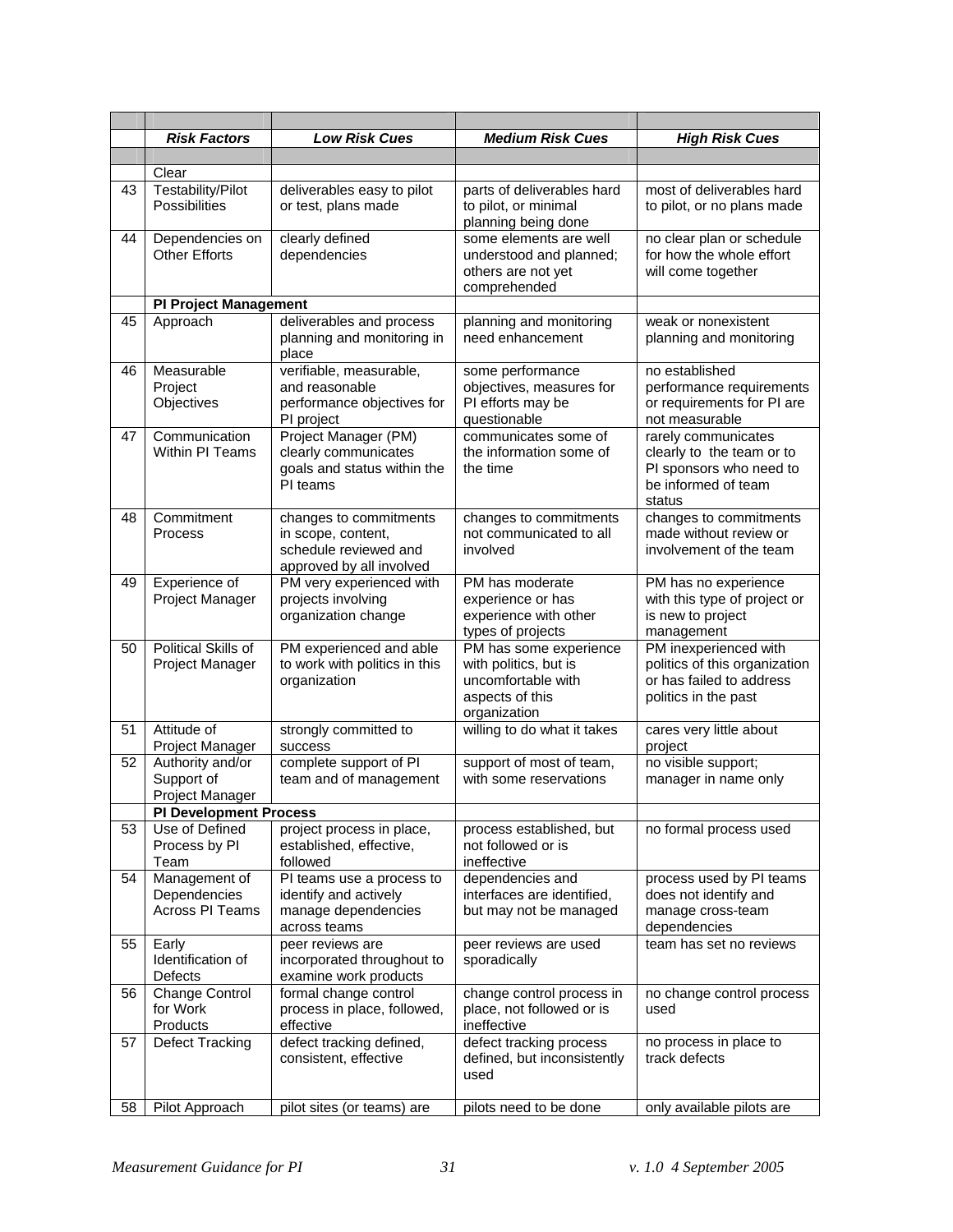| | Risk Factors | Low Risk Cues | Medium Risk Cues | High Risk Cues |
|---|---|---|---|---|
| | | | | |
| | Clear | | | |
| 43 | Testability/Pilot Possibilities | deliverables easy to pilot or test, plans made | parts of deliverables hard to pilot, or minimal planning being done | most of deliverables hard to pilot, or no plans made |
| 44 | Dependencies on Other Efforts | clearly defined dependencies | some elements are well understood and planned; others are not yet comprehended | no clear plan or schedule for how the whole effort will come together |
| | **PI Project Management** | | | |
| 45 | Approach | deliverables and process planning and monitoring in place | planning and monitoring need enhancement | weak or nonexistent planning and monitoring |
| 46 | Measurable Project Objectives | verifiable, measurable, and reasonable performance objectives for PI project | some performance objectives, measures for PI efforts may be questionable | no established performance requirements or requirements for PI are not measurable |
| 47 | Communication Within PI Teams | Project Manager (PM) clearly communicates goals and status within the PI teams | communicates some of the information some of the time | rarely communicates clearly to the team or to PI sponsors who need to be informed of team status |
| 48 | Commitment Process | changes to commitments in scope, content, schedule reviewed and approved by all involved | changes to commitments not communicated to all involved | changes to commitments made without review or involvement of the team |
| 49 | Experience of Project Manager | PM very experienced with projects involving organization change | PM has moderate experience or has experience with other types of projects | PM has no experience with this type of project or is new to project management |
| 50 | Political Skills of Project Manager | PM experienced and able to work with politics in this organization | PM has some experience with politics, but is uncomfortable with aspects of this organization | PM inexperienced with politics of this organization or has failed to address politics in the past |
| 51 | Attitude of Project Manager | strongly committed to success | willing to do what it takes | cares very little about project |
| 52 | Authority and/or Support of Project Manager | complete support of PI team and of management | support of most of team, with some reservations | no visible support; manager in name only |
| | **PI Development Process** | | | |
| 53 | Use of Defined Process by PI Team | project process in place, established, effective, followed | process established, but not followed or is ineffective | no formal process used |
| 54 | Management of Dependencies Across PI Teams | PI teams use a process to identify and actively manage dependencies across teams | dependencies and interfaces are identified, but may not be managed | process used by PI teams does not identify and manage cross-team dependencies |
| 55 | Early Identification of Defects | peer reviews are incorporated throughout to examine work products | peer reviews are used sporadically | team has set no reviews |
| 56 | Change Control for Work Products | formal change control process in place, followed, effective | change control process in place, not followed or is ineffective | no change control process used |
| 57 | Defect Tracking | defect tracking defined, consistent, effective | defect tracking process defined, but inconsistently used | no process in place to track defects |
| 58 | Pilot Approach | pilot sites (or teams) are | pilots need to be done | only available pilots are |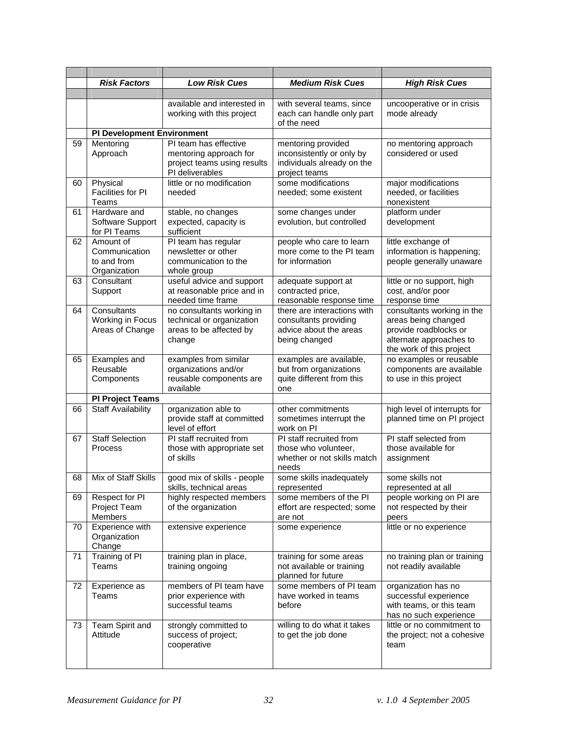| | Risk Factors | Low Risk Cues | Medium Risk Cues | High Risk Cues |
|---|---|---|---|---|
| | | available and interested in working with this project | with several teams, since each can handle only part of the need | uncooperative or in crisis mode already |
| | **PI Development Environment** | | | |
| 59 | Mentoring Approach | PI team has effective mentoring approach for project teams using results PI deliverables | mentoring provided inconsistently or only by individuals already on the project teams | no mentoring approach considered or used |
| 60 | Physical Facilities for PI Teams | little or no modification needed | some modifications needed; some existent | major modifications needed, or facilities nonexistent |
| 61 | Hardware and Software Support for PI Teams | stable, no changes expected, capacity is sufficient | some changes under evolution, but controlled | platform under development |
| 62 | Amount of Communication to and from Organization | PI team has regular newsletter or other communication to the whole group | people who care to learn more come to the PI team for information | little exchange of information is happening; people generally unaware |
| 63 | Consultant Support | useful advice and support at reasonable price and in needed time frame | adequate support at contracted price, reasonable response time | little or no support, high cost, and/or poor response time |
| 64 | Consultants Working in Focus Areas of Change | no consultants working in technical or organization areas to be affected by change | there are interactions with consultants providing advice about the areas being changed | consultants working in the areas being changed provide roadblocks or alternate approaches to the work of this project |
| 65 | Examples and Reusable Components | examples from similar organizations and/or reusable components are available | examples are available, but from organizations quite different from this one | no examples or reusable components are available to use in this project |
| | **PI Project Teams** | | | |
| 66 | Staff Availability | organization able to provide staff at committed level of effort | other commitments sometimes interrupt the work on PI | high level of interrupts for planned time on PI project |
| 67 | Staff Selection Process | PI staff recruited from those with appropriate set of skills | PI staff recruited from those who volunteer, whether or not skills match needs | PI staff selected from those available for assignment |
| 68 | Mix of Staff Skills | good mix of skills - people skills, technical areas | some skills inadequately represented | some skills not represented at all |
| 69 | Respect for PI Project Team Members | highly respected members of the organization | some members of the PI effort are respected; some are not | people working on PI are not respected by their peers |
| 70 | Experience with Organization Change | extensive experience | some experience | little or no experience |
| 71 | Training of PI Teams | training plan in place, training ongoing | training for some areas not available or training planned for future | no training plan or training not readily available |
| 72 | Experience as Teams | members of PI team have prior experience with successful teams | some members of PI team have worked in teams before | organization has no successful experience with teams, or this team has no such experience |
| 73 | Team Spirit and Attitude | strongly committed to success of project; cooperative | willing to do what it takes to get the job done | little or no commitment to the project; not a cohesive team |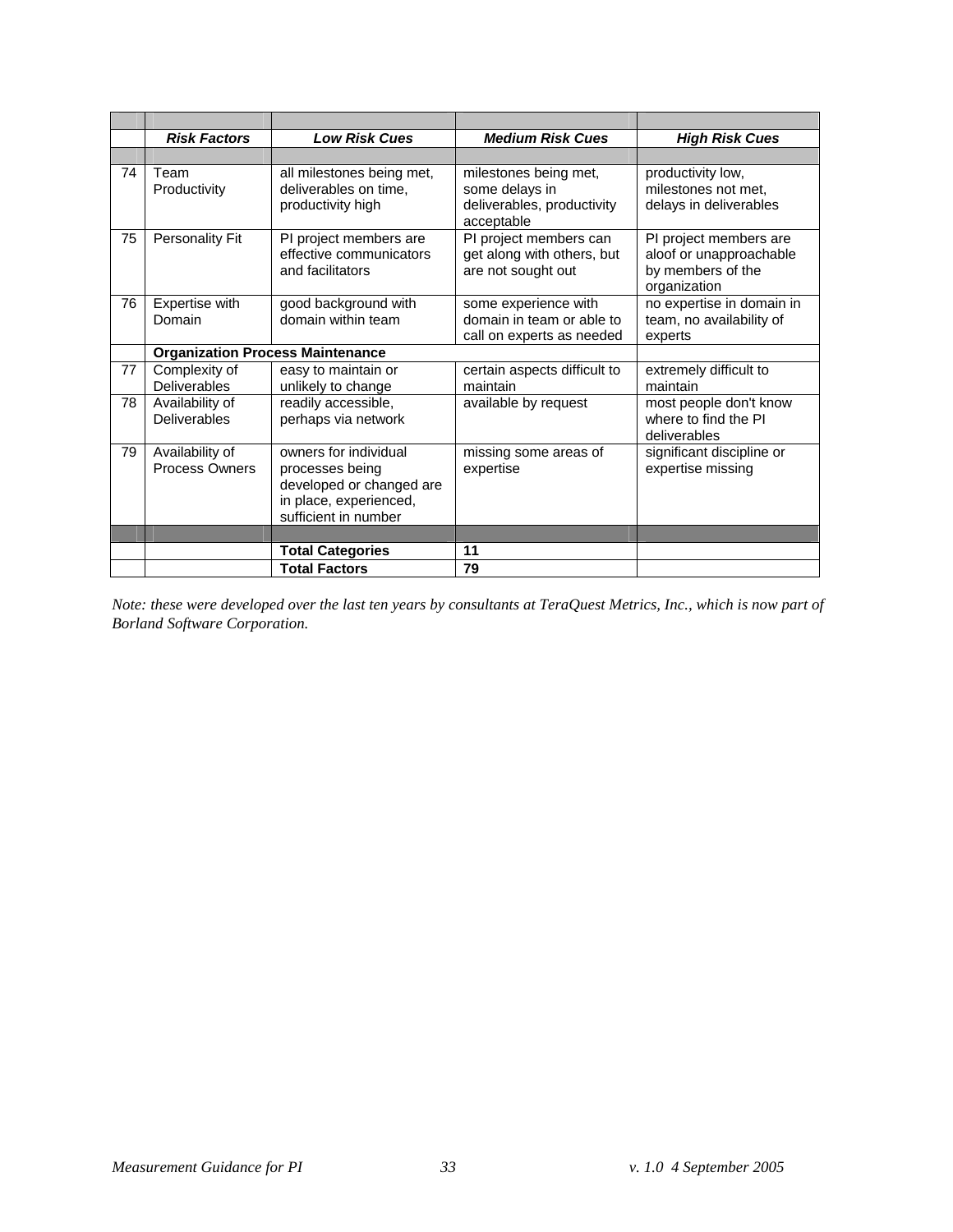| | *Risk Factors* | *Low Risk Cues* | *Medium Risk Cues* | *High Risk Cues* |
|---|---|---|---|---|
| 74 | Team Productivity | all milestones being met, deliverables on time, productivity high | milestones being met, some delays in deliverables, productivity acceptable | productivity low, milestones not met, delays in deliverables |
| 75 | Personality Fit | PI project members are effective communicators and facilitators | PI project members can get along with others, but are not sought out | PI project members are aloof or unapproachable by members of the organization |
| 76 | Expertise with Domain | good background with domain within team | some experience with domain in team or able to call on experts as needed | no expertise in domain in team, no availability of experts |
| | **Organization Process Maintenance** | | | |
| 77 | Complexity of Deliverables | easy to maintain or unlikely to change | certain aspects difficult to maintain | extremely difficult to maintain |
| 78 | Availability of Deliverables | readily accessible, perhaps via network | available by request | most people don't know where to find the PI deliverables |
| 79 | Availability of Process Owners | owners for individual processes being developed or changed are in place, experienced, sufficient in number | missing some areas of expertise | significant discipline or expertise missing |
| | | **Total Categories** | **11** | |
| | | **Total Factors** | **79** | |

*Note: these were developed over the last ten years by consultants at TeraQuest Metrics, Inc., which is now part of Borland Software Corporation.*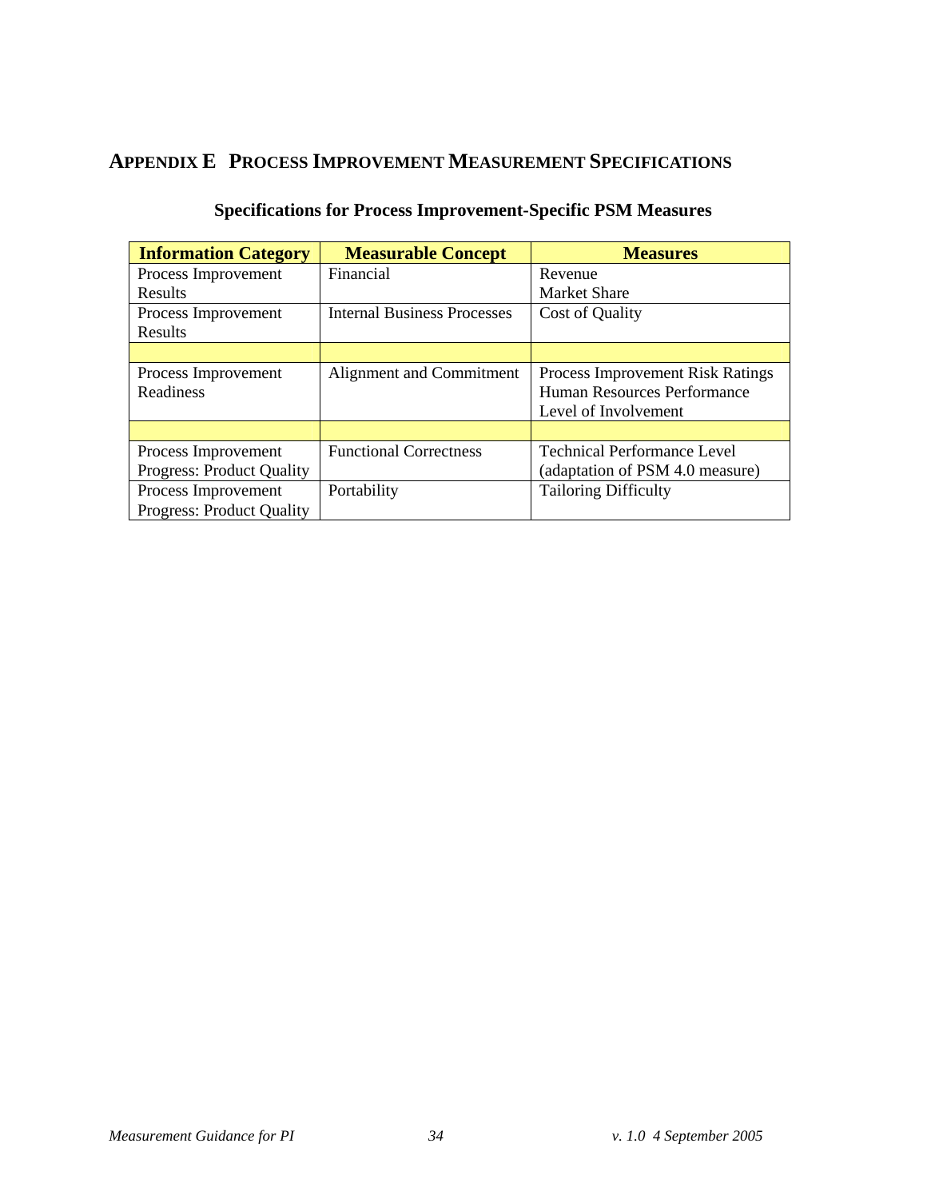# APPENDIX E PROCESS IMPROVEMENT MEASUREMENT SPECIFICATIONS

### Specifications for Process Improvement-Specific PSM Measures

| Information Category | Measurable Concept | Measures |
|---|---|---|
| Process Improvement Results | Financial | Revenue<br>Market Share |
| Process Improvement Results | Internal Business Processes | Cost of Quality |
| | | |
| Process Improvement Readiness | Alignment and Commitment | Process Improvement Risk Ratings<br>Human Resources Performance<br>Level of Involvement |
| | | |
| Process Improvement Progress: Product Quality | Functional Correctness | Technical Performance Level (adaptation of PSM 4.0 measure) |
| Process Improvement Progress: Product Quality | Portability | Tailoring Difficulty |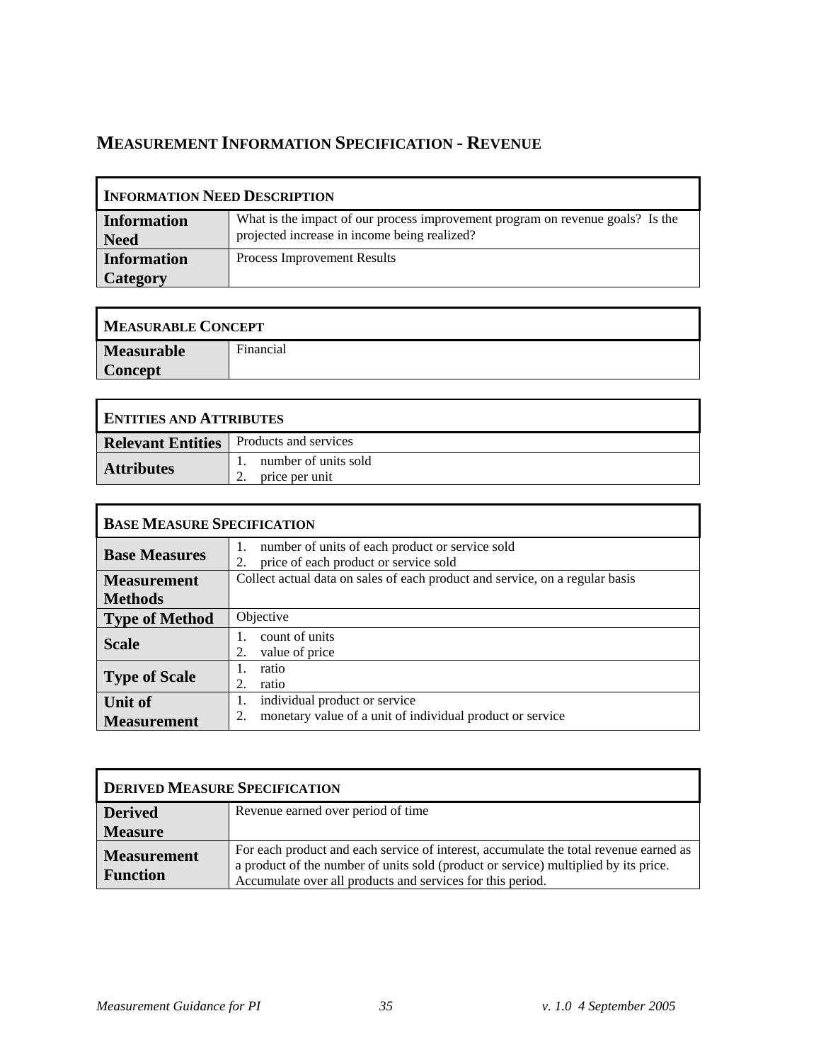## MEASUREMENT INFORMATION SPECIFICATION - REVENUE

| INFORMATION NEED DESCRIPTION | |
|---|---|
| **Information Need** | What is the impact of our process improvement program on revenue goals? Is the projected increase in income being realized? |
| **Information Category** | Process Improvement Results |

| MEASURABLE CONCEPT | |
|---|---|
| **Measurable Concept** | Financial |

| ENTITIES AND ATTRIBUTES | |
|---|---|
| **Relevant Entities** | Products and services |
| **Attributes** | 1. number of units sold<br>2. price per unit |

| BASE MEASURE SPECIFICATION | |
|---|---|
| **Base Measures** | 1. number of units of each product or service sold<br>2. price of each product or service sold |
| **Measurement Methods** | Collect actual data on sales of each product and service, on a regular basis |
| **Type of Method** | Objective |
| **Scale** | 1. count of units<br>2. value of price |
| **Type of Scale** | 1. ratio<br>2. ratio |
| **Unit of Measurement** | 1. individual product or service<br>2. monetary value of a unit of individual product or service |

| DERIVED MEASURE SPECIFICATION | |
|---|---|
| **Derived Measure** | Revenue earned over period of time |
| **Measurement Function** | For each product and each service of interest, accumulate the total revenue earned as a product of the number of units sold (product or service) multiplied by its price. Accumulate over all products and services for this period. |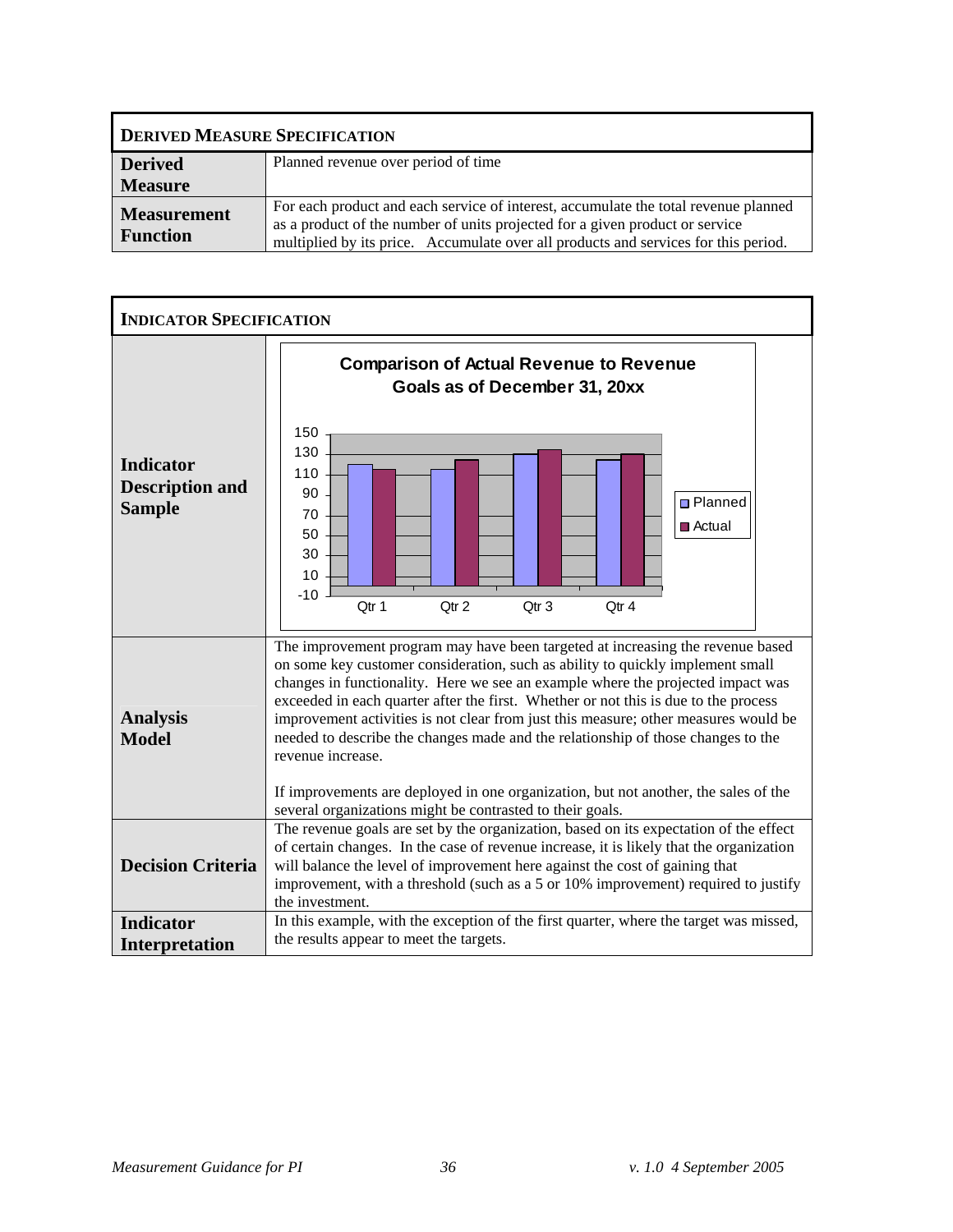| **DERIVED MEASURE SPECIFICATION** | |
|---|---|
| **Derived Measure** | Planned revenue over period of time |
| **Measurement Function** | For each product and each service of interest, accumulate the total revenue planned as a product of the number of units projected for a given product or service multiplied by its price. Accumulate over all products and services for this period. |

| **INDICATOR SPECIFICATION** | |
|---|---|
| **Indicator Description and Sample** | **Comparison of Actual Revenue to Revenue Goals as of December 31, 20xx** (bar chart: Planned vs. Actual for Qtr 1, Qtr 2, Qtr 3, Qtr 4; y-axis from -10 to 150) |
| **Analysis Model** | The improvement program may have been targeted at increasing the revenue based on some key customer consideration, such as ability to quickly implement small changes in functionality. Here we see an example where the projected impact was exceeded in each quarter after the first. Whether or not this is due to the process improvement activities is not clear from just this measure; other measures would be needed to describe the changes made and the relationship of those changes to the revenue increase.<br><br>If improvements are deployed in one organization, but not another, the sales of the several organizations might be contrasted to their goals. |
| **Decision Criteria** | The revenue goals are set by the organization, based on its expectation of the effect of certain changes. In the case of revenue increase, it is likely that the organization will balance the level of improvement here against the cost of gaining that improvement, with a threshold (such as a 5 or 10% improvement) required to justify the investment. |
| **Indicator Interpretation** | In this example, with the exception of the first quarter, where the target was missed, the results appear to meet the targets. |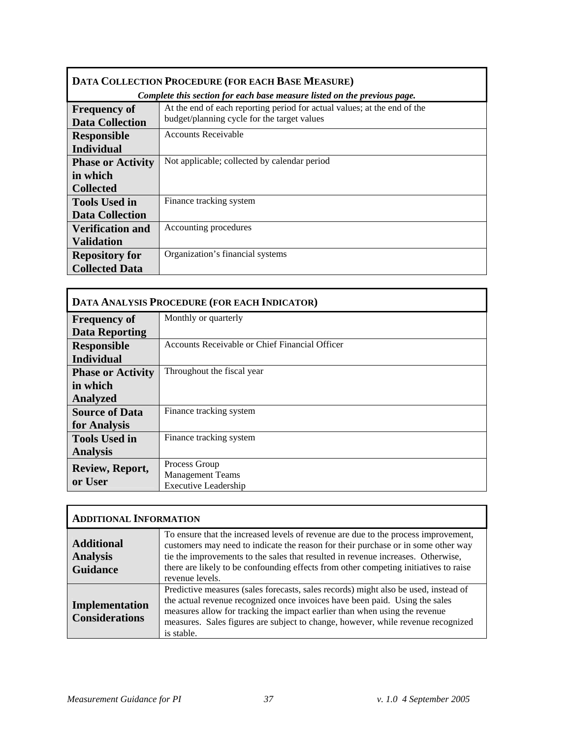| **DATA COLLECTION PROCEDURE (FOR EACH BASE MEASURE)** *Complete this section for each base measure listed on the previous page.* | |
|---|---|
| **Frequency of Data Collection** | At the end of each reporting period for actual values; at the end of the budget/planning cycle for the target values |
| **Responsible Individual** | Accounts Receivable |
| **Phase or Activity in which Collected** | Not applicable; collected by calendar period |
| **Tools Used in Data Collection** | Finance tracking system |
| **Verification and Validation** | Accounting procedures |
| **Repository for Collected Data** | Organization's financial systems |

| **DATA ANALYSIS PROCEDURE (FOR EACH INDICATOR)** | |
|---|---|
| **Frequency of Data Reporting** | Monthly or quarterly |
| **Responsible Individual** | Accounts Receivable or Chief Financial Officer |
| **Phase or Activity in which Analyzed** | Throughout the fiscal year |
| **Source of Data for Analysis** | Finance tracking system |
| **Tools Used in Analysis** | Finance tracking system |
| **Review, Report, or User** | Process Group<br>Management Teams<br>Executive Leadership |

| **ADDITIONAL INFORMATION** | |
|---|---|
| **Additional Analysis Guidance** | To ensure that the increased levels of revenue are due to the process improvement, customers may need to indicate the reason for their purchase or in some other way tie the improvements to the sales that resulted in revenue increases. Otherwise, there are likely to be confounding effects from other competing initiatives to raise revenue levels. |
| **Implementation Considerations** | Predictive measures (sales forecasts, sales records) might also be used, instead of the actual revenue recognized once invoices have been paid. Using the sales measures allow for tracking the impact earlier than when using the revenue measures. Sales figures are subject to change, however, while revenue recognized is stable. |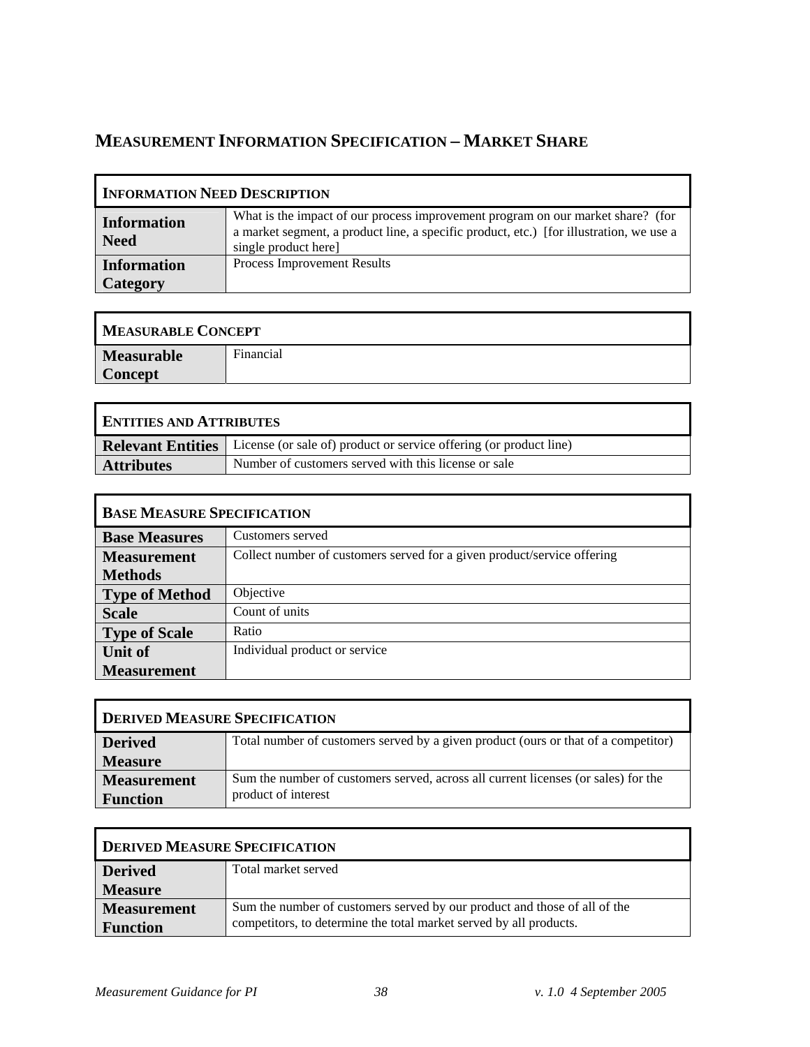## Measurement Information Specification – Market Share

| **Information Need Description** | |
|---|---|
| **Information Need** | What is the impact of our process improvement program on our market share? (for a market segment, a product line, a specific product, etc.) [for illustration, we use a single product here] |
| **Information Category** | Process Improvement Results |

| **Measurable Concept** | |
|---|---|
| **Measurable Concept** | Financial |

| **Entities and Attributes** | |
|---|---|
| **Relevant Entities** | License (or sale of) product or service offering (or product line) |
| **Attributes** | Number of customers served with this license or sale |

| **Base Measure Specification** | |
|---|---|
| **Base Measures** | Customers served |
| **Measurement Methods** | Collect number of customers served for a given product/service offering |
| **Type of Method** | Objective |
| **Scale** | Count of units |
| **Type of Scale** | Ratio |
| **Unit of Measurement** | Individual product or service |

| **Derived Measure Specification** | |
|---|---|
| **Derived Measure** | Total number of customers served by a given product (ours or that of a competitor) |
| **Measurement Function** | Sum the number of customers served, across all current licenses (or sales) for the product of interest |

| **Derived Measure Specification** | |
|---|---|
| **Derived Measure** | Total market served |
| **Measurement Function** | Sum the number of customers served by our product and those of all of the competitors, to determine the total market served by all products. |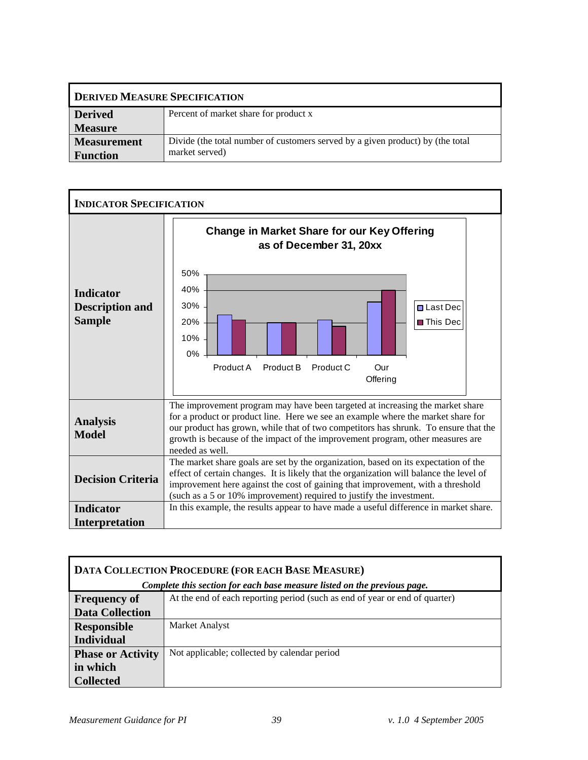| **DERIVED MEASURE SPECIFICATION** | |
|---|---|
| **Derived Measure** | Percent of market share for product x |
| **Measurement Function** | Divide (the total number of customers served by a given product) by (the total market served) |

| **INDICATOR SPECIFICATION** | |
|---|---|
| **Indicator Description and Sample** | **Change in Market Share for our Key Offering as of December 31, 20xx** (chart: Last Dec / This Dec for Product A, Product B, Product C, Our Offering; axis 0%–50%) |
| **Analysis Model** | The improvement program may have been targeted at increasing the market share for a product or product line. Here we see an example where the market share for our product has grown, while that of two competitors has shrunk. To ensure that the growth is because of the impact of the improvement program, other measures are needed as well. |
| **Decision Criteria** | The market share goals are set by the organization, based on its expectation of the effect of certain changes. It is likely that the organization will balance the level of improvement here against the cost of gaining that improvement, with a threshold (such as a 5 or 10% improvement) required to justify the investment. |
| **Indicator Interpretation** | In this example, the results appear to have made a useful difference in market share. |

| **DATA COLLECTION PROCEDURE (FOR EACH BASE MEASURE)** *Complete this section for each base measure listed on the previous page.* | |
|---|---|
| **Frequency of Data Collection** | At the end of each reporting period (such as end of year or end of quarter) |
| **Responsible Individual** | Market Analyst |
| **Phase or Activity in which Collected** | Not applicable; collected by calendar period |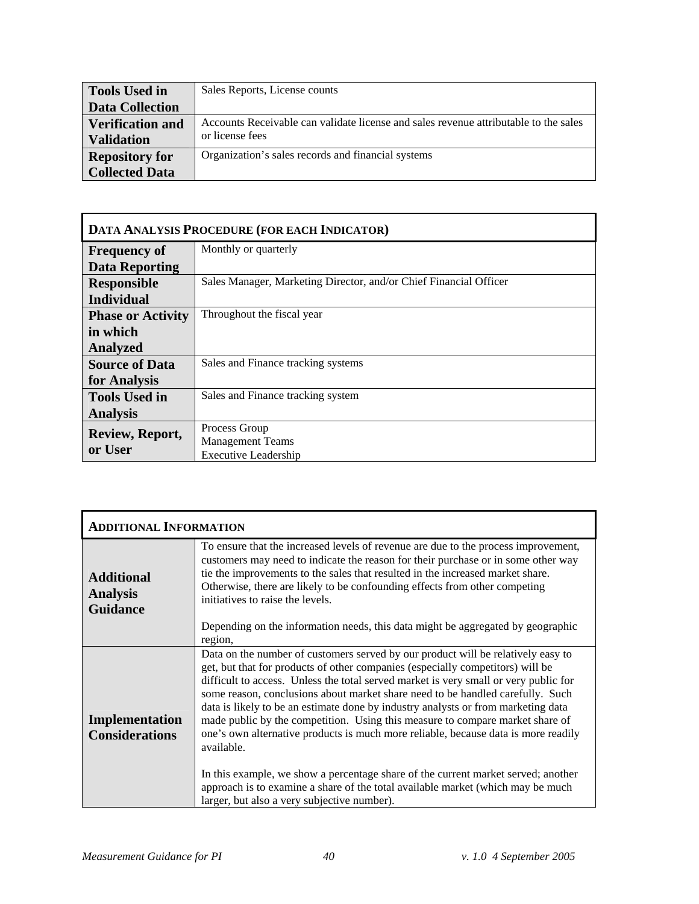| | |
|---|---|
| **Tools Used in Data Collection** | Sales Reports, License counts |
| **Verification and Validation** | Accounts Receivable can validate license and sales revenue attributable to the sales or license fees |
| **Repository for Collected Data** | Organization's sales records and financial systems |

| **DATA ANALYSIS PROCEDURE (FOR EACH INDICATOR)** | |
|---|---|
| **Frequency of Data Reporting** | Monthly or quarterly |
| **Responsible Individual** | Sales Manager, Marketing Director, and/or Chief Financial Officer |
| **Phase or Activity in which Analyzed** | Throughout the fiscal year |
| **Source of Data for Analysis** | Sales and Finance tracking systems |
| **Tools Used in Analysis** | Sales and Finance tracking system |
| **Review, Report, or User** | Process Group<br>Management Teams<br>Executive Leadership |

| **ADDITIONAL INFORMATION** | |
|---|---|
| **Additional Analysis Guidance** | To ensure that the increased levels of revenue are due to the process improvement, customers may need to indicate the reason for their purchase or in some other way tie the improvements to the sales that resulted in the increased market share. Otherwise, there are likely to be confounding effects from other competing initiatives to raise the levels.<br><br>Depending on the information needs, this data might be aggregated by geographic region, |
| **Implementation Considerations** | Data on the number of customers served by our product will be relatively easy to get, but that for products of other companies (especially competitors) will be difficult to access. Unless the total served market is very small or very public for some reason, conclusions about market share need to be handled carefully. Such data is likely to be an estimate done by industry analysts or from marketing data made public by the competition. Using this measure to compare market share of one's own alternative products is much more reliable, because data is more readily available.<br><br>In this example, we show a percentage share of the current market served; another approach is to examine a share of the total available market (which may be much larger, but also a very subjective number). |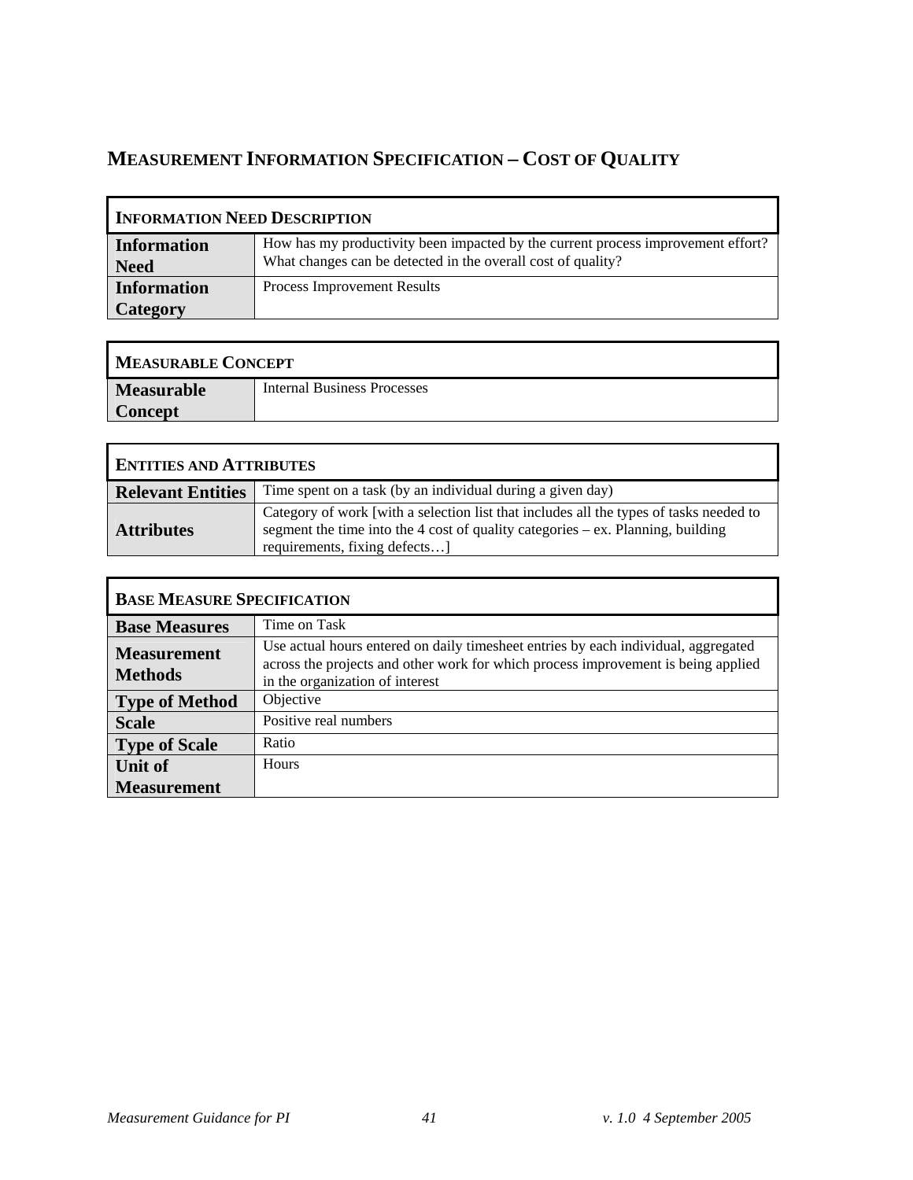## MEASUREMENT INFORMATION SPECIFICATION – COST OF QUALITY

| INFORMATION NEED DESCRIPTION | |
|---|---|
| **Information Need** | How has my productivity been impacted by the current process improvement effort? What changes can be detected in the overall cost of quality? |
| **Information Category** | Process Improvement Results |

| MEASURABLE CONCEPT | |
|---|---|
| **Measurable Concept** | Internal Business Processes |

| ENTITIES AND ATTRIBUTES | |
|---|---|
| **Relevant Entities** | Time spent on a task (by an individual during a given day) |
| **Attributes** | Category of work [with a selection list that includes all the types of tasks needed to segment the time into the 4 cost of quality categories – ex. Planning, building requirements, fixing defects…] |

| BASE MEASURE SPECIFICATION | |
|---|---|
| **Base Measures** | Time on Task |
| **Measurement Methods** | Use actual hours entered on daily timesheet entries by each individual, aggregated across the projects and other work for which process improvement is being applied in the organization of interest |
| **Type of Method** | Objective |
| **Scale** | Positive real numbers |
| **Type of Scale** | Ratio |
| **Unit of Measurement** | Hours |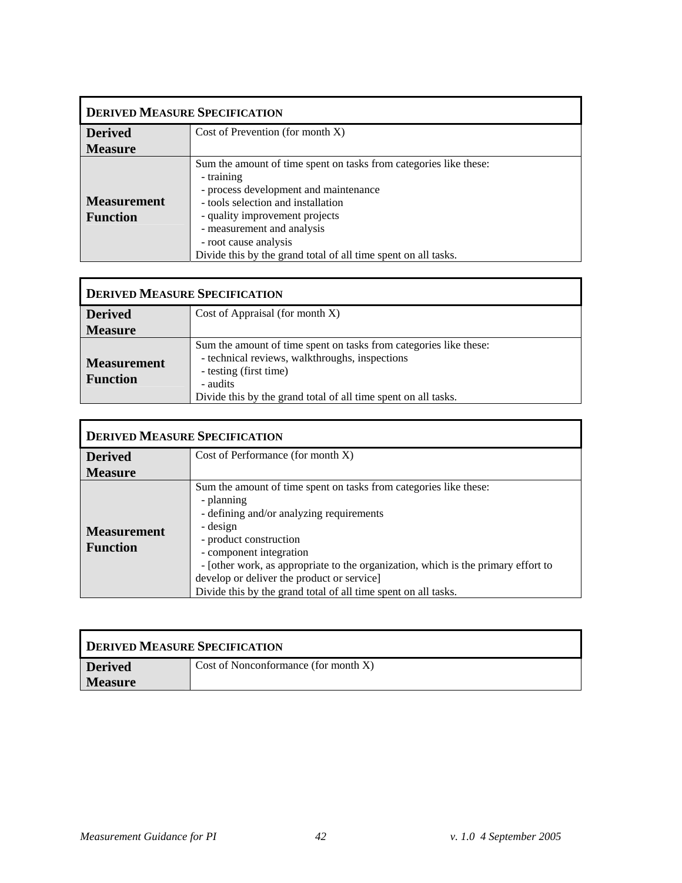| DERIVED MEASURE SPECIFICATION | |
|---|---|
| **Derived Measure** | Cost of Prevention (for month X) |
| **Measurement Function** | Sum the amount of time spent on tasks from categories like these:<br>- training<br>- process development and maintenance<br>- tools selection and installation<br>- quality improvement projects<br>- measurement and analysis<br>- root cause analysis<br>Divide this by the grand total of all time spent on all tasks. |

| DERIVED MEASURE SPECIFICATION | |
|---|---|
| **Derived Measure** | Cost of Appraisal (for month X) |
| **Measurement Function** | Sum the amount of time spent on tasks from categories like these:<br>- technical reviews, walkthroughs, inspections<br>- testing (first time)<br>- audits<br>Divide this by the grand total of all time spent on all tasks. |

| DERIVED MEASURE SPECIFICATION | |
|---|---|
| **Derived Measure** | Cost of Performance (for month X) |
| **Measurement Function** | Sum the amount of time spent on tasks from categories like these:<br>- planning<br>- defining and/or analyzing requirements<br>- design<br>- product construction<br>- component integration<br>- [other work, as appropriate to the organization, which is the primary effort to develop or deliver the product or service]<br>Divide this by the grand total of all time spent on all tasks. |

| DERIVED MEASURE SPECIFICATION | |
|---|---|
| **Derived Measure** | Cost of Nonconformance (for month X) |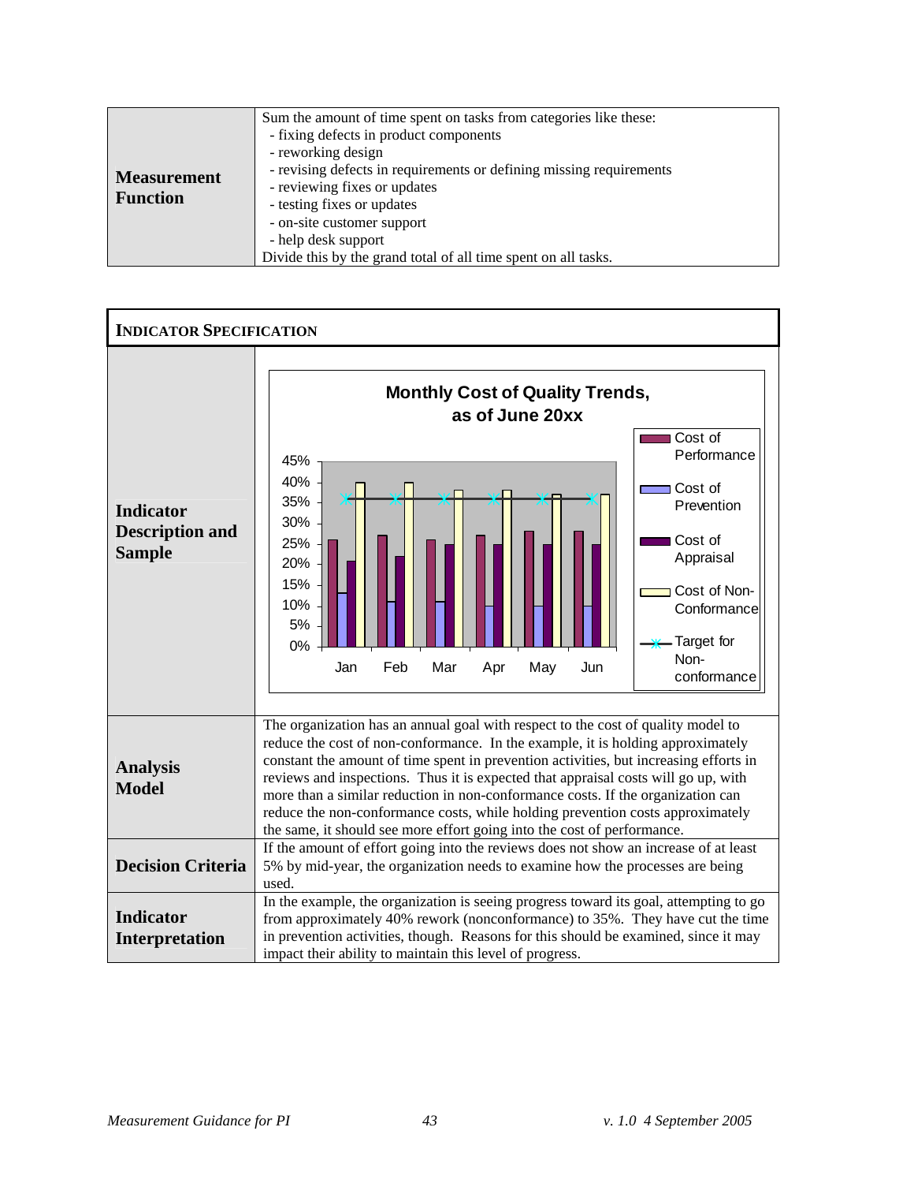| | |
|---|---|
| **Measurement Function** | Sum the amount of time spent on tasks from categories like these:<br>- fixing defects in product components<br>- reworking design<br>- revising defects in requirements or defining missing requirements<br>- reviewing fixes or updates<br>- testing fixes or updates<br>- on-site customer support<br>- help desk support<br>Divide this by the grand total of all time spent on all tasks. |

| **INDICATOR SPECIFICATION** | |
|---|---|
| **Indicator Description and Sample** | **Monthly Cost of Quality Trends, as of June 20xx**<br>(Chart: Cost of Performance, Cost of Prevention, Cost of Appraisal, Cost of Non-Conformance, Target for Non-conformance; Jan–Jun; 0%–45%) |
| **Analysis Model** | The organization has an annual goal with respect to the cost of quality model to reduce the cost of non-conformance. In the example, it is holding approximately constant the amount of time spent in prevention activities, but increasing efforts in reviews and inspections. Thus it is expected that appraisal costs will go up, with more than a similar reduction in non-conformance costs. If the organization can reduce the non-conformance costs, while holding prevention costs approximately the same, it should see more effort going into the cost of performance. |
| **Decision Criteria** | If the amount of effort going into the reviews does not show an increase of at least 5% by mid-year, the organization needs to examine how the processes are being used. |
| **Indicator Interpretation** | In the example, the organization is seeing progress toward its goal, attempting to go from approximately 40% rework (nonconformance) to 35%. They have cut the time in prevention activities, though. Reasons for this should be examined, since it may impact their ability to maintain this level of progress. |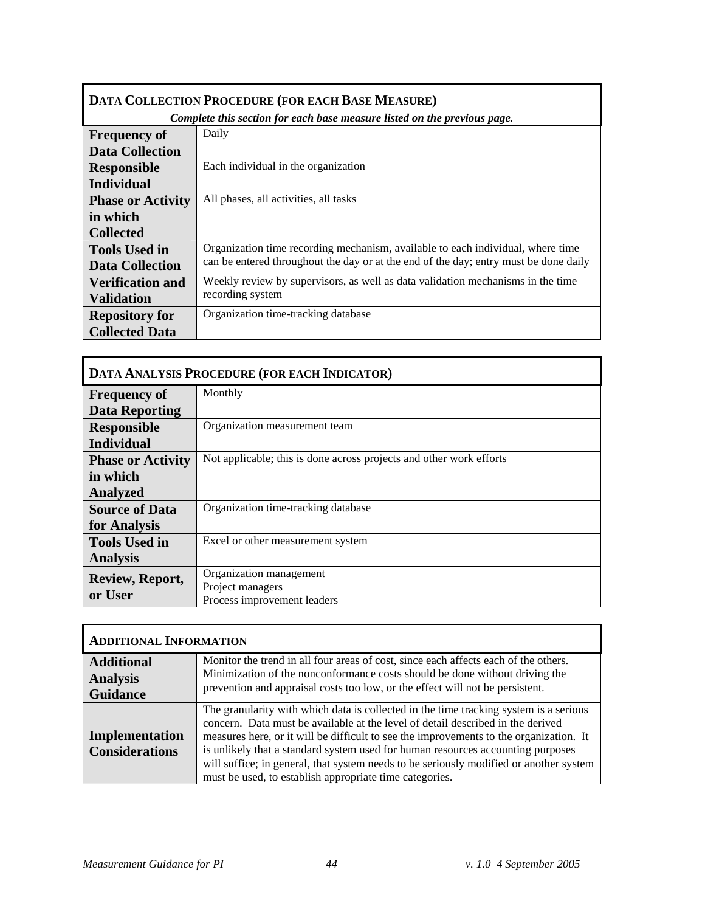| **DATA COLLECTION PROCEDURE (FOR EACH BASE MEASURE)** *Complete this section for each base measure listed on the previous page.* | |
|---|---|
| **Frequency of Data Collection** | Daily |
| **Responsible Individual** | Each individual in the organization |
| **Phase or Activity in which Collected** | All phases, all activities, all tasks |
| **Tools Used in Data Collection** | Organization time recording mechanism, available to each individual, where time can be entered throughout the day or at the end of the day; entry must be done daily |
| **Verification and Validation** | Weekly review by supervisors, as well as data validation mechanisms in the time recording system |
| **Repository for Collected Data** | Organization time-tracking database |

| **DATA ANALYSIS PROCEDURE (FOR EACH INDICATOR)** | |
|---|---|
| **Frequency of Data Reporting** | Monthly |
| **Responsible Individual** | Organization measurement team |
| **Phase or Activity in which Analyzed** | Not applicable; this is done across projects and other work efforts |
| **Source of Data for Analysis** | Organization time-tracking database |
| **Tools Used in Analysis** | Excel or other measurement system |
| **Review, Report, or User** | Organization management<br>Project managers<br>Process improvement leaders |

| **ADDITIONAL INFORMATION** | |
|---|---|
| **Additional Analysis Guidance** | Monitor the trend in all four areas of cost, since each affects each of the others. Minimization of the nonconformance costs should be done without driving the prevention and appraisal costs too low, or the effect will not be persistent. |
| **Implementation Considerations** | The granularity with which data is collected in the time tracking system is a serious concern. Data must be available at the level of detail described in the derived measures here, or it will be difficult to see the improvements to the organization. It is unlikely that a standard system used for human resources accounting purposes will suffice; in general, that system needs to be seriously modified or another system must be used, to establish appropriate time categories. |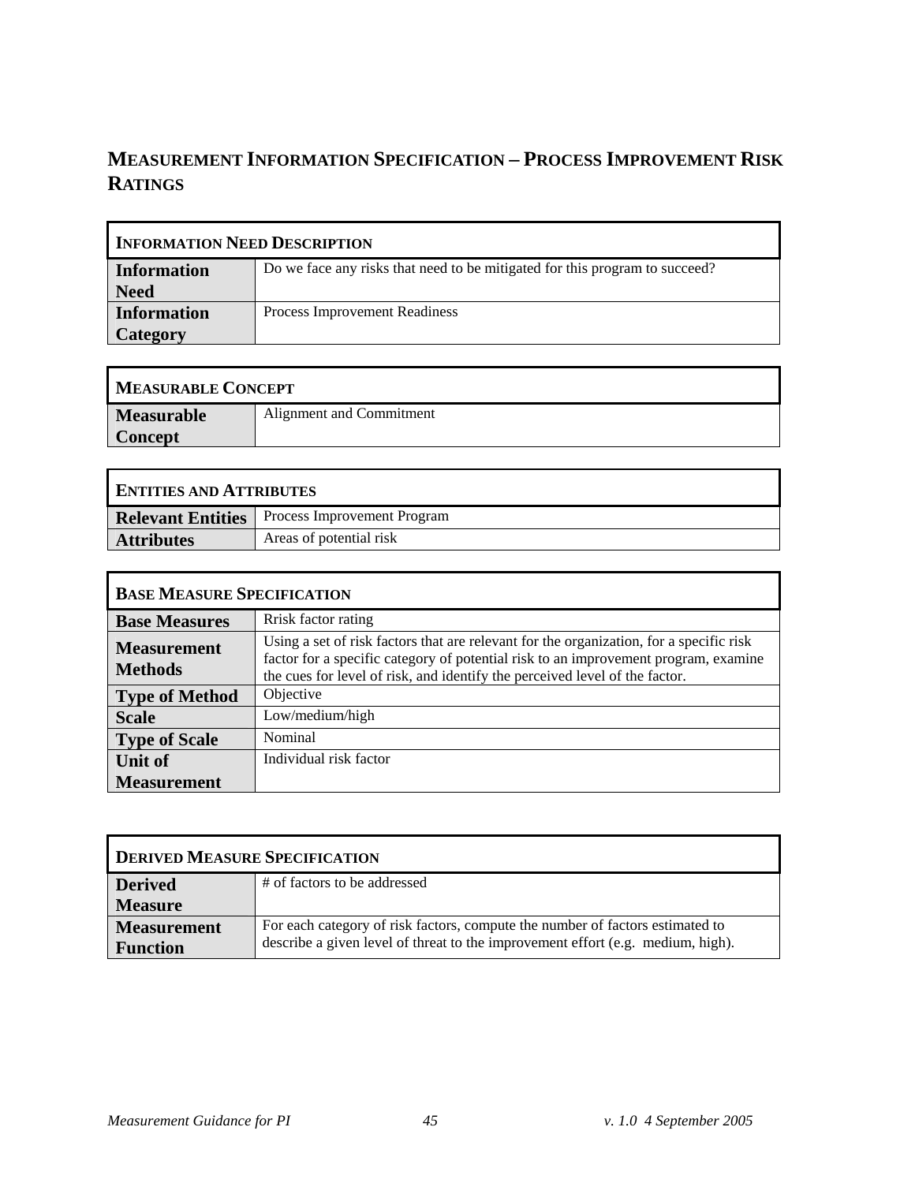## Measurement Information Specification – Process Improvement Risk Ratings

| **Information Need Description** | |
|---|---|
| **Information Need** | Do we face any risks that need to be mitigated for this program to succeed? |
| **Information Category** | Process Improvement Readiness |

| **Measurable Concept** | |
|---|---|
| **Measurable Concept** | Alignment and Commitment |

| **Entities and Attributes** | |
|---|---|
| **Relevant Entities** | Process Improvement Program |
| **Attributes** | Areas of potential risk |

| **Base Measure Specification** | |
|---|---|
| **Base Measures** | Rrisk factor rating |
| **Measurement Methods** | Using a set of risk factors that are relevant for the organization, for a specific risk factor for a specific category of potential risk to an improvement program, examine the cues for level of risk, and identify the perceived level of the factor. |
| **Type of Method** | Objective |
| **Scale** | Low/medium/high |
| **Type of Scale** | Nominal |
| **Unit of Measurement** | Individual risk factor |

| **Derived Measure Specification** | |
|---|---|
| **Derived Measure** | # of factors to be addressed |
| **Measurement Function** | For each category of risk factors, compute the number of factors estimated to describe a given level of threat to the improvement effort (e.g. medium, high). |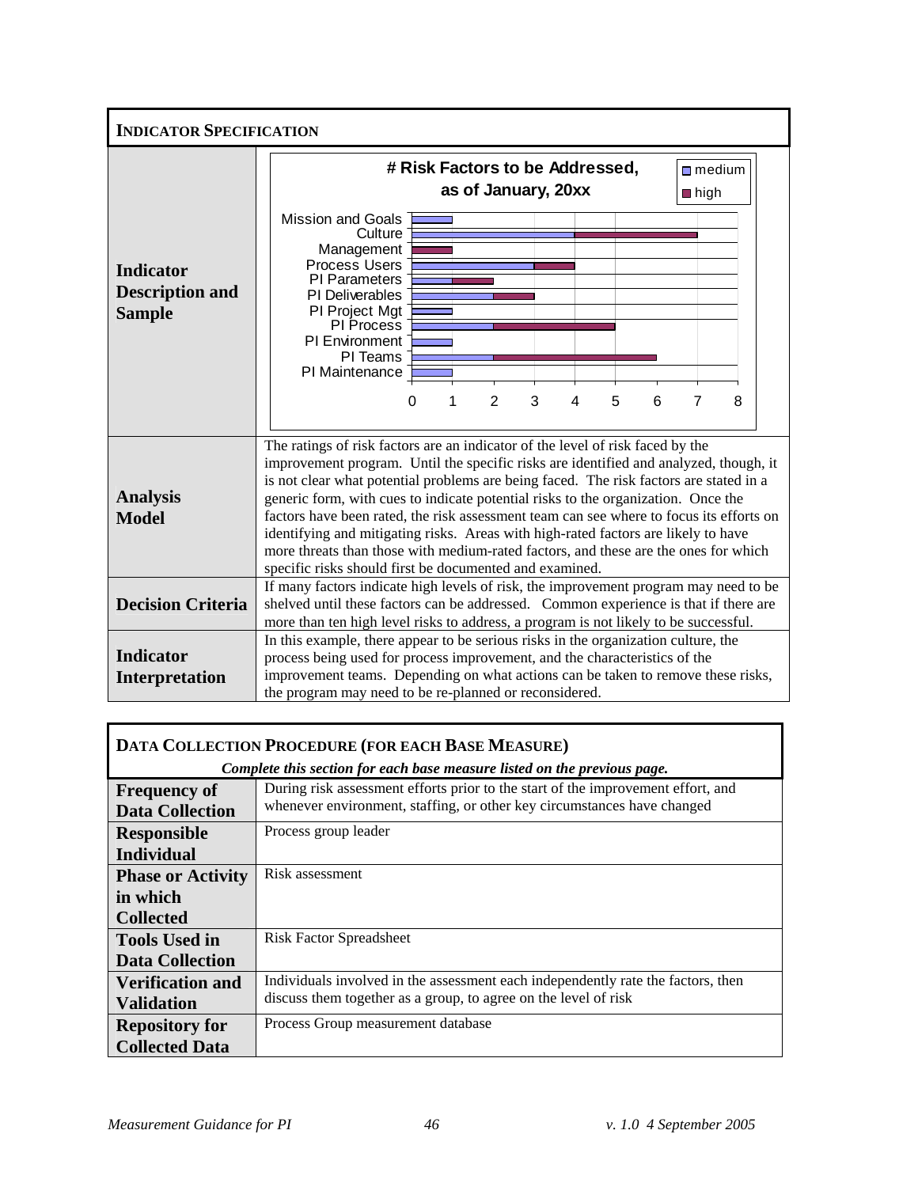## INDICATOR SPECIFICATION

| | |
|---|---|
| **Indicator Description and Sample** | **# Risk Factors to be Addressed, as of January, 20xx** (chart: medium / high; Mission and Goals, Culture, Management, Process Users, PI Parameters, PI Deliverables, PI Project Mgt, PI Process, PI Environment, PI Teams, PI Maintenance; axis 0–8) |
| **Analysis Model** | The ratings of risk factors are an indicator of the level of risk faced by the improvement program. Until the specific risks are identified and analyzed, though, it is not clear what potential problems are being faced. The risk factors are stated in a generic form, with cues to indicate potential risks to the organization. Once the factors have been rated, the risk assessment team can see where to focus its efforts on identifying and mitigating risks. Areas with high-rated factors are likely to have more threats than those with medium-rated factors, and these are the ones for which specific risks should first be documented and examined. |
| **Decision Criteria** | If many factors indicate high levels of risk, the improvement program may need to be shelved until these factors can be addressed. Common experience is that if there are more than ten high level risks to address, a program is not likely to be successful. |
| **Indicator Interpretation** | In this example, there appear to be serious risks in the organization culture, the process being used for process improvement, and the characteristics of the improvement teams. Depending on what actions can be taken to remove these risks, the program may need to be re-planned or reconsidered. |

## DATA COLLECTION PROCEDURE (FOR EACH BASE MEASURE)

*Complete this section for each base measure listed on the previous page.*

| | |
|---|---|
| **Frequency of Data Collection** | During risk assessment efforts prior to the start of the improvement effort, and whenever environment, staffing, or other key circumstances have changed |
| **Responsible Individual** | Process group leader |
| **Phase or Activity in which Collected** | Risk assessment |
| **Tools Used in Data Collection** | Risk Factor Spreadsheet |
| **Verification and Validation** | Individuals involved in the assessment each independently rate the factors, then discuss them together as a group, to agree on the level of risk |
| **Repository for Collected Data** | Process Group measurement database |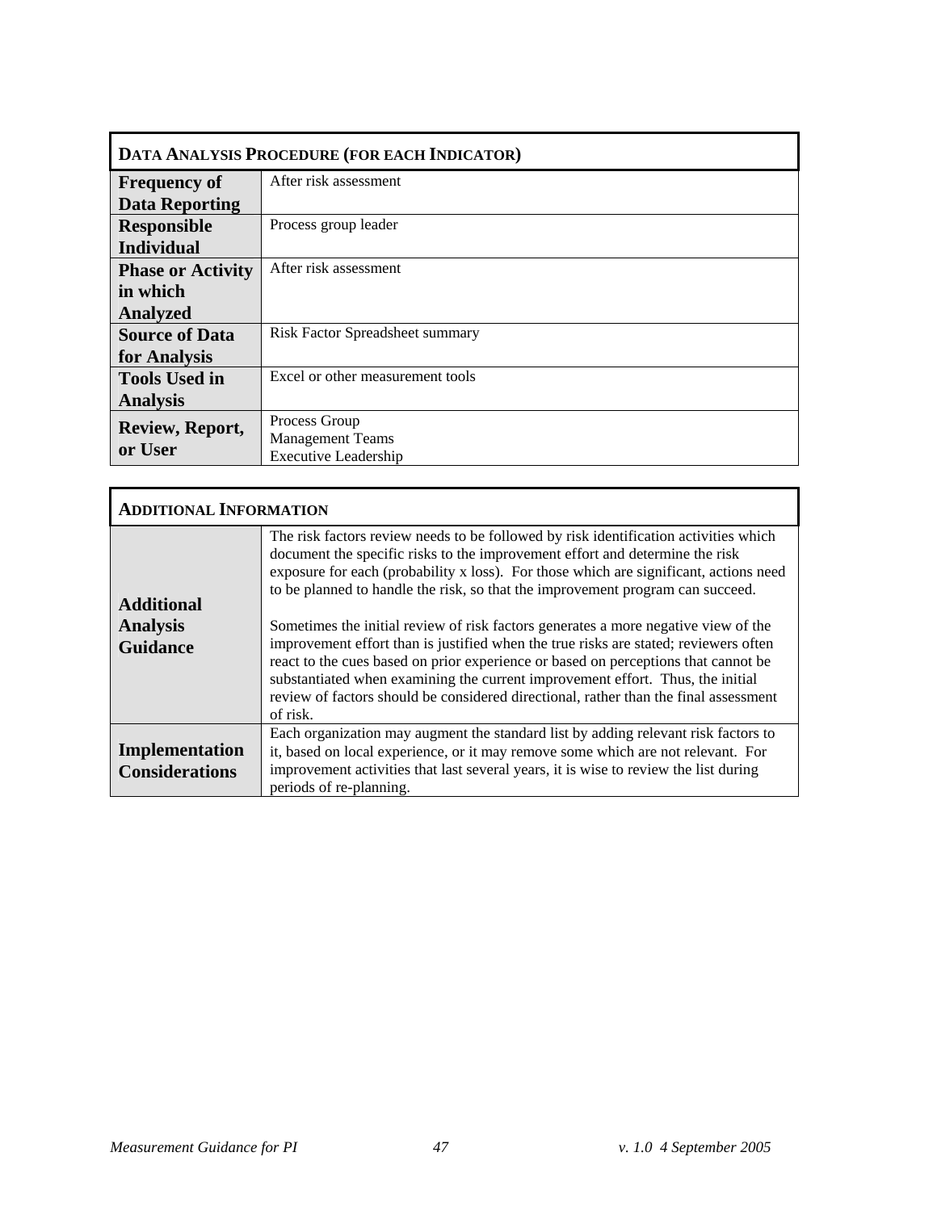| DATA ANALYSIS PROCEDURE (FOR EACH INDICATOR) | |
|---|---|
| **Frequency of Data Reporting** | After risk assessment |
| **Responsible Individual** | Process group leader |
| **Phase or Activity in which Analyzed** | After risk assessment |
| **Source of Data for Analysis** | Risk Factor Spreadsheet summary |
| **Tools Used in Analysis** | Excel or other measurement tools |
| **Review, Report, or User** | Process Group<br>Management Teams<br>Executive Leadership |

| ADDITIONAL INFORMATION | |
|---|---|
| **Additional Analysis Guidance** | The risk factors review needs to be followed by risk identification activities which document the specific risks to the improvement effort and determine the risk exposure for each (probability x loss). For those which are significant, actions need to be planned to handle the risk, so that the improvement program can succeed.<br><br>Sometimes the initial review of risk factors generates a more negative view of the improvement effort than is justified when the true risks are stated; reviewers often react to the cues based on prior experience or based on perceptions that cannot be substantiated when examining the current improvement effort. Thus, the initial review of factors should be considered directional, rather than the final assessment of risk. |
| **Implementation Considerations** | Each organization may augment the standard list by adding relevant risk factors to it, based on local experience, or it may remove some which are not relevant. For improvement activities that last several years, it is wise to review the list during periods of re-planning. |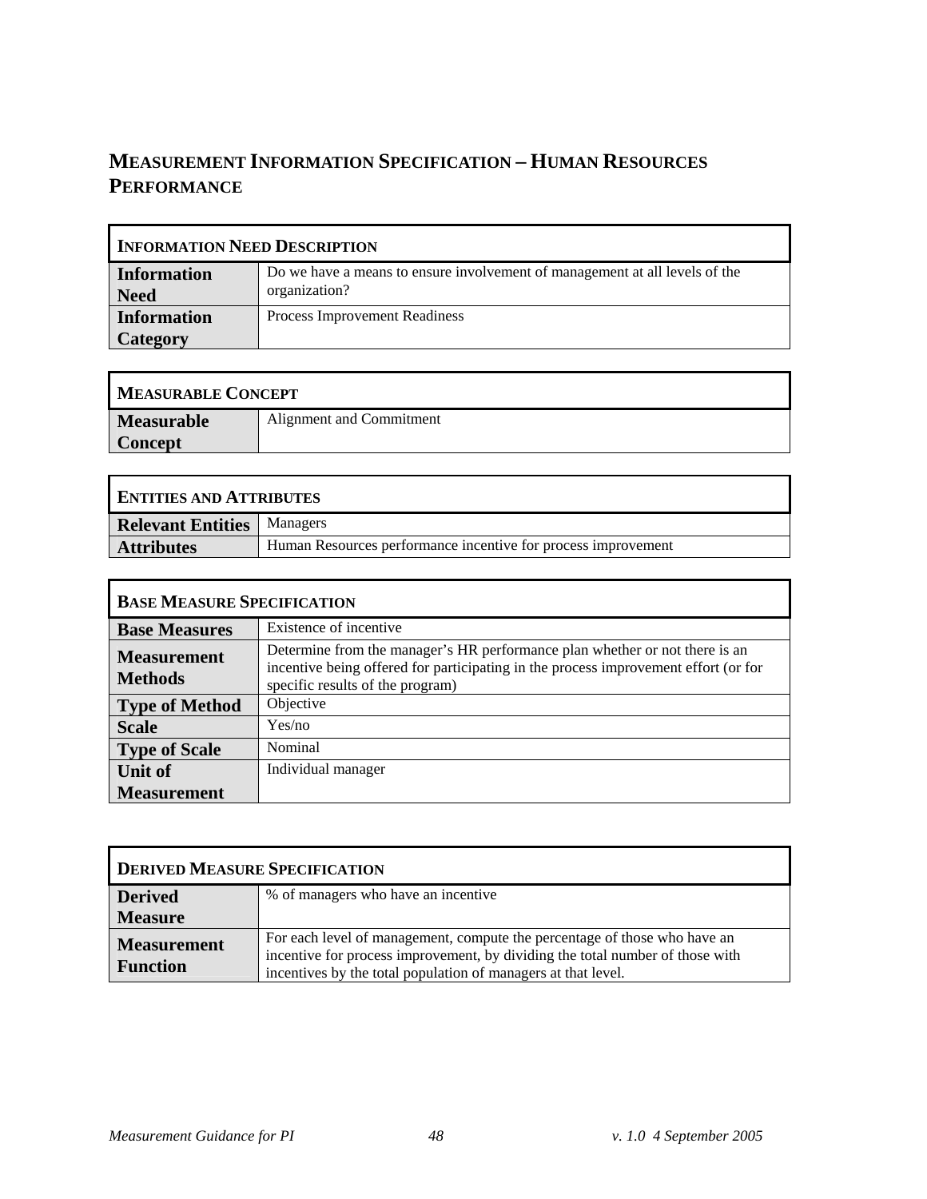## MEASUREMENT INFORMATION SPECIFICATION – HUMAN RESOURCES PERFORMANCE

| INFORMATION NEED DESCRIPTION | |
|---|---|
| **Information Need** | Do we have a means to ensure involvement of management at all levels of the organization? |
| **Information Category** | Process Improvement Readiness |

| MEASURABLE CONCEPT | |
|---|---|
| **Measurable Concept** | Alignment and Commitment |

| ENTITIES AND ATTRIBUTES | |
|---|---|
| **Relevant Entities** | Managers |
| **Attributes** | Human Resources performance incentive for process improvement |

| BASE MEASURE SPECIFICATION | |
|---|---|
| **Base Measures** | Existence of incentive |
| **Measurement Methods** | Determine from the manager's HR performance plan whether or not there is an incentive being offered for participating in the process improvement effort (or for specific results of the program) |
| **Type of Method** | Objective |
| **Scale** | Yes/no |
| **Type of Scale** | Nominal |
| **Unit of Measurement** | Individual manager |

| DERIVED MEASURE SPECIFICATION | |
|---|---|
| **Derived Measure** | % of managers who have an incentive |
| **Measurement Function** | For each level of management, compute the percentage of those who have an incentive for process improvement, by dividing the total number of those with incentives by the total population of managers at that level. |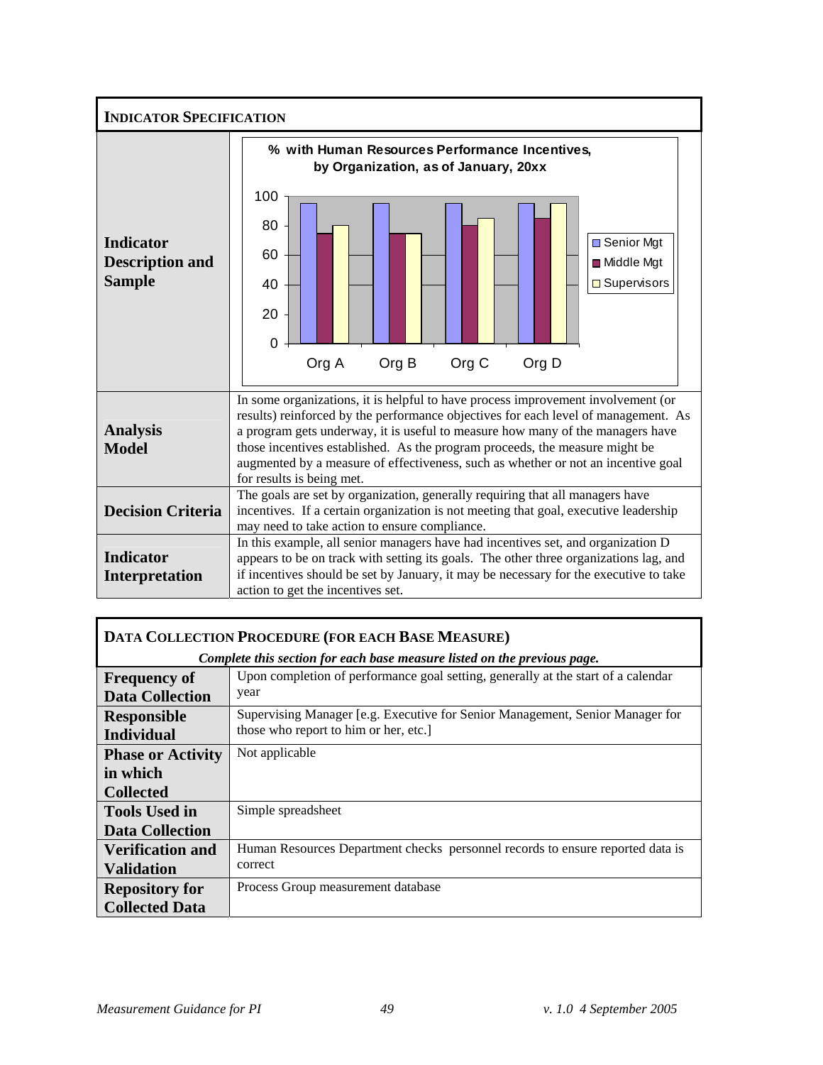| **INDICATOR SPECIFICATION** | |
|---|---|
| **Indicator Description and Sample** | **% with Human Resources Performance Incentives, by Organization, as of January, 20xx** |
| **Analysis Model** | In some organizations, it is helpful to have process improvement involvement (or results) reinforced by the performance objectives for each level of management. As a program gets underway, it is useful to measure how many of the managers have those incentives established. As the program proceeds, the measure might be augmented by a measure of effectiveness, such as whether or not an incentive goal for results is being met. |
| **Decision Criteria** | The goals are set by organization, generally requiring that all managers have incentives. If a certain organization is not meeting that goal, executive leadership may need to take action to ensure compliance. |
| **Indicator Interpretation** | In this example, all senior managers have had incentives set, and organization D appears to be on track with setting its goals. The other three organizations lag, and if incentives should be set by January, it may be necessary for the executive to take action to get the incentives set. |

| **DATA COLLECTION PROCEDURE (FOR EACH BASE MEASURE)** | |
|---|---|
| *Complete this section for each base measure listed on the previous page.* | |
| **Frequency of Data Collection** | Upon completion of performance goal setting, generally at the start of a calendar year |
| **Responsible Individual** | Supervising Manager [e.g. Executive for Senior Management, Senior Manager for those who report to him or her, etc.] |
| **Phase or Activity in which Collected** | Not applicable |
| **Tools Used in Data Collection** | Simple spreadsheet |
| **Verification and Validation** | Human Resources Department checks personnel records to ensure reported data is correct |
| **Repository for Collected Data** | Process Group measurement database |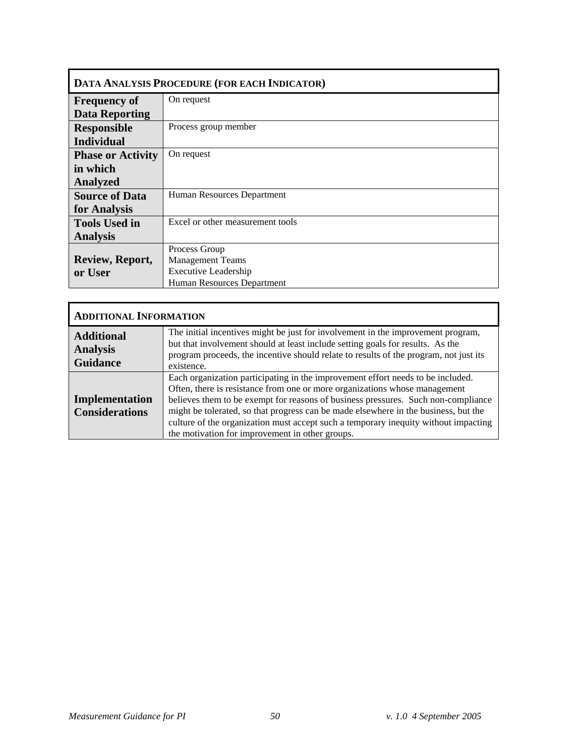| DATA ANALYSIS PROCEDURE (FOR EACH INDICATOR) | |
|---|---|
| **Frequency of Data Reporting** | On request |
| **Responsible Individual** | Process group member |
| **Phase or Activity in which Analyzed** | On request |
| **Source of Data for Analysis** | Human Resources Department |
| **Tools Used in Analysis** | Excel or other measurement tools |
| **Review, Report, or User** | Process Group<br>Management Teams<br>Executive Leadership<br>Human Resources Department |

| ADDITIONAL INFORMATION | |
|---|---|
| **Additional Analysis Guidance** | The initial incentives might be just for involvement in the improvement program, but that involvement should at least include setting goals for results. As the program proceeds, the incentive should relate to results of the program, not just its existence. |
| **Implementation Considerations** | Each organization participating in the improvement effort needs to be included. Often, there is resistance from one or more organizations whose management believes them to be exempt for reasons of business pressures. Such non-compliance might be tolerated, so that progress can be made elsewhere in the business, but the culture of the organization must accept such a temporary inequity without impacting the motivation for improvement in other groups. |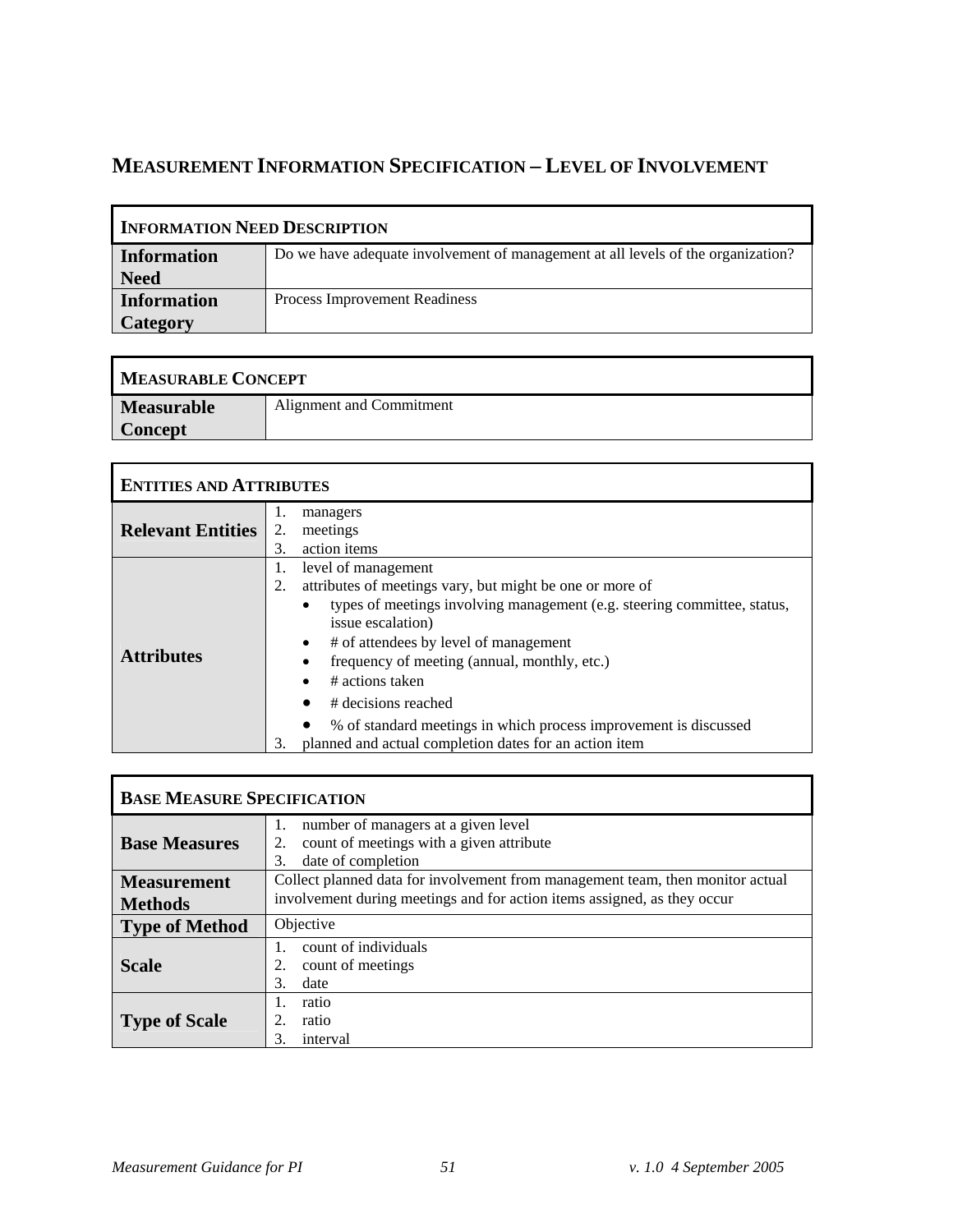## MEASUREMENT INFORMATION SPECIFICATION – LEVEL OF INVOLVEMENT

| INFORMATION NEED DESCRIPTION | |
|---|---|
| **Information Need** | Do we have adequate involvement of management at all levels of the organization? |
| **Information Category** | Process Improvement Readiness |

| MEASURABLE CONCEPT | |
|---|---|
| **Measurable Concept** | Alignment and Commitment |

| ENTITIES AND ATTRIBUTES | |
|---|---|
| **Relevant Entities** | 1. managers<br>2. meetings<br>3. action items |
| **Attributes** | 1. level of management<br>2. attributes of meetings vary, but might be one or more of<br>• types of meetings involving management (e.g. steering committee, status, issue escalation)<br>• # of attendees by level of management<br>• frequency of meeting (annual, monthly, etc.)<br>• # actions taken<br>• # decisions reached<br>• % of standard meetings in which process improvement is discussed<br>3. planned and actual completion dates for an action item |

| BASE MEASURE SPECIFICATION | |
|---|---|
| **Base Measures** | 1. number of managers at a given level<br>2. count of meetings with a given attribute<br>3. date of completion |
| **Measurement Methods** | Collect planned data for involvement from management team, then monitor actual involvement during meetings and for action items assigned, as they occur |
| **Type of Method** | Objective |
| **Scale** | 1. count of individuals<br>2. count of meetings<br>3. date |
| **Type of Scale** | 1. ratio<br>2. ratio<br>3. interval |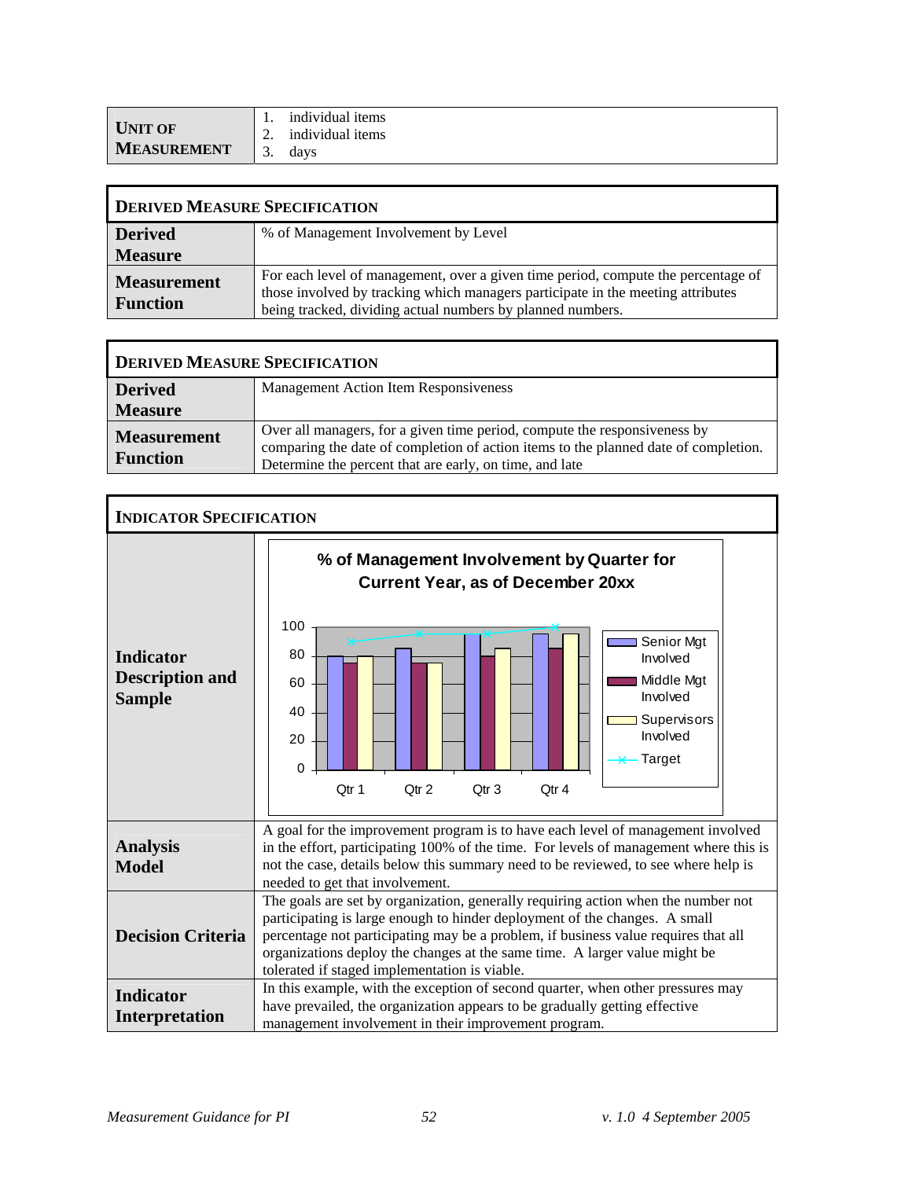| **Unit of Measurement** | 1. individual items<br>2. individual items<br>3. days |
|---|---|

| **Derived Measure Specification** | |
|---|---|
| **Derived Measure** | % of Management Involvement by Level |
| **Measurement Function** | For each level of management, over a given time period, compute the percentage of those involved by tracking which managers participate in the meeting attributes being tracked, dividing actual numbers by planned numbers. |

| **Derived Measure Specification** | |
|---|---|
| **Derived Measure** | Management Action Item Responsiveness |
| **Measurement Function** | Over all managers, for a given time period, compute the responsiveness by comparing the date of completion of action items to the planned date of completion. Determine the percent that are early, on time, and late |

| **Indicator Specification** | |
|---|---|
| **Indicator Description and Sample** | **% of Management Involvement by Quarter for Current Year, as of December 20xx**<br>(Chart: Qtr 1 – Qtr 4; y-axis 0–100; series: Senior Mgt Involved, Middle Mgt Involved, Supervisors Involved, Target) |
| **Analysis Model** | A goal for the improvement program is to have each level of management involved in the effort, participating 100% of the time. For levels of management where this is not the case, details below this summary need to be reviewed, to see where help is needed to get that involvement. |
| **Decision Criteria** | The goals are set by organization, generally requiring action when the number not participating is large enough to hinder deployment of the changes. A small percentage not participating may be a problem, if business value requires that all organizations deploy the changes at the same time. A larger value might be tolerated if staged implementation is viable. |
| **Indicator Interpretation** | In this example, with the exception of second quarter, when other pressures may have prevailed, the organization appears to be gradually getting effective management involvement in their improvement program. |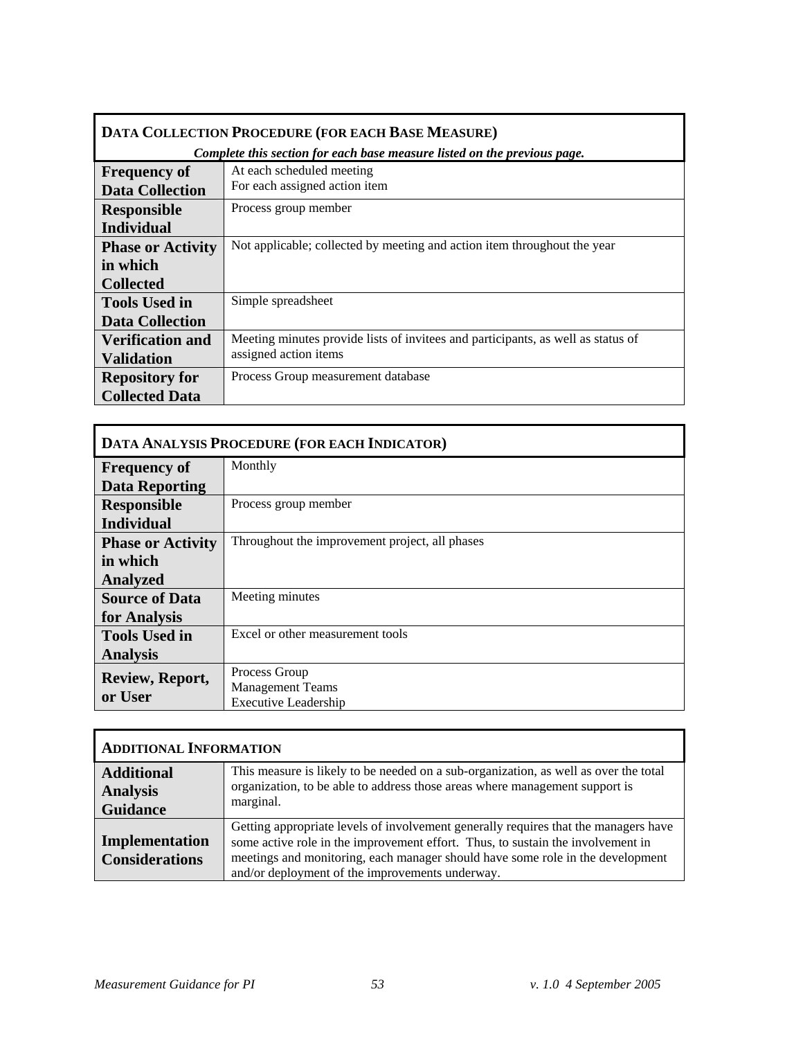| **DATA COLLECTION PROCEDURE (FOR EACH BASE MEASURE)** *Complete this section for each base measure listed on the previous page.* | |
|---|---|
| **Frequency of Data Collection** | At each scheduled meeting<br>For each assigned action item |
| **Responsible Individual** | Process group member |
| **Phase or Activity in which Collected** | Not applicable; collected by meeting and action item throughout the year |
| **Tools Used in Data Collection** | Simple spreadsheet |
| **Verification and Validation** | Meeting minutes provide lists of invitees and participants, as well as status of assigned action items |
| **Repository for Collected Data** | Process Group measurement database |

| **DATA ANALYSIS PROCEDURE (FOR EACH INDICATOR)** | |
|---|---|
| **Frequency of Data Reporting** | Monthly |
| **Responsible Individual** | Process group member |
| **Phase or Activity in which Analyzed** | Throughout the improvement project, all phases |
| **Source of Data for Analysis** | Meeting minutes |
| **Tools Used in Analysis** | Excel or other measurement tools |
| **Review, Report, or User** | Process Group<br>Management Teams<br>Executive Leadership |

| **ADDITIONAL INFORMATION** | |
|---|---|
| **Additional Analysis Guidance** | This measure is likely to be needed on a sub-organization, as well as over the total organization, to be able to address those areas where management support is marginal. |
| **Implementation Considerations** | Getting appropriate levels of involvement generally requires that the managers have some active role in the improvement effort. Thus, to sustain the involvement in meetings and monitoring, each manager should have some role in the development and/or deployment of the improvements underway. |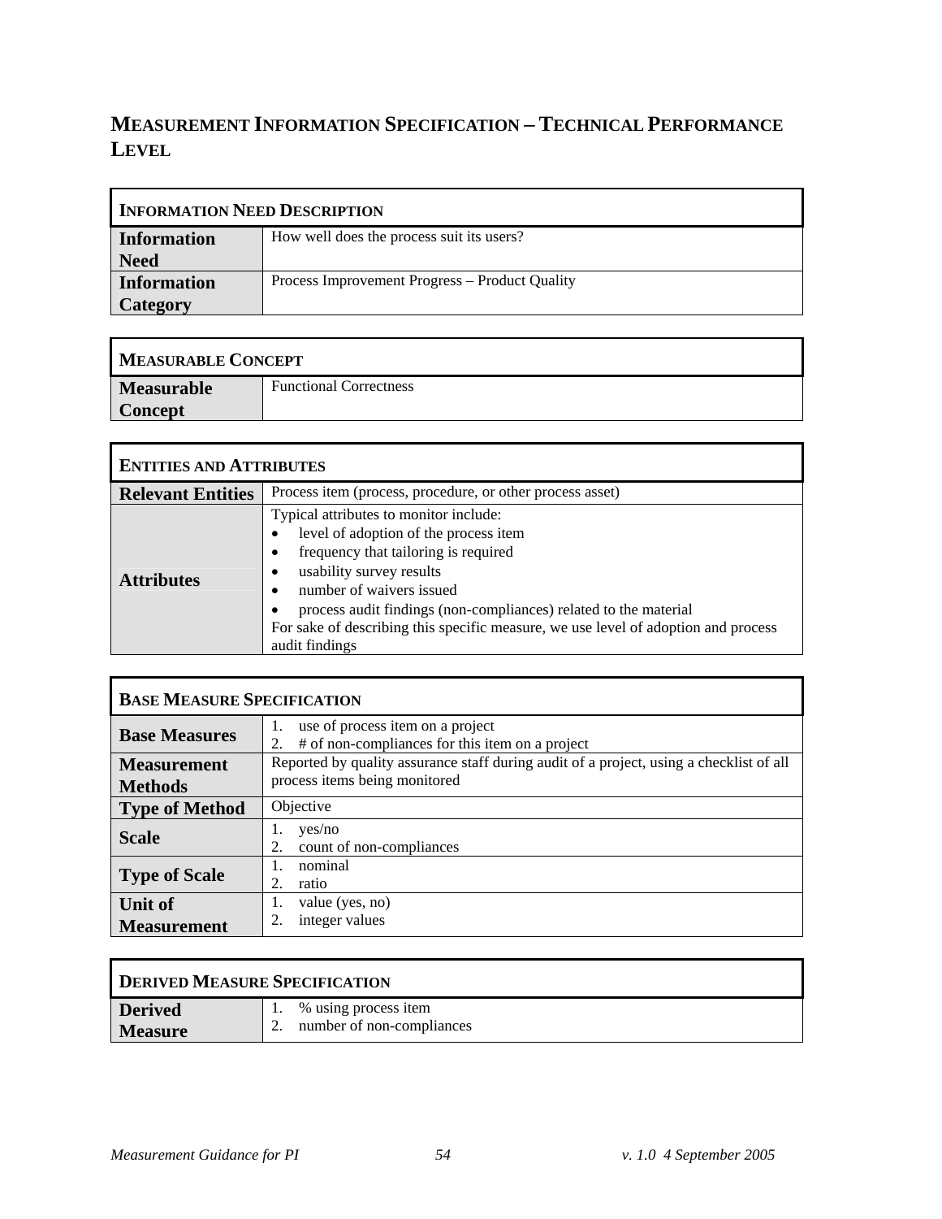## MEASUREMENT INFORMATION SPECIFICATION – TECHNICAL PERFORMANCE LEVEL

| INFORMATION NEED DESCRIPTION | |
|---|---|
| **Information Need** | How well does the process suit its users? |
| **Information Category** | Process Improvement Progress – Product Quality |

| MEASURABLE CONCEPT | |
|---|---|
| **Measurable Concept** | Functional Correctness |

| ENTITIES AND ATTRIBUTES | |
|---|---|
| **Relevant Entities** | Process item (process, procedure, or other process asset) |
| **Attributes** | Typical attributes to monitor include:<br>• level of adoption of the process item<br>• frequency that tailoring is required<br>• usability survey results<br>• number of waivers issued<br>• process audit findings (non-compliances) related to the material<br>For sake of describing this specific measure, we use level of adoption and process audit findings |

| BASE MEASURE SPECIFICATION | |
|---|---|
| **Base Measures** | 1. use of process item on a project<br>2. # of non-compliances for this item on a project |
| **Measurement Methods** | Reported by quality assurance staff during audit of a project, using a checklist of all process items being monitored |
| **Type of Method** | Objective |
| **Scale** | 1. yes/no<br>2. count of non-compliances |
| **Type of Scale** | 1. nominal<br>2. ratio |
| **Unit of Measurement** | 1. value (yes, no)<br>2. integer values |

| DERIVED MEASURE SPECIFICATION | |
|---|---|
| **Derived Measure** | 1. % using process item<br>2. number of non-compliances |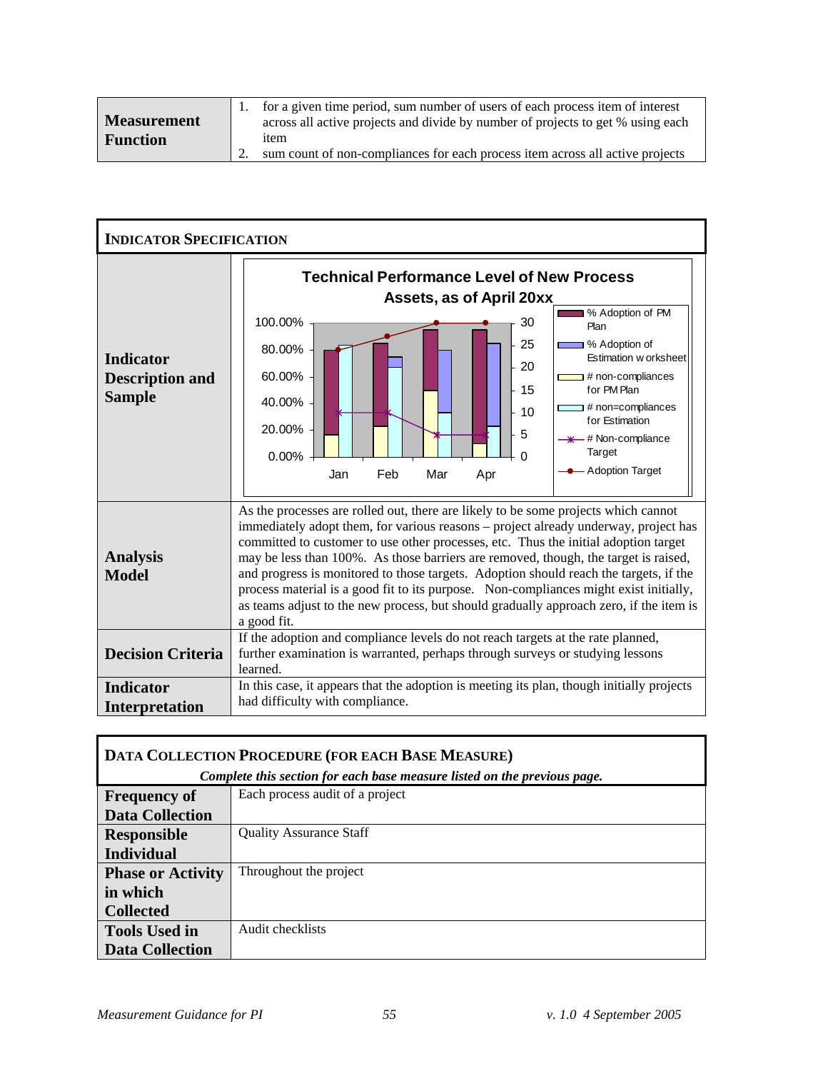| | |
|---|---|
| **Measurement Function** | 1. for a given time period, sum number of users of each process item of interest across all active projects and divide by number of projects to get % using each item<br>2. sum count of non-compliances for each process item across all active projects |

| **INDICATOR SPECIFICATION** | |
|---|---|
| **Indicator Description and Sample** | **Technical Performance Level of New Process Assets, as of April 20xx**<br>Chart legend: % Adoption of PM Plan; % Adoption of Estimation worksheet; # non-compliances for PM Plan; # non=compliances for Estimation; # Non-compliance Target; Adoption Target<br>Left axis: 0.00%–100.00%; Right axis: 0–30; Months: Jan, Feb, Mar, Apr |
| **Analysis Model** | As the processes are rolled out, there are likely to be some projects which cannot immediately adopt them, for various reasons – project already underway, project has committed to customer to use other processes, etc. Thus the initial adoption target may be less than 100%. As those barriers are removed, though, the target is raised, and progress is monitored to those targets. Adoption should reach the targets, if the process material is a good fit to its purpose. Non-compliances might exist initially, as teams adjust to the new process, but should gradually approach zero, if the item is a good fit. |
| **Decision Criteria** | If the adoption and compliance levels do not reach targets at the rate planned, further examination is warranted, perhaps through surveys or studying lessons learned. |
| **Indicator Interpretation** | In this case, it appears that the adoption is meeting its plan, though initially projects had difficulty with compliance. |

| **DATA COLLECTION PROCEDURE (FOR EACH BASE MEASURE)**<br>*Complete this section for each base measure listed on the previous page.* | |
|---|---|
| **Frequency of Data Collection** | Each process audit of a project |
| **Responsible Individual** | Quality Assurance Staff |
| **Phase or Activity in which Collected** | Throughout the project |
| **Tools Used in Data Collection** | Audit checklists |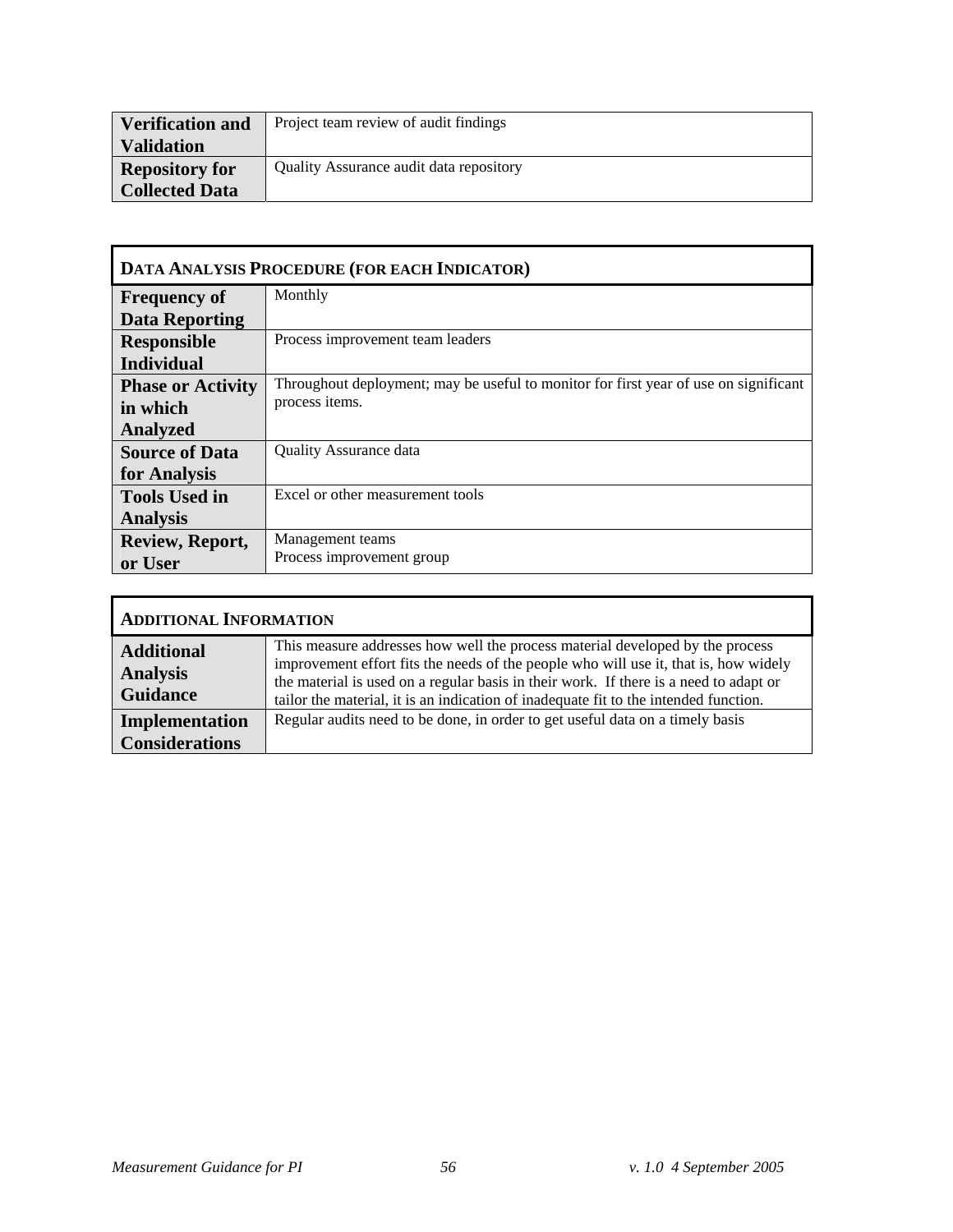| | |
|---|---|
| **Verification and Validation** | Project team review of audit findings |
| **Repository for Collected Data** | Quality Assurance audit data repository |

| **DATA ANALYSIS PROCEDURE (FOR EACH INDICATOR)** | |
|---|---|
| **Frequency of Data Reporting** | Monthly |
| **Responsible Individual** | Process improvement team leaders |
| **Phase or Activity in which Analyzed** | Throughout deployment; may be useful to monitor for first year of use on significant process items. |
| **Source of Data for Analysis** | Quality Assurance data |
| **Tools Used in Analysis** | Excel or other measurement tools |
| **Review, Report, or User** | Management teams<br>Process improvement group |

| **ADDITIONAL INFORMATION** | |
|---|---|
| **Additional Analysis Guidance** | This measure addresses how well the process material developed by the process improvement effort fits the needs of the people who will use it, that is, how widely the material is used on a regular basis in their work. If there is a need to adapt or tailor the material, it is an indication of inadequate fit to the intended function. |
| **Implementation Considerations** | Regular audits need to be done, in order to get useful data on a timely basis |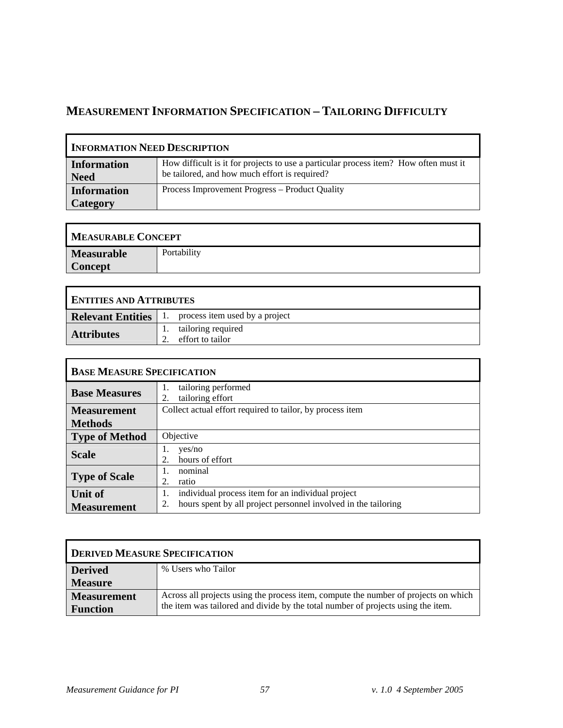# MEASUREMENT INFORMATION SPECIFICATION – TAILORING DIFFICULTY

| INFORMATION NEED DESCRIPTION | |
|---|---|
| **Information Need** | How difficult is it for projects to use a particular process item? How often must it be tailored, and how much effort is required? |
| **Information Category** | Process Improvement Progress – Product Quality |

| MEASURABLE CONCEPT | |
|---|---|
| **Measurable Concept** | Portability |

| ENTITIES AND ATTRIBUTES | |
|---|---|
| **Relevant Entities** | 1. process item used by a project |
| **Attributes** | 1. tailoring required<br>2. effort to tailor |

| BASE MEASURE SPECIFICATION | |
|---|---|
| **Base Measures** | 1. tailoring performed<br>2. tailoring effort |
| **Measurement Methods** | Collect actual effort required to tailor, by process item |
| **Type of Method** | Objective |
| **Scale** | 1. yes/no<br>2. hours of effort |
| **Type of Scale** | 1. nominal<br>2. ratio |
| **Unit of Measurement** | 1. individual process item for an individual project<br>2. hours spent by all project personnel involved in the tailoring |

| DERIVED MEASURE SPECIFICATION | |
|---|---|
| **Derived Measure** | % Users who Tailor |
| **Measurement Function** | Across all projects using the process item, compute the number of projects on which the item was tailored and divide by the total number of projects using the item. |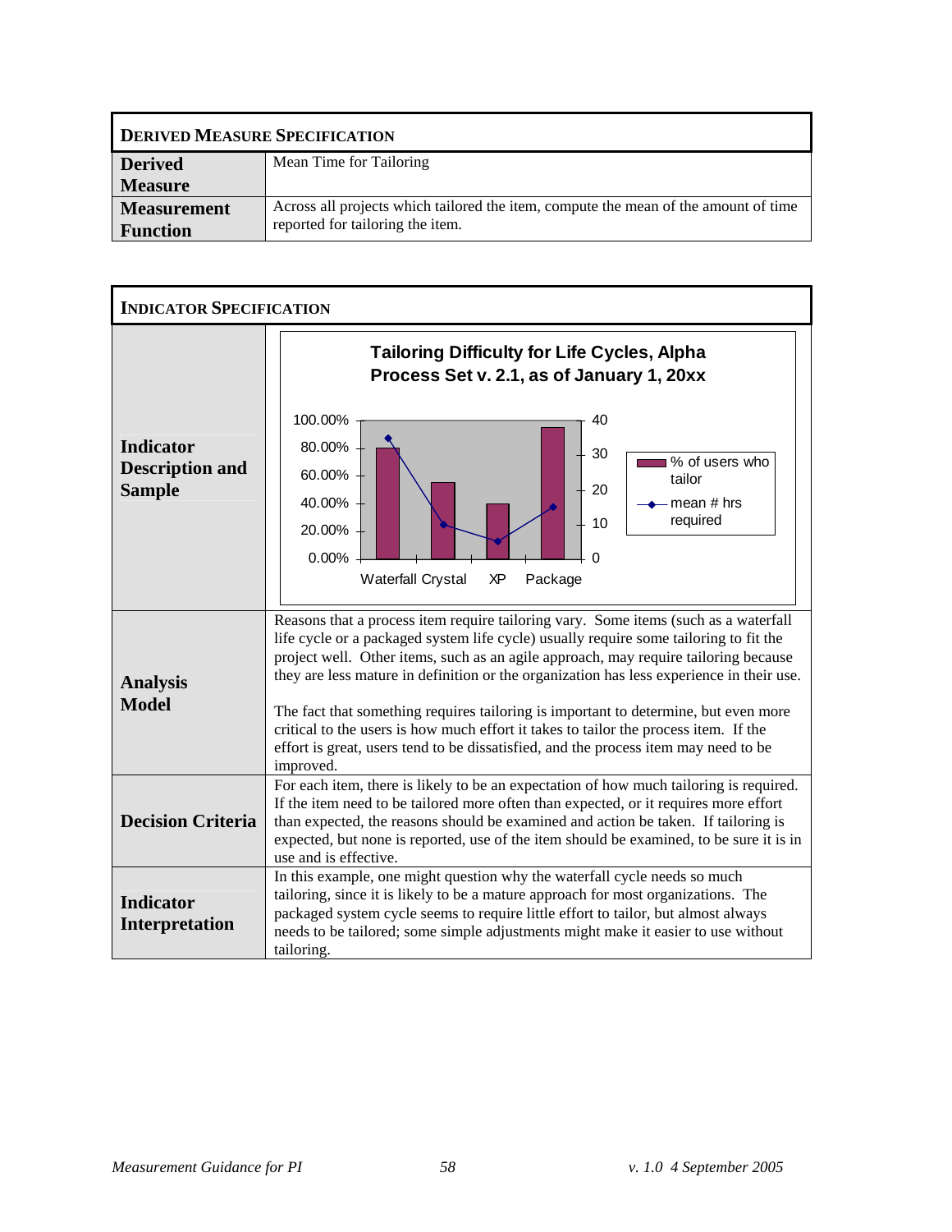| **DERIVED MEASURE SPECIFICATION** | |
|---|---|
| **Derived Measure** | Mean Time for Tailoring |
| **Measurement Function** | Across all projects which tailored the item, compute the mean of the amount of time reported for tailoring the item. |

| **INDICATOR SPECIFICATION** | |
|---|---|
| **Indicator Description and Sample** | **Tailoring Difficulty for Life Cycles, Alpha Process Set v. 2.1, as of January 1, 20xx**<br>Left axis: 0.00% – 100.00%; Right axis: 0 – 40<br>Categories: Waterfall, Crystal, XP, Package<br>Legend: % of users who tailor (bars); mean # hrs required (line) |
| **Analysis Model** | Reasons that a process item require tailoring vary. Some items (such as a waterfall life cycle or a packaged system life cycle) usually require some tailoring to fit the project well. Other items, such as an agile approach, may require tailoring because they are less mature in definition or the organization has less experience in their use.<br><br>The fact that something requires tailoring is important to determine, but even more critical to the users is how much effort it takes to tailor the process item. If the effort is great, users tend to be dissatisfied, and the process item may need to be improved. |
| **Decision Criteria** | For each item, there is likely to be an expectation of how much tailoring is required. If the item need to be tailored more often than expected, or it requires more effort than expected, the reasons should be examined and action be taken. If tailoring is expected, but none is reported, use of the item should be examined, to be sure it is in use and is effective. |
| **Indicator Interpretation** | In this example, one might question why the waterfall cycle needs so much tailoring, since it is likely to be a mature approach for most organizations. The packaged system cycle seems to require little effort to tailor, but almost always needs to be tailored; some simple adjustments might make it easier to use without tailoring. |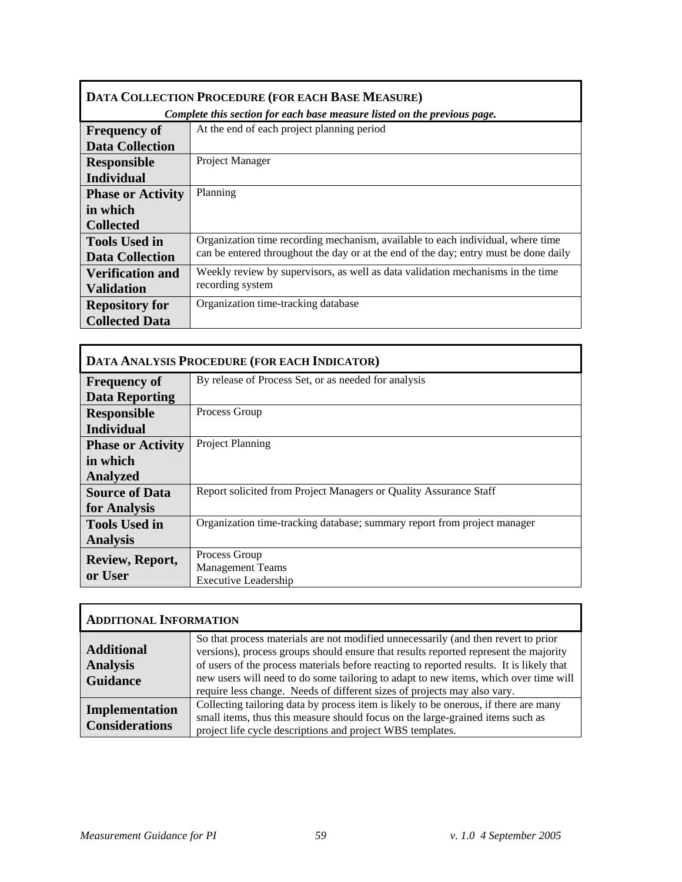| DATA COLLECTION PROCEDURE (FOR EACH BASE MEASURE) *Complete this section for each base measure listed on the previous page.* | |
|---|---|
| **Frequency of Data Collection** | At the end of each project planning period |
| **Responsible Individual** | Project Manager |
| **Phase or Activity in which Collected** | Planning |
| **Tools Used in Data Collection** | Organization time recording mechanism, available to each individual, where time can be entered throughout the day or at the end of the day; entry must be done daily |
| **Verification and Validation** | Weekly review by supervisors, as well as data validation mechanisms in the time recording system |
| **Repository for Collected Data** | Organization time-tracking database |

| DATA ANALYSIS PROCEDURE (FOR EACH INDICATOR) | |
|---|---|
| **Frequency of Data Reporting** | By release of Process Set, or as needed for analysis |
| **Responsible Individual** | Process Group |
| **Phase or Activity in which Analyzed** | Project Planning |
| **Source of Data for Analysis** | Report solicited from Project Managers or Quality Assurance Staff |
| **Tools Used in Analysis** | Organization time-tracking database; summary report from project manager |
| **Review, Report, or User** | Process Group<br>Management Teams<br>Executive Leadership |

| ADDITIONAL INFORMATION | |
|---|---|
| **Additional Analysis Guidance** | So that process materials are not modified unnecessarily (and then revert to prior versions), process groups should ensure that results reported represent the majority of users of the process materials before reacting to reported results. It is likely that new users will need to do some tailoring to adapt to new items, which over time will require less change. Needs of different sizes of projects may also vary. |
| **Implementation Considerations** | Collecting tailoring data by process item is likely to be onerous, if there are many small items, thus this measure should focus on the large-grained items such as project life cycle descriptions and project WBS templates. |